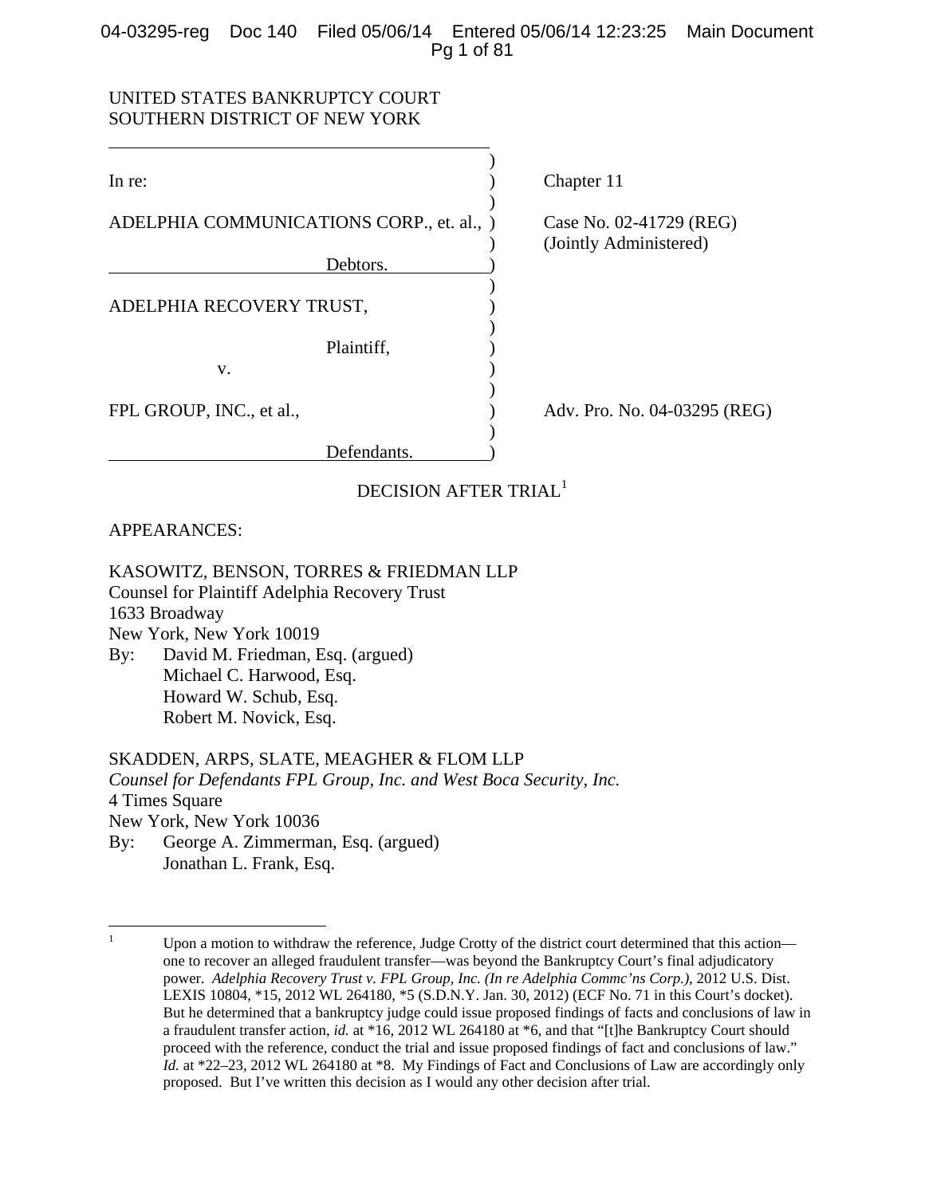UNITED STATES BANKRUPTCY COURT
SOUTHERN DISTRICT OF NEW YORK

| | |
|---|---|
| In re: | Chapter 11 |
| ADELPHIA COMMUNICATIONS CORP., et. al., | Case No. 02-41729 (REG) (Jointly Administered) |
| Debtors. | |
| ADELPHIA RECOVERY TRUST, | |
| Plaintiff, | |
| v. | |
| FPL GROUP, INC., et al., | Adv. Pro. No. 04-03295 (REG) |
| Defendants. | |

## DECISION AFTER TRIAL[1]

APPEARANCES:

KASOWITZ, BENSON, TORRES & FRIEDMAN LLP
Counsel for Plaintiff Adelphia Recovery Trust
1633 Broadway
New York, New York 10019
By: David M. Friedman, Esq. (argued)
Michael C. Harwood, Esq.
Howard W. Schub, Esq.
Robert M. Novick, Esq.

SKADDEN, ARPS, SLATE, MEAGHER & FLOM LLP
*Counsel for Defendants FPL Group, Inc. and West Boca Security, Inc.*
4 Times Square
New York, New York 10036
By: George A. Zimmerman, Esq. (argued)
Jonathan L. Frank, Esq.

---

[1] Upon a motion to withdraw the reference, Judge Crotty of the district court determined that this action—one to recover an alleged fraudulent transfer—was beyond the Bankruptcy Court's final adjudicatory power. *Adelphia Recovery Trust v. FPL Group, Inc. (In re Adelphia Commc'ns Corp.)*, 2012 U.S. Dist. LEXIS 10804, *15, 2012 WL 264180, *5 (S.D.N.Y. Jan. 30, 2012) (ECF No. 71 in this Court's docket). But he determined that a bankruptcy judge could issue proposed findings of facts and conclusions of law in a fraudulent transfer action, *id.* at *16, 2012 WL 264180 at *6, and that "[t]he Bankruptcy Court should proceed with the reference, conduct the trial and issue proposed findings of fact and conclusions of law." *Id.* at *22–23, 2012 WL 264180 at *8. My Findings of Fact and Conclusions of Law are accordingly only proposed. But I've written this decision as I would any other decision after trial.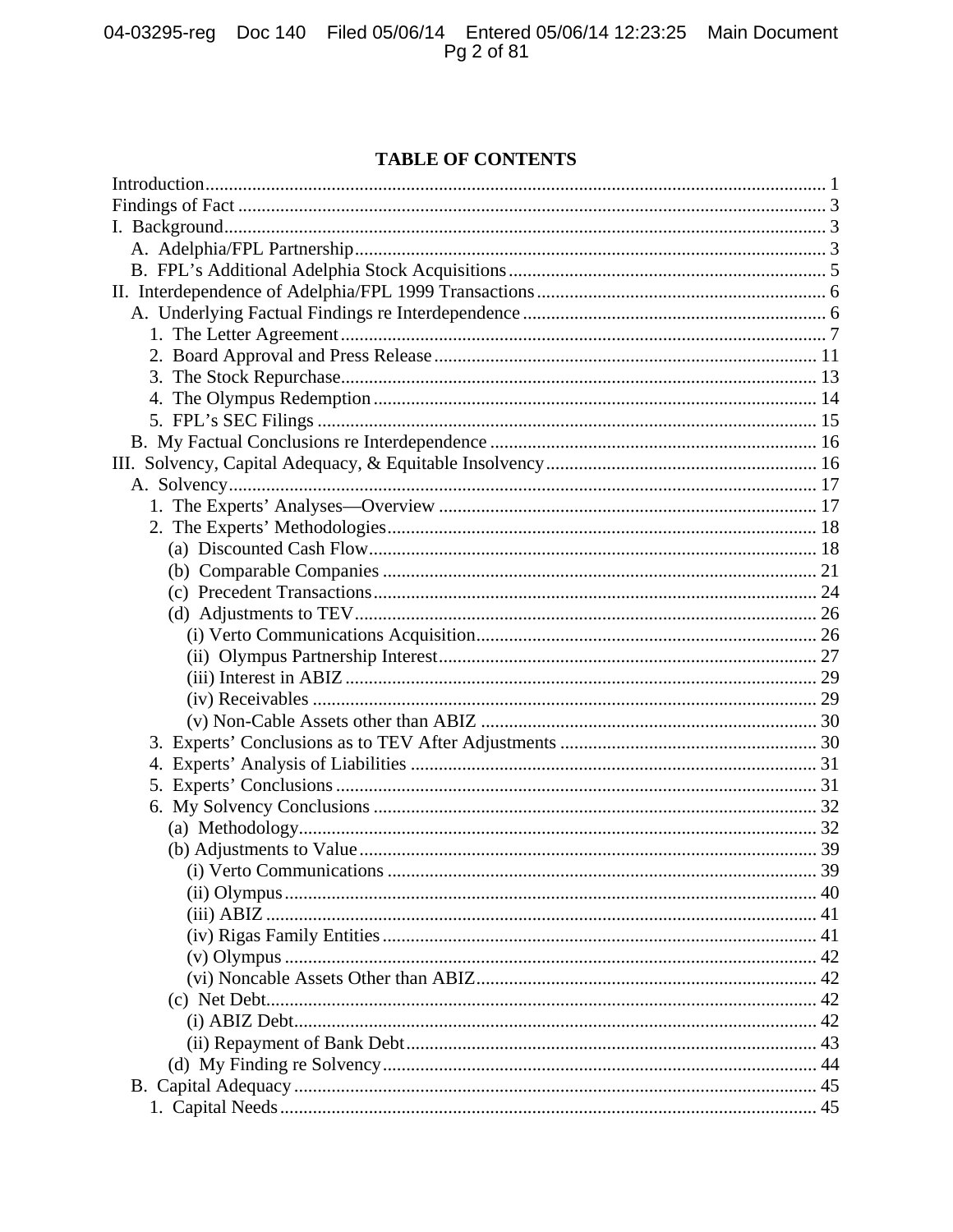# TABLE OF CONTENTS

Introduction .......... 1
Findings of Fact .......... 3
I. Background .......... 3
  A. Adelphia/FPL Partnership .......... 3
  B. FPL's Additional Adelphia Stock Acquisitions .......... 5
II. Interdependence of Adelphia/FPL 1999 Transactions .......... 6
  A. Underlying Factual Findings re Interdependence .......... 6
    1. The Letter Agreement .......... 7
    2. Board Approval and Press Release .......... 11
    3. The Stock Repurchase .......... 13
    4. The Olympus Redemption .......... 14
    5. FPL's SEC Filings .......... 15
  B. My Factual Conclusions re Interdependence .......... 16
III. Solvency, Capital Adequacy, & Equitable Insolvency .......... 16
  A. Solvency .......... 17
    1. The Experts' Analyses—Overview .......... 17
    2. The Experts' Methodologies .......... 18
      (a) Discounted Cash Flow .......... 18
      (b) Comparable Companies .......... 21
      (c) Precedent Transactions .......... 24
      (d) Adjustments to TEV .......... 26
        (i) Verto Communications Acquisition .......... 26
        (ii) Olympus Partnership Interest .......... 27
        (iii) Interest in ABIZ .......... 29
        (iv) Receivables .......... 29
        (v) Non-Cable Assets other than ABIZ .......... 30
    3. Experts' Conclusions as to TEV After Adjustments .......... 30
    4. Experts' Analysis of Liabilities .......... 31
    5. Experts' Conclusions .......... 31
    6. My Solvency Conclusions .......... 32
      (a) Methodology .......... 32
      (b) Adjustments to Value .......... 39
        (i) Verto Communications .......... 39
        (ii) Olympus .......... 40
        (iii) ABIZ .......... 41
        (iv) Rigas Family Entities .......... 41
        (v) Olympus .......... 42
        (vi) Noncable Assets Other than ABIZ .......... 42
      (c) Net Debt .......... 42
        (i) ABIZ Debt .......... 42
        (ii) Repayment of Bank Debt .......... 43
      (d) My Finding re Solvency .......... 44
  B. Capital Adequacy .......... 45
    1. Capital Needs .......... 45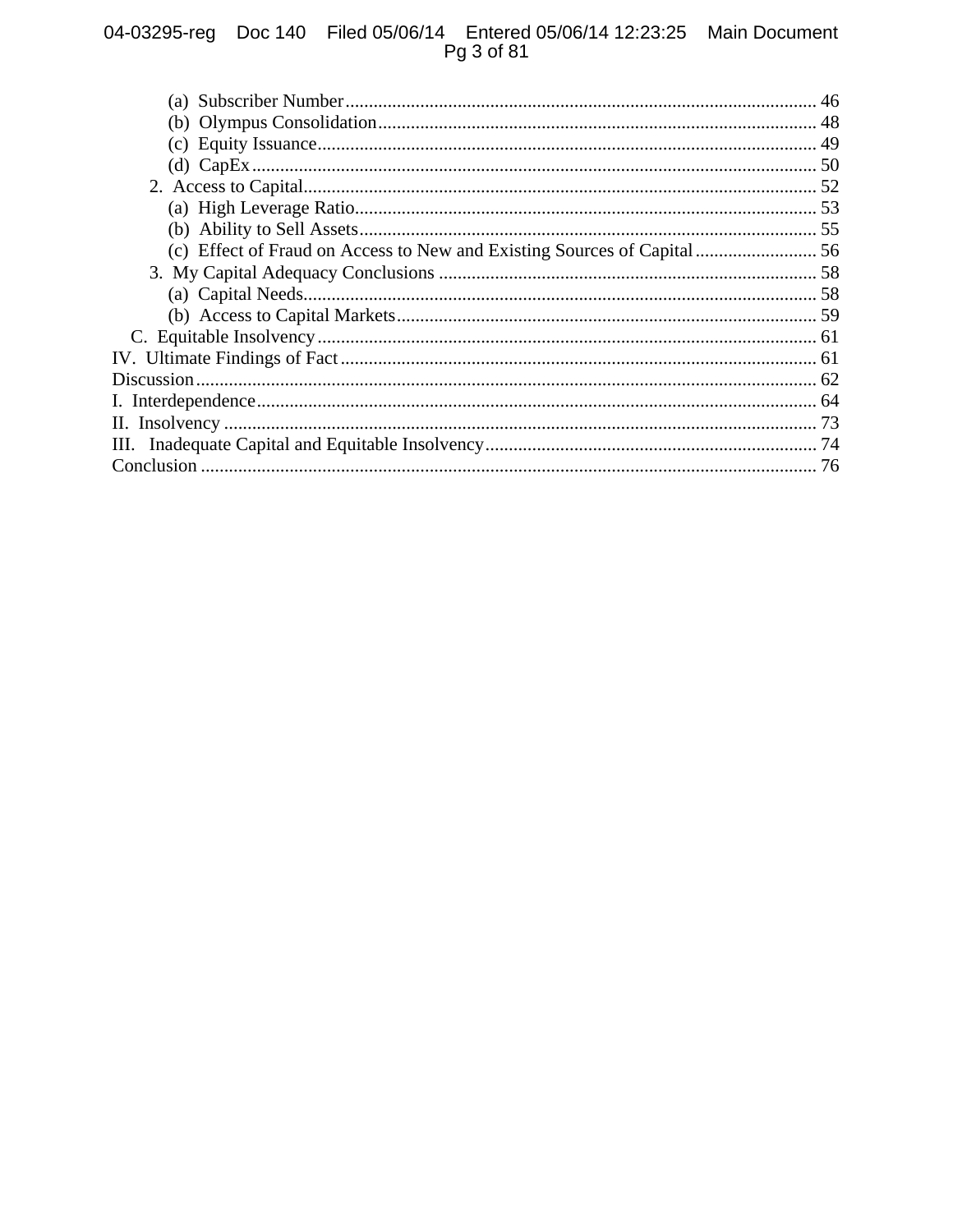(a) Subscriber Number ........................................................................................................ 46
(b) Olympus Consolidation ................................................................................................ 48
(c) Equity Issuance ............................................................................................................. 49
(d) CapEx ........................................................................................................................... 50

2. Access to Capital ................................................................................................................ 52
(a) High Leverage Ratio ..................................................................................................... 53
(b) Ability to Sell Assets .................................................................................................... 55
(c) Effect of Fraud on Access to New and Existing Sources of Capital .......................... 56

3. My Capital Adequacy Conclusions .................................................................................. 58
(a) Capital Needs ................................................................................................................ 58
(b) Access to Capital Markets ............................................................................................ 59

C. Equitable Insolvency ........................................................................................................... 61

IV. Ultimate Findings of Fact ..................................................................................................... 61

Discussion ................................................................................................................................... 62

I. Interdependence ....................................................................................................................... 64

II. Insolvency .............................................................................................................................. 73

III. Inadequate Capital and Equitable Insolvency ..................................................................... 74

Conclusion .................................................................................................................................. 76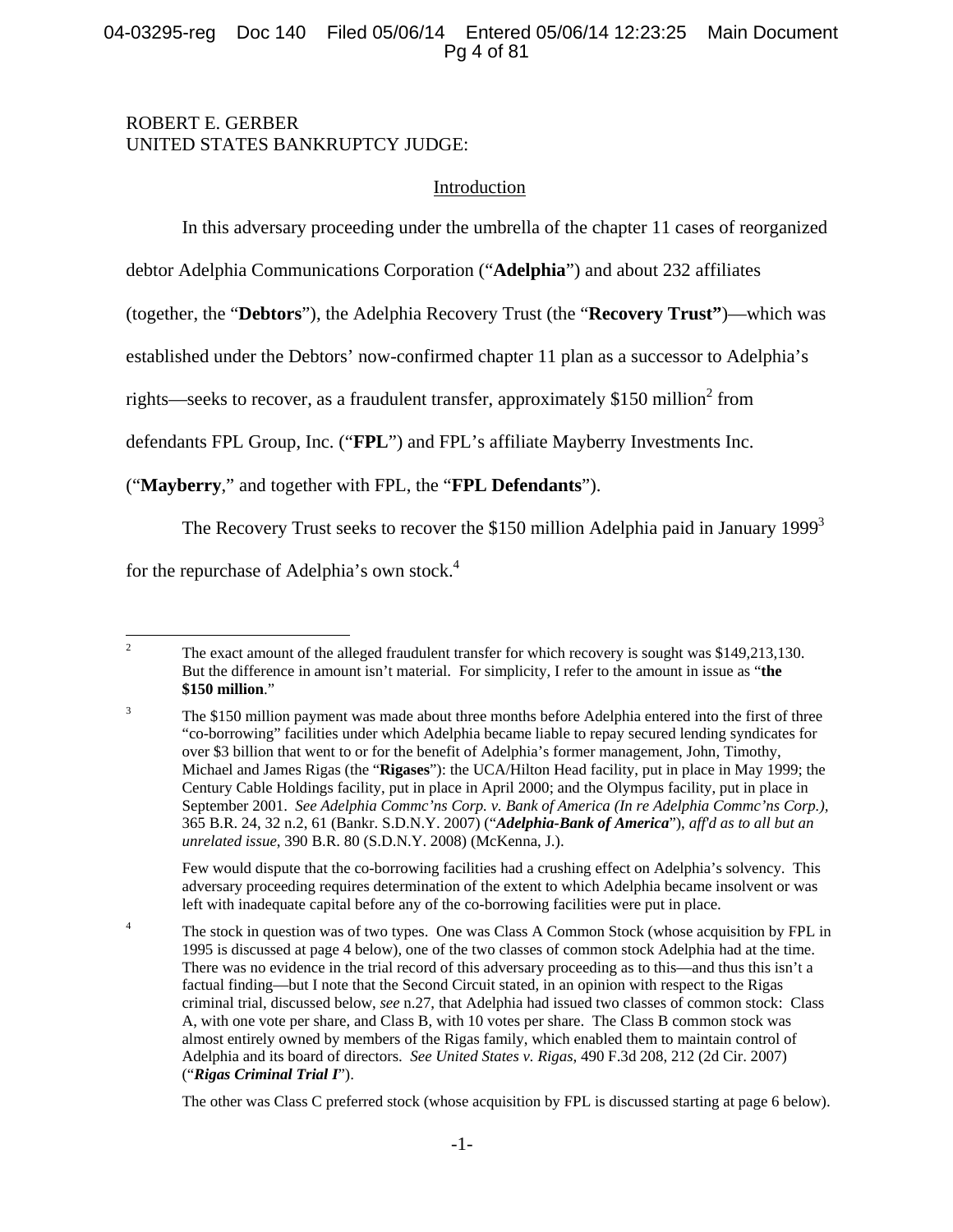ROBERT E. GERBER
UNITED STATES BANKRUPTCY JUDGE:

## Introduction

In this adversary proceeding under the umbrella of the chapter 11 cases of reorganized debtor Adelphia Communications Corporation ("**Adelphia**") and about 232 affiliates (together, the "**Debtors**"), the Adelphia Recovery Trust (the "**Recovery Trust"**)—which was established under the Debtors' now-confirmed chapter 11 plan as a successor to Adelphia's rights—seeks to recover, as a fraudulent transfer, approximately $150 million[2] from defendants FPL Group, Inc. ("**FPL**") and FPL's affiliate Mayberry Investments Inc. ("**Mayberry**," and together with FPL, the "**FPL Defendants**").

The Recovery Trust seeks to recover the $150 million Adelphia paid in January 1999[3] for the repurchase of Adelphia's own stock.[4]

---

[2] The exact amount of the alleged fraudulent transfer for which recovery is sought was $149,213,130. But the difference in amount isn't material. For simplicity, I refer to the amount in issue as "**the $150 million**."

[3] The $150 million payment was made about three months before Adelphia entered into the first of three "co-borrowing" facilities under which Adelphia became liable to repay secured lending syndicates for over $3 billion that went to or for the benefit of Adelphia's former management, John, Timothy, Michael and James Rigas (the "**Rigases**"): the UCA/Hilton Head facility, put in place in May 1999; the Century Cable Holdings facility, put in place in April 2000; and the Olympus facility, put in place in September 2001. *See Adelphia Commc'ns Corp. v. Bank of America (In re Adelphia Commc'ns Corp.)*, 365 B.R. 24, 32 n.2, 61 (Bankr. S.D.N.Y. 2007) ("***Adelphia-Bank of America***"), *aff'd as to all but an unrelated issue*, 390 B.R. 80 (S.D.N.Y. 2008) (McKenna, J.).

Few would dispute that the co-borrowing facilities had a crushing effect on Adelphia's solvency. This adversary proceeding requires determination of the extent to which Adelphia became insolvent or was left with inadequate capital before any of the co-borrowing facilities were put in place.

[4] The stock in question was of two types. One was Class A Common Stock (whose acquisition by FPL in 1995 is discussed at page 4 below), one of the two classes of common stock Adelphia had at the time. There was no evidence in the trial record of this adversary proceeding as to this—and thus this isn't a factual finding—but I note that the Second Circuit stated, in an opinion with respect to the Rigas criminal trial, discussed below, *see* n.27, that Adelphia had issued two classes of common stock: Class A, with one vote per share, and Class B, with 10 votes per share. The Class B common stock was almost entirely owned by members of the Rigas family, which enabled them to maintain control of Adelphia and its board of directors. *See United States v. Rigas*, 490 F.3d 208, 212 (2d Cir. 2007) ("***Rigas Criminal Trial I***").

The other was Class C preferred stock (whose acquisition by FPL is discussed starting at page 6 below).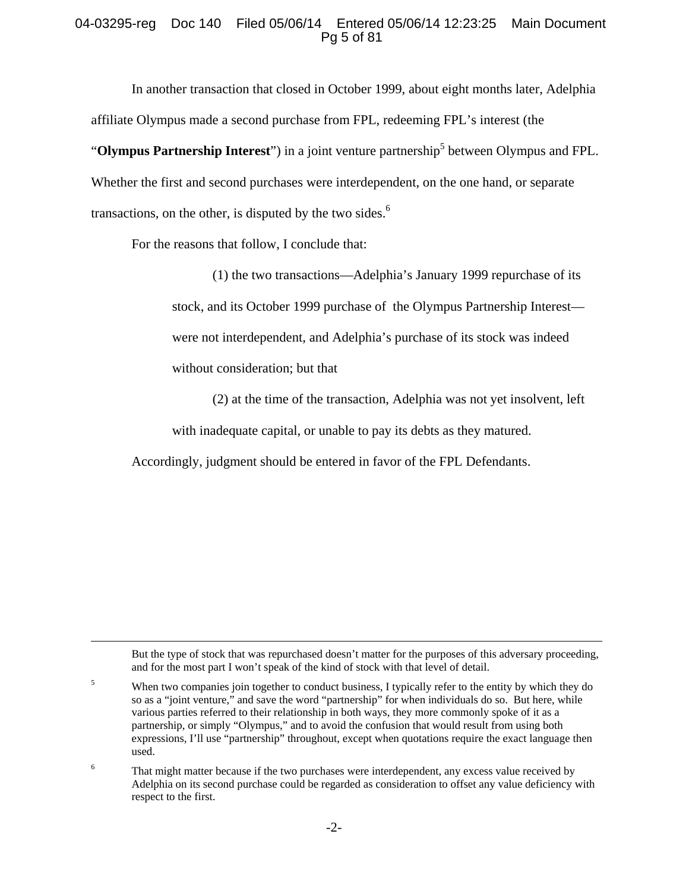In another transaction that closed in October 1999, about eight months later, Adelphia affiliate Olympus made a second purchase from FPL, redeeming FPL's interest (the "**Olympus Partnership Interest**") in a joint venture partnership[5] between Olympus and FPL. Whether the first and second purchases were interdependent, on the one hand, or separate transactions, on the other, is disputed by the two sides.[6]

For the reasons that follow, I conclude that:

> (1) the two transactions—Adelphia's January 1999 repurchase of its stock, and its October 1999 purchase of the Olympus Partnership Interest—were not interdependent, and Adelphia's purchase of its stock was indeed without consideration; but that
>
> (2) at the time of the transaction, Adelphia was not yet insolvent, left with inadequate capital, or unable to pay its debts as they matured.

Accordingly, judgment should be entered in favor of the FPL Defendants.

---

But the type of stock that was repurchased doesn't matter for the purposes of this adversary proceeding, and for the most part I won't speak of the kind of stock with that level of detail.

[5] When two companies join together to conduct business, I typically refer to the entity by which they do so as a "joint venture," and save the word "partnership" for when individuals do so. But here, while various parties referred to their relationship in both ways, they more commonly spoke of it as a partnership, or simply "Olympus," and to avoid the confusion that would result from using both expressions, I'll use "partnership" throughout, except when quotations require the exact language then used.

[6] That might matter because if the two purchases were interdependent, any excess value received by Adelphia on its second purchase could be regarded as consideration to offset any value deficiency with respect to the first.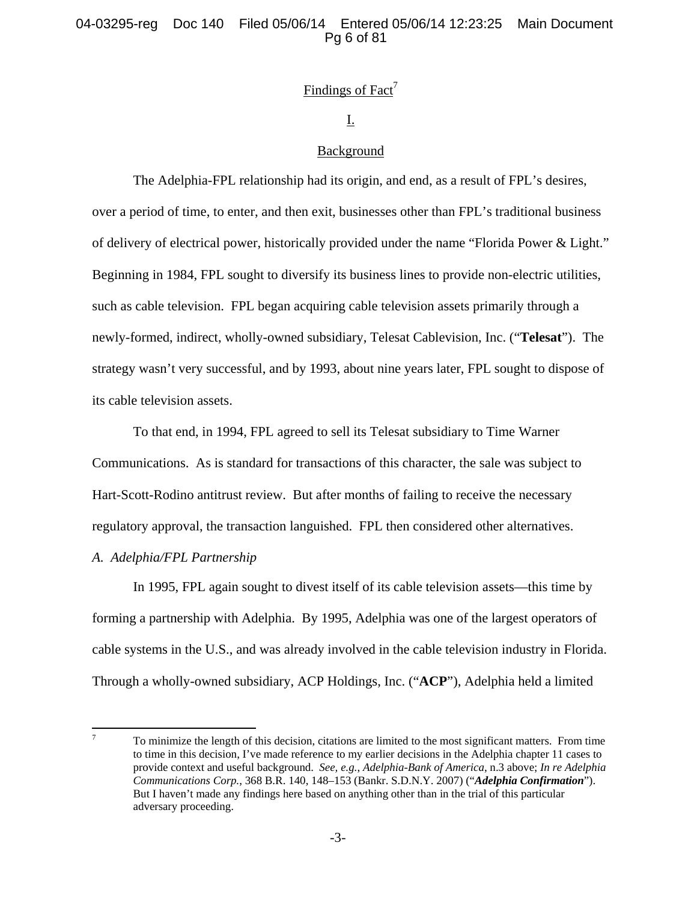## Findings of Fact[7]

### I.

### Background

The Adelphia-FPL relationship had its origin, and end, as a result of FPL's desires, over a period of time, to enter, and then exit, businesses other than FPL's traditional business of delivery of electrical power, historically provided under the name "Florida Power & Light." Beginning in 1984, FPL sought to diversify its business lines to provide non-electric utilities, such as cable television. FPL began acquiring cable television assets primarily through a newly-formed, indirect, wholly-owned subsidiary, Telesat Cablevision, Inc. ("**Telesat**"). The strategy wasn't very successful, and by 1993, about nine years later, FPL sought to dispose of its cable television assets.

To that end, in 1994, FPL agreed to sell its Telesat subsidiary to Time Warner Communications. As is standard for transactions of this character, the sale was subject to Hart-Scott-Rodino antitrust review. But after months of failing to receive the necessary regulatory approval, the transaction languished. FPL then considered other alternatives.

*A. Adelphia/FPL Partnership*

In 1995, FPL again sought to divest itself of its cable television assets—this time by forming a partnership with Adelphia. By 1995, Adelphia was one of the largest operators of cable systems in the U.S., and was already involved in the cable television industry in Florida. Through a wholly-owned subsidiary, ACP Holdings, Inc. ("**ACP**"), Adelphia held a limited

---

[7] To minimize the length of this decision, citations are limited to the most significant matters. From time to time in this decision, I've made reference to my earlier decisions in the Adelphia chapter 11 cases to provide context and useful background. *See, e.g.*, *Adelphia-Bank of America*, n.3 above; *In re Adelphia Communications Corp.*, 368 B.R. 140, 148–153 (Bankr. S.D.N.Y. 2007) ("***Adelphia Confirmation***"). But I haven't made any findings here based on anything other than in the trial of this particular adversary proceeding.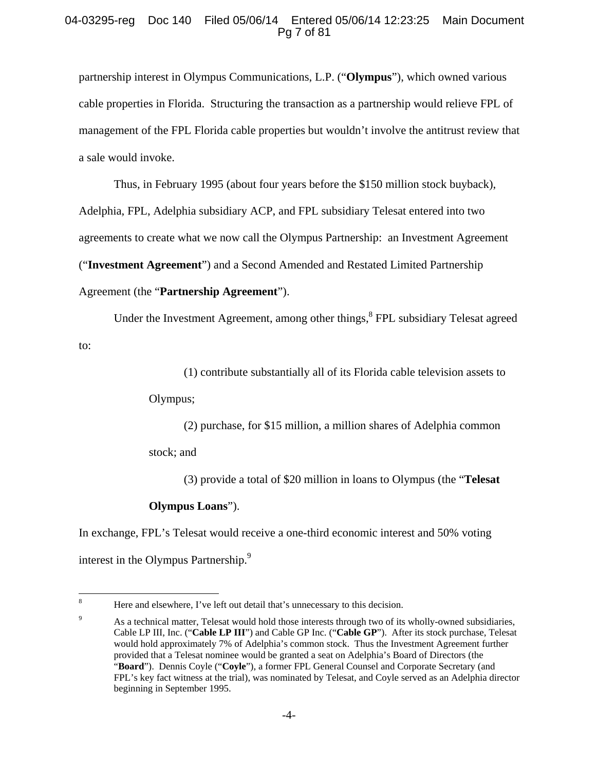partnership interest in Olympus Communications, L.P. ("**Olympus**"), which owned various cable properties in Florida. Structuring the transaction as a partnership would relieve FPL of management of the FPL Florida cable properties but wouldn't involve the antitrust review that a sale would invoke.

Thus, in February 1995 (about four years before the $150 million stock buyback), Adelphia, FPL, Adelphia subsidiary ACP, and FPL subsidiary Telesat entered into two agreements to create what we now call the Olympus Partnership: an Investment Agreement ("**Investment Agreement**") and a Second Amended and Restated Limited Partnership Agreement (the "**Partnership Agreement**").

Under the Investment Agreement, among other things,[8] FPL subsidiary Telesat agreed to:

> (1) contribute substantially all of its Florida cable television assets to Olympus;
>
> (2) purchase, for $15 million, a million shares of Adelphia common stock; and
>
> (3) provide a total of $20 million in loans to Olympus (the "**Telesat Olympus Loans**").

In exchange, FPL's Telesat would receive a one-third economic interest and 50% voting interest in the Olympus Partnership.[9]

---

[8] Here and elsewhere, I've left out detail that's unnecessary to this decision.

[9] As a technical matter, Telesat would hold those interests through two of its wholly-owned subsidiaries, Cable LP III, Inc. ("**Cable LP III**") and Cable GP Inc. ("**Cable GP**"). After its stock purchase, Telesat would hold approximately 7% of Adelphia's common stock. Thus the Investment Agreement further provided that a Telesat nominee would be granted a seat on Adelphia's Board of Directors (the "**Board**"). Dennis Coyle ("**Coyle**"), a former FPL General Counsel and Corporate Secretary (and FPL's key fact witness at the trial), was nominated by Telesat, and Coyle served as an Adelphia director beginning in September 1995.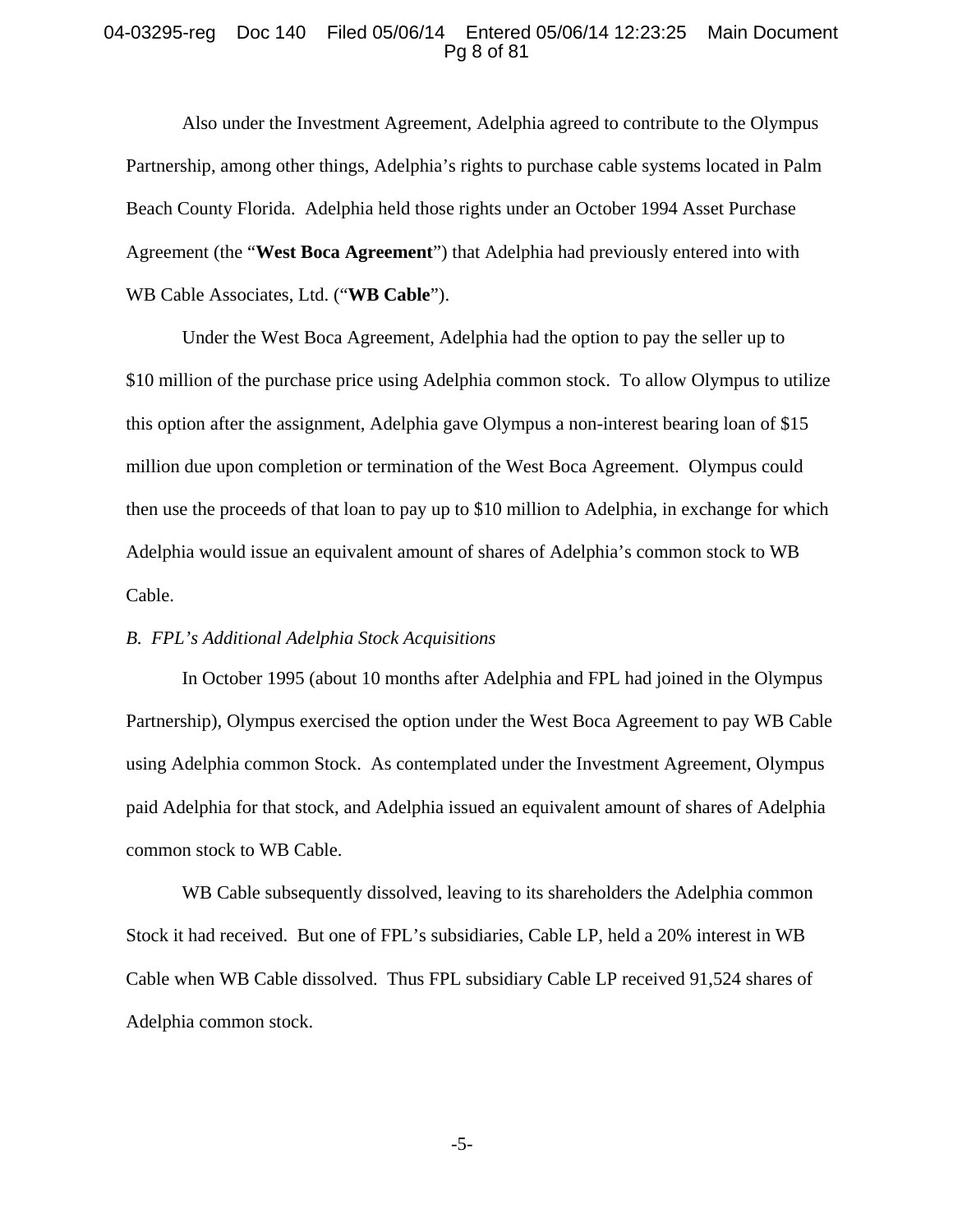Also under the Investment Agreement, Adelphia agreed to contribute to the Olympus Partnership, among other things, Adelphia's rights to purchase cable systems located in Palm Beach County Florida. Adelphia held those rights under an October 1994 Asset Purchase Agreement (the "**West Boca Agreement**") that Adelphia had previously entered into with WB Cable Associates, Ltd. ("**WB Cable**").

Under the West Boca Agreement, Adelphia had the option to pay the seller up to $10 million of the purchase price using Adelphia common stock. To allow Olympus to utilize this option after the assignment, Adelphia gave Olympus a non-interest bearing loan of $15 million due upon completion or termination of the West Boca Agreement. Olympus could then use the proceeds of that loan to pay up to $10 million to Adelphia, in exchange for which Adelphia would issue an equivalent amount of shares of Adelphia's common stock to WB Cable.

*B. FPL's Additional Adelphia Stock Acquisitions*

In October 1995 (about 10 months after Adelphia and FPL had joined in the Olympus Partnership), Olympus exercised the option under the West Boca Agreement to pay WB Cable using Adelphia common Stock. As contemplated under the Investment Agreement, Olympus paid Adelphia for that stock, and Adelphia issued an equivalent amount of shares of Adelphia common stock to WB Cable.

WB Cable subsequently dissolved, leaving to its shareholders the Adelphia common Stock it had received. But one of FPL's subsidiaries, Cable LP, held a 20% interest in WB Cable when WB Cable dissolved. Thus FPL subsidiary Cable LP received 91,524 shares of Adelphia common stock.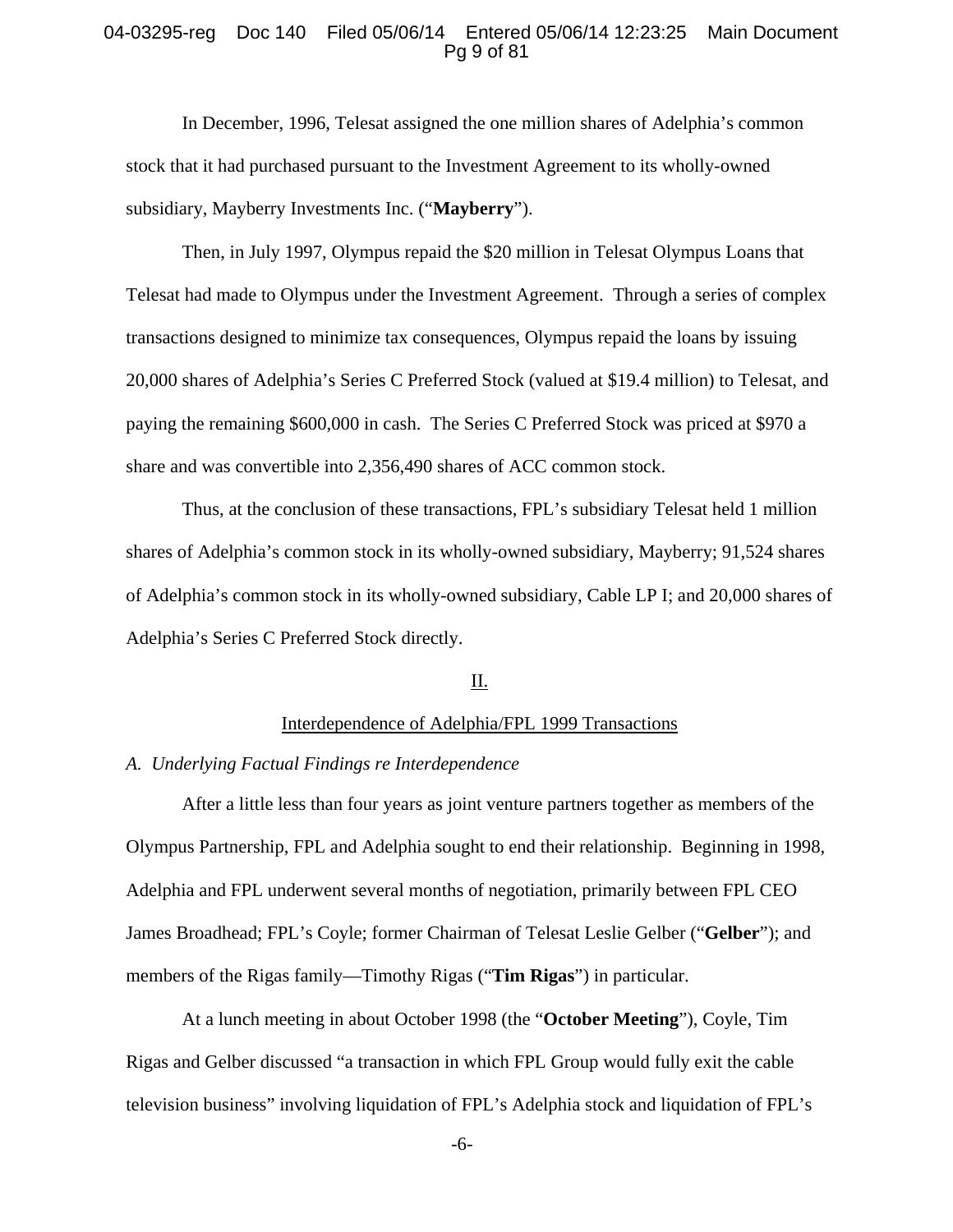In December, 1996, Telesat assigned the one million shares of Adelphia's common stock that it had purchased pursuant to the Investment Agreement to its wholly-owned subsidiary, Mayberry Investments Inc. ("**Mayberry**").

Then, in July 1997, Olympus repaid the $20 million in Telesat Olympus Loans that Telesat had made to Olympus under the Investment Agreement. Through a series of complex transactions designed to minimize tax consequences, Olympus repaid the loans by issuing 20,000 shares of Adelphia's Series C Preferred Stock (valued at $19.4 million) to Telesat, and paying the remaining $600,000 in cash. The Series C Preferred Stock was priced at $970 a share and was convertible into 2,356,490 shares of ACC common stock.

Thus, at the conclusion of these transactions, FPL's subsidiary Telesat held 1 million shares of Adelphia's common stock in its wholly-owned subsidiary, Mayberry; 91,524 shares of Adelphia's common stock in its wholly-owned subsidiary, Cable LP I; and 20,000 shares of Adelphia's Series C Preferred Stock directly.

## II.

## Interdependence of Adelphia/FPL 1999 Transactions

### *A. Underlying Factual Findings re Interdependence*

After a little less than four years as joint venture partners together as members of the Olympus Partnership, FPL and Adelphia sought to end their relationship. Beginning in 1998, Adelphia and FPL underwent several months of negotiation, primarily between FPL CEO James Broadhead; FPL's Coyle; former Chairman of Telesat Leslie Gelber ("**Gelber**"); and members of the Rigas family—Timothy Rigas ("**Tim Rigas**") in particular.

At a lunch meeting in about October 1998 (the "**October Meeting**"), Coyle, Tim Rigas and Gelber discussed "a transaction in which FPL Group would fully exit the cable television business" involving liquidation of FPL's Adelphia stock and liquidation of FPL's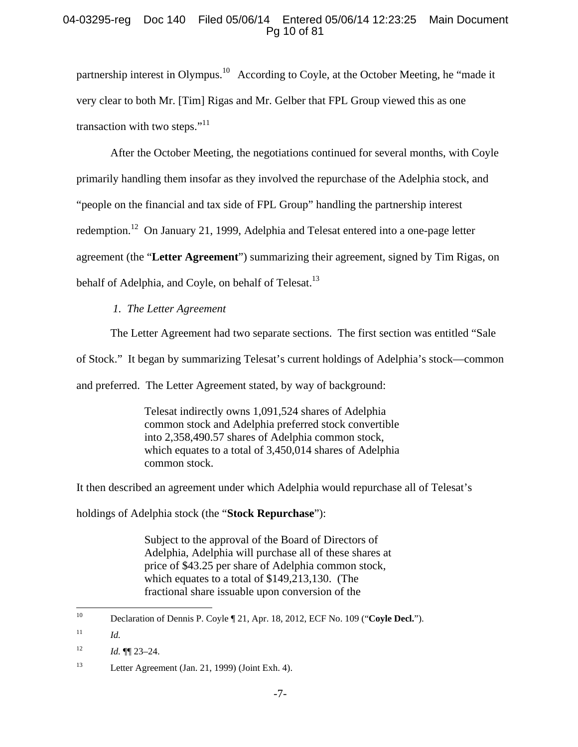partnership interest in Olympus.[10] According to Coyle, at the October Meeting, he "made it very clear to both Mr. [Tim] Rigas and Mr. Gelber that FPL Group viewed this as one transaction with two steps."[11]

After the October Meeting, the negotiations continued for several months, with Coyle primarily handling them insofar as they involved the repurchase of the Adelphia stock, and "people on the financial and tax side of FPL Group" handling the partnership interest redemption.[12] On January 21, 1999, Adelphia and Telesat entered into a one-page letter agreement (the "**Letter Agreement**") summarizing their agreement, signed by Tim Rigas, on behalf of Adelphia, and Coyle, on behalf of Telesat.[13]

*1. The Letter Agreement*

The Letter Agreement had two separate sections. The first section was entitled "Sale of Stock." It began by summarizing Telesat's current holdings of Adelphia's stock—common and preferred. The Letter Agreement stated, by way of background:

> Telesat indirectly owns 1,091,524 shares of Adelphia common stock and Adelphia preferred stock convertible into 2,358,490.57 shares of Adelphia common stock, which equates to a total of 3,450,014 shares of Adelphia common stock.

It then described an agreement under which Adelphia would repurchase all of Telesat's holdings of Adelphia stock (the "**Stock Repurchase**"):

> Subject to the approval of the Board of Directors of Adelphia, Adelphia will purchase all of these shares at price of $43.25 per share of Adelphia common stock, which equates to a total of $149,213,130. (The fractional share issuable upon conversion of the

---

[10] Declaration of Dennis P. Coyle ¶ 21, Apr. 18, 2012, ECF No. 109 ("**Coyle Decl.**").

[11] *Id.*

[12] *Id.* ¶¶ 23–24.

[13] Letter Agreement (Jan. 21, 1999) (Joint Exh. 4).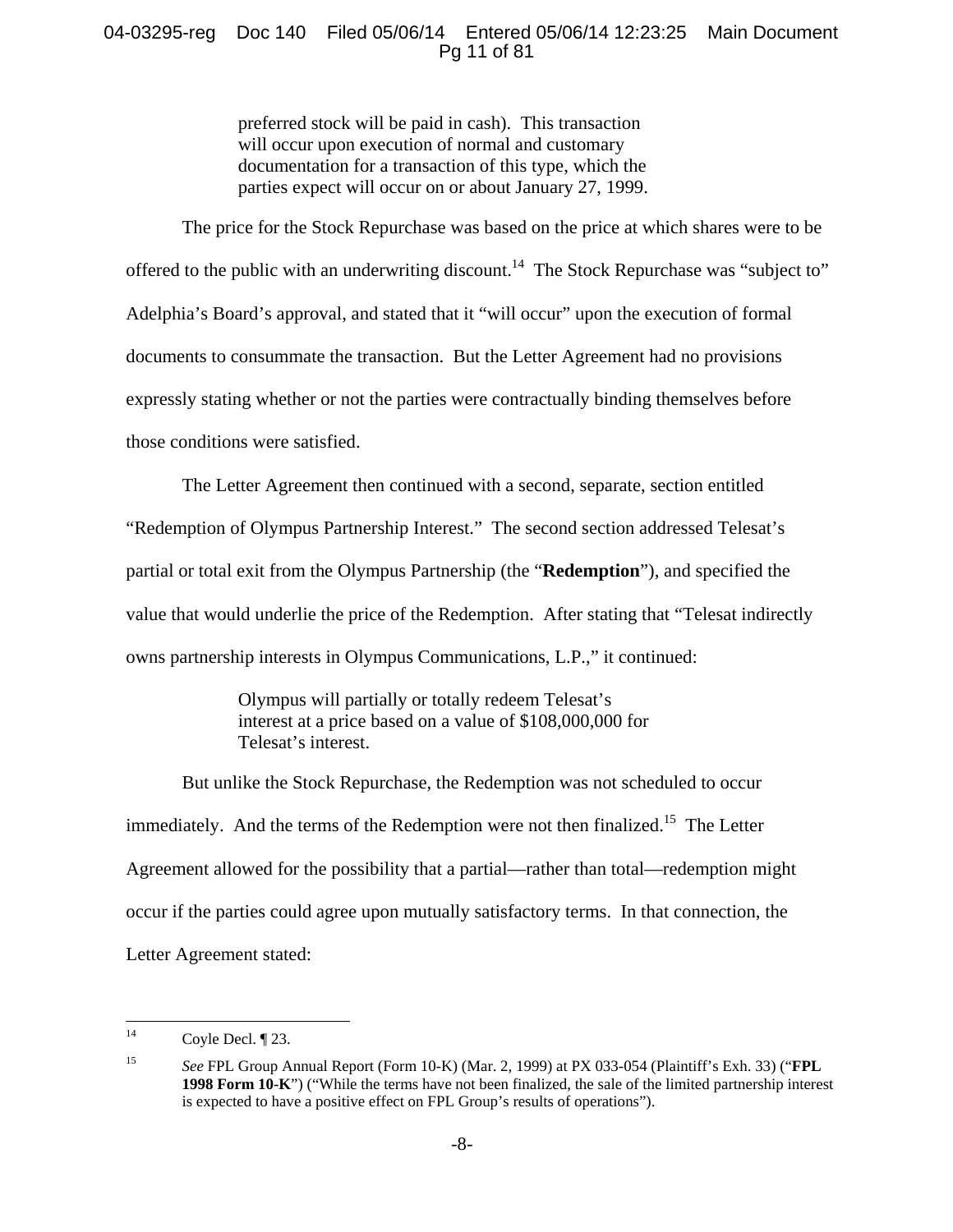> preferred stock will be paid in cash). This transaction will occur upon execution of normal and customary documentation for a transaction of this type, which the parties expect will occur on or about January 27, 1999.

The price for the Stock Repurchase was based on the price at which shares were to be offered to the public with an underwriting discount.[14] The Stock Repurchase was "subject to" Adelphia's Board's approval, and stated that it "will occur" upon the execution of formal documents to consummate the transaction. But the Letter Agreement had no provisions expressly stating whether or not the parties were contractually binding themselves before those conditions were satisfied.

The Letter Agreement then continued with a second, separate, section entitled "Redemption of Olympus Partnership Interest." The second section addressed Telesat's partial or total exit from the Olympus Partnership (the "**Redemption**"), and specified the value that would underlie the price of the Redemption. After stating that "Telesat indirectly owns partnership interests in Olympus Communications, L.P.," it continued:

> Olympus will partially or totally redeem Telesat's interest at a price based on a value of $108,000,000 for Telesat's interest.

But unlike the Stock Repurchase, the Redemption was not scheduled to occur immediately. And the terms of the Redemption were not then finalized.[15] The Letter Agreement allowed for the possibility that a partial—rather than total—redemption might occur if the parties could agree upon mutually satisfactory terms. In that connection, the Letter Agreement stated:

---

[14] Coyle Decl. ¶ 23.

[15] *See* FPL Group Annual Report (Form 10-K) (Mar. 2, 1999) at PX 033-054 (Plaintiff's Exh. 33) ("**FPL 1998 Form 10-K**") ("While the terms have not been finalized, the sale of the limited partnership interest is expected to have a positive effect on FPL Group's results of operations").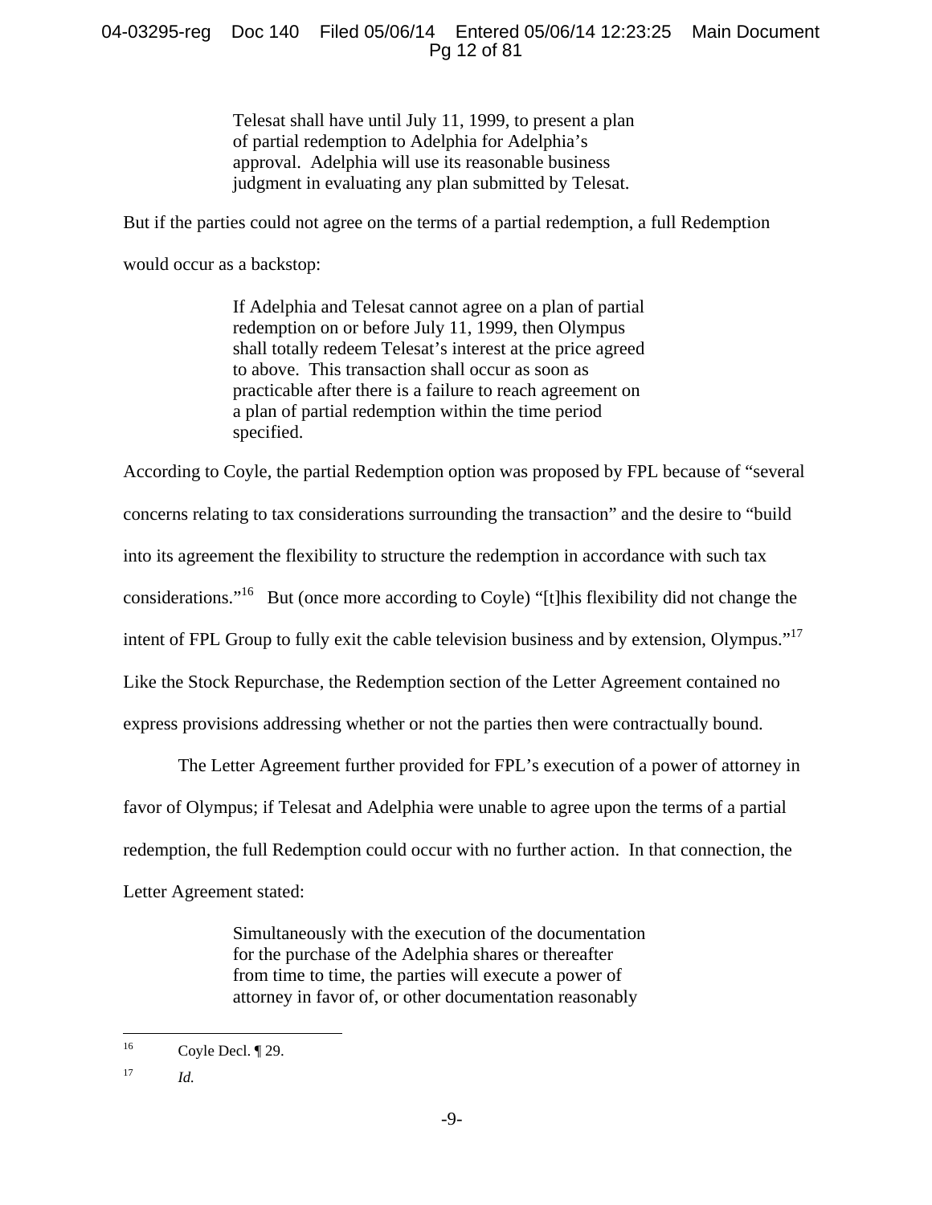> Telesat shall have until July 11, 1999, to present a plan of partial redemption to Adelphia for Adelphia's approval. Adelphia will use its reasonable business judgment in evaluating any plan submitted by Telesat.

But if the parties could not agree on the terms of a partial redemption, a full Redemption would occur as a backstop:

> If Adelphia and Telesat cannot agree on a plan of partial redemption on or before July 11, 1999, then Olympus shall totally redeem Telesat's interest at the price agreed to above. This transaction shall occur as soon as practicable after there is a failure to reach agreement on a plan of partial redemption within the time period specified.

According to Coyle, the partial Redemption option was proposed by FPL because of "several concerns relating to tax considerations surrounding the transaction" and the desire to "build into its agreement the flexibility to structure the redemption in accordance with such tax considerations."[16] But (once more according to Coyle) "[t]his flexibility did not change the intent of FPL Group to fully exit the cable television business and by extension, Olympus."[17] Like the Stock Repurchase, the Redemption section of the Letter Agreement contained no express provisions addressing whether or not the parties then were contractually bound.

The Letter Agreement further provided for FPL's execution of a power of attorney in favor of Olympus; if Telesat and Adelphia were unable to agree upon the terms of a partial redemption, the full Redemption could occur with no further action. In that connection, the Letter Agreement stated:

> Simultaneously with the execution of the documentation for the purchase of the Adelphia shares or thereafter from time to time, the parties will execute a power of attorney in favor of, or other documentation reasonably

---

[16] Coyle Decl. ¶ 29.

[17] *Id.*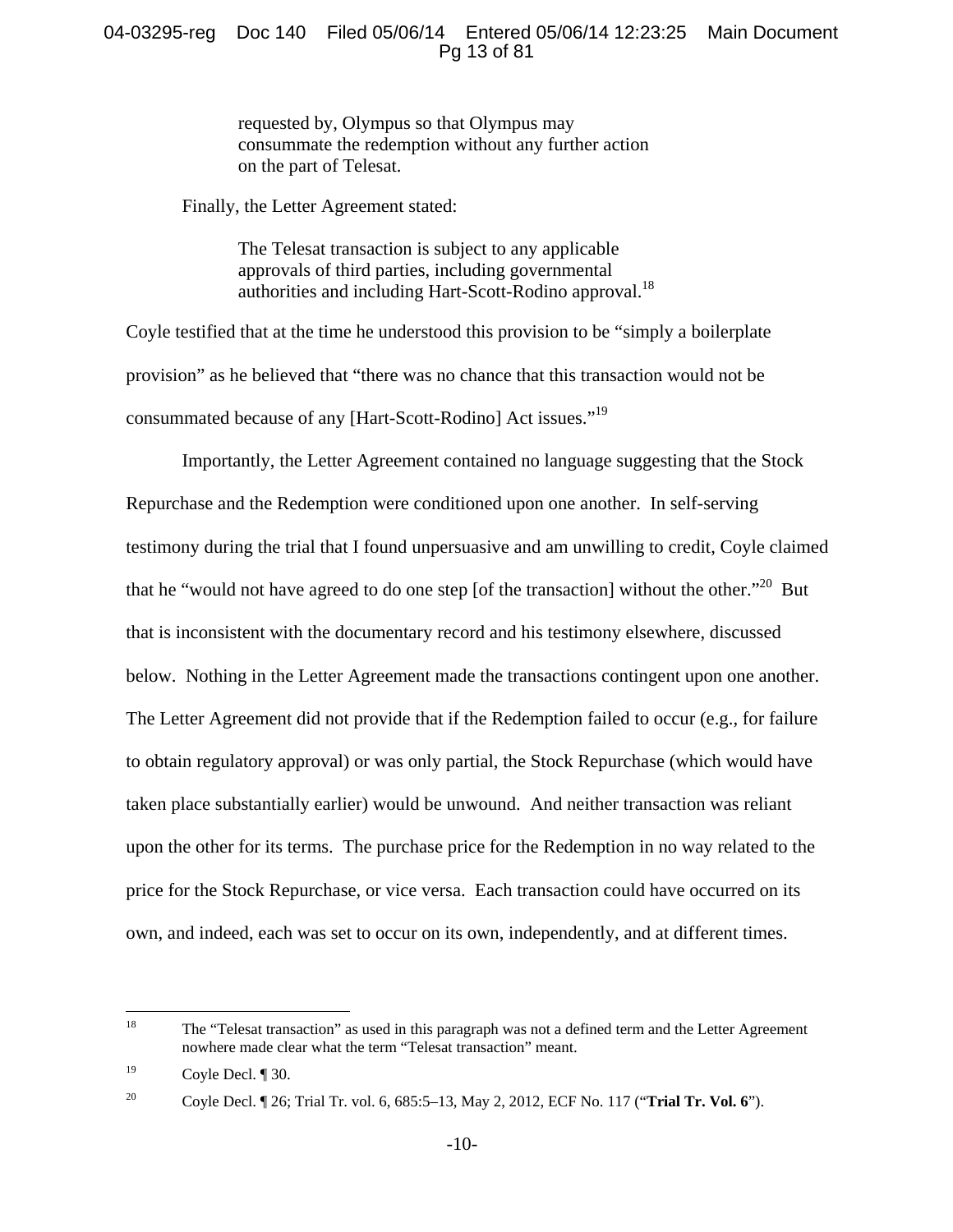> requested by, Olympus so that Olympus may consummate the redemption without any further action on the part of Telesat.

Finally, the Letter Agreement stated:

> The Telesat transaction is subject to any applicable approvals of third parties, including governmental authorities and including Hart-Scott-Rodino approval.[18]

Coyle testified that at the time he understood this provision to be "simply a boilerplate provision" as he believed that "there was no chance that this transaction would not be consummated because of any [Hart-Scott-Rodino] Act issues."[19]

Importantly, the Letter Agreement contained no language suggesting that the Stock Repurchase and the Redemption were conditioned upon one another. In self-serving testimony during the trial that I found unpersuasive and am unwilling to credit, Coyle claimed that he "would not have agreed to do one step [of the transaction] without the other."[20] But that is inconsistent with the documentary record and his testimony elsewhere, discussed below. Nothing in the Letter Agreement made the transactions contingent upon one another. The Letter Agreement did not provide that if the Redemption failed to occur (e.g., for failure to obtain regulatory approval) or was only partial, the Stock Repurchase (which would have taken place substantially earlier) would be unwound. And neither transaction was reliant upon the other for its terms. The purchase price for the Redemption in no way related to the price for the Stock Repurchase, or vice versa. Each transaction could have occurred on its own, and indeed, each was set to occur on its own, independently, and at different times.

---

[18] The "Telesat transaction" as used in this paragraph was not a defined term and the Letter Agreement nowhere made clear what the term "Telesat transaction" meant.

[19] Coyle Decl. ¶ 30.

[20] Coyle Decl. ¶ 26; Trial Tr. vol. 6, 685:5–13, May 2, 2012, ECF No. 117 ("**Trial Tr. Vol. 6**").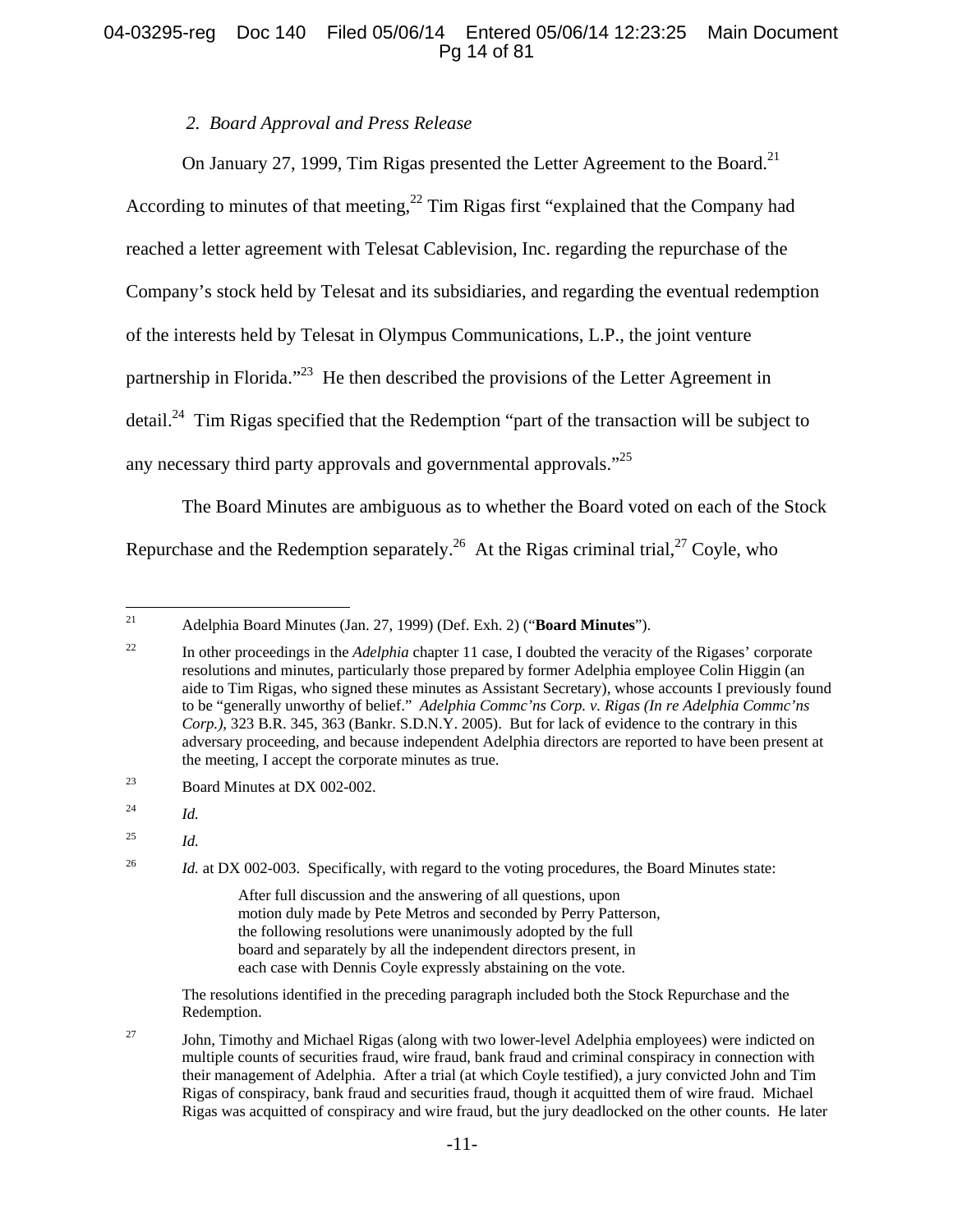*2. Board Approval and Press Release*

On January 27, 1999, Tim Rigas presented the Letter Agreement to the Board.[21] According to minutes of that meeting,[22] Tim Rigas first "explained that the Company had reached a letter agreement with Telesat Cablevision, Inc. regarding the repurchase of the Company's stock held by Telesat and its subsidiaries, and regarding the eventual redemption of the interests held by Telesat in Olympus Communications, L.P., the joint venture partnership in Florida."[23] He then described the provisions of the Letter Agreement in detail.[24] Tim Rigas specified that the Redemption "part of the transaction will be subject to any necessary third party approvals and governmental approvals."[25]

The Board Minutes are ambiguous as to whether the Board voted on each of the Stock Repurchase and the Redemption separately.[26] At the Rigas criminal trial,[27] Coyle, who

---

[21] Adelphia Board Minutes (Jan. 27, 1999) (Def. Exh. 2) ("**Board Minutes**").

[22] In other proceedings in the *Adelphia* chapter 11 case, I doubted the veracity of the Rigases' corporate resolutions and minutes, particularly those prepared by former Adelphia employee Colin Higgin (an aide to Tim Rigas, who signed these minutes as Assistant Secretary), whose accounts I previously found to be "generally unworthy of belief." *Adelphia Commc'ns Corp. v. Rigas (In re Adelphia Commc'ns Corp.)*, 323 B.R. 345, 363 (Bankr. S.D.N.Y. 2005). But for lack of evidence to the contrary in this adversary proceeding, and because independent Adelphia directors are reported to have been present at the meeting, I accept the corporate minutes as true.

[23] Board Minutes at DX 002-002.

[24] *Id.*

[25] *Id.*

[26] *Id.* at DX 002-003. Specifically, with regard to the voting procedures, the Board Minutes state:

> After full discussion and the answering of all questions, upon motion duly made by Pete Metros and seconded by Perry Patterson, the following resolutions were unanimously adopted by the full board and separately by all the independent directors present, in each case with Dennis Coyle expressly abstaining on the vote.

The resolutions identified in the preceding paragraph included both the Stock Repurchase and the Redemption.

[27] John, Timothy and Michael Rigas (along with two lower-level Adelphia employees) were indicted on multiple counts of securities fraud, wire fraud, bank fraud and criminal conspiracy in connection with their management of Adelphia. After a trial (at which Coyle testified), a jury convicted John and Tim Rigas of conspiracy, bank fraud and securities fraud, though it acquitted them of wire fraud. Michael Rigas was acquitted of conspiracy and wire fraud, but the jury deadlocked on the other counts. He later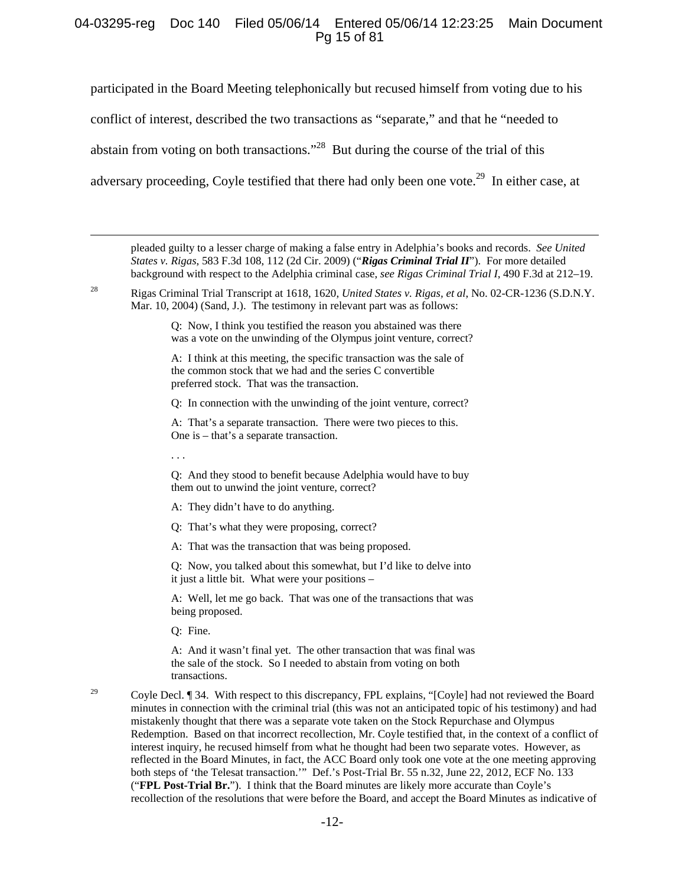participated in the Board Meeting telephonically but recused himself from voting due to his conflict of interest, described the two transactions as "separate," and that he "needed to abstain from voting on both transactions."[28] But during the course of the trial of this adversary proceeding, Coyle testified that there had only been one vote.[29] In either case, at

---

pleaded guilty to a lesser charge of making a false entry in Adelphia's books and records. *See United States v. Rigas*, 583 F.3d 108, 112 (2d Cir. 2009) ("***Rigas Criminal Trial II***"). For more detailed background with respect to the Adelphia criminal case, *see Rigas Criminal Trial I*, 490 F.3d at 212–19.

[28] Rigas Criminal Trial Transcript at 1618, 1620, *United States v. Rigas, et al*, No. 02-CR-1236 (S.D.N.Y. Mar. 10, 2004) (Sand, J.). The testimony in relevant part was as follows:

> Q: Now, I think you testified the reason you abstained was there was a vote on the unwinding of the Olympus joint venture, correct?
>
> A: I think at this meeting, the specific transaction was the sale of the common stock that we had and the series C convertible preferred stock. That was the transaction.
>
> Q: In connection with the unwinding of the joint venture, correct?
>
> A: That's a separate transaction. There were two pieces to this. One is – that's a separate transaction.
>
> . . .
>
> Q: And they stood to benefit because Adelphia would have to buy them out to unwind the joint venture, correct?
>
> A: They didn't have to do anything.
>
> Q: That's what they were proposing, correct?
>
> A: That was the transaction that was being proposed.
>
> Q: Now, you talked about this somewhat, but I'd like to delve into it just a little bit. What were your positions –
>
> A: Well, let me go back. That was one of the transactions that was being proposed.
>
> Q: Fine.
>
> A: And it wasn't final yet. The other transaction that was final was the sale of the stock. So I needed to abstain from voting on both transactions.

[29] Coyle Decl. ¶ 34. With respect to this discrepancy, FPL explains, "[Coyle] had not reviewed the Board minutes in connection with the criminal trial (this was not an anticipated topic of his testimony) and had mistakenly thought that there was a separate vote taken on the Stock Repurchase and Olympus Redemption. Based on that incorrect recollection, Mr. Coyle testified that, in the context of a conflict of interest inquiry, he recused himself from what he thought had been two separate votes. However, as reflected in the Board Minutes, in fact, the ACC Board only took one vote at the one meeting approving both steps of 'the Telesat transaction.'" Def.'s Post-Trial Br. 55 n.32, June 22, 2012, ECF No. 133 ("**FPL Post-Trial Br.**"). I think that the Board minutes are likely more accurate than Coyle's recollection of the resolutions that were before the Board, and accept the Board Minutes as indicative of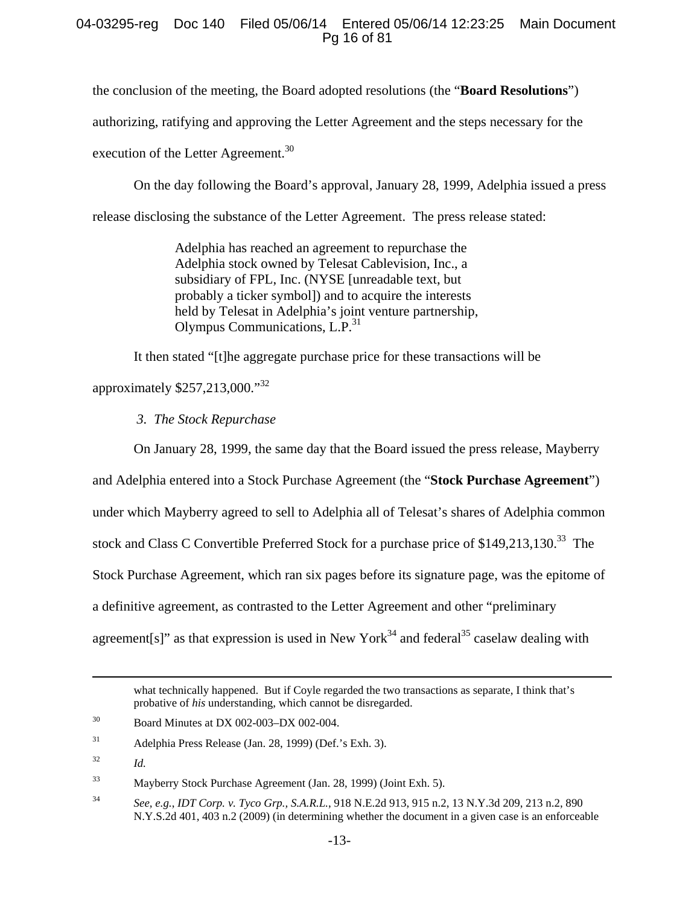the conclusion of the meeting, the Board adopted resolutions (the "**Board Resolutions**") authorizing, ratifying and approving the Letter Agreement and the steps necessary for the execution of the Letter Agreement.[30]

On the day following the Board's approval, January 28, 1999, Adelphia issued a press release disclosing the substance of the Letter Agreement. The press release stated:

> Adelphia has reached an agreement to repurchase the Adelphia stock owned by Telesat Cablevision, Inc., a subsidiary of FPL, Inc. (NYSE [unreadable text, but probably a ticker symbol]) and to acquire the interests held by Telesat in Adelphia's joint venture partnership, Olympus Communications, L.P.[31]

It then stated "[t]he aggregate purchase price for these transactions will be approximately $257,213,000."[32]

*3. The Stock Repurchase*

On January 28, 1999, the same day that the Board issued the press release, Mayberry and Adelphia entered into a Stock Purchase Agreement (the "**Stock Purchase Agreement**") under which Mayberry agreed to sell to Adelphia all of Telesat's shares of Adelphia common stock and Class C Convertible Preferred Stock for a purchase price of $149,213,130.[33] The Stock Purchase Agreement, which ran six pages before its signature page, was the epitome of a definitive agreement, as contrasted to the Letter Agreement and other "preliminary agreement[s]" as that expression is used in New York[34] and federal[35] caselaw dealing with

---

what technically happened. But if Coyle regarded the two transactions as separate, I think that's probative of *his* understanding, which cannot be disregarded.

[30] Board Minutes at DX 002-003–DX 002-004.

[31] Adelphia Press Release (Jan. 28, 1999) (Def.'s Exh. 3).

[32] *Id.*

[33] Mayberry Stock Purchase Agreement (Jan. 28, 1999) (Joint Exh. 5).

[34] *See, e.g.*, *IDT Corp. v. Tyco Grp., S.A.R.L.*, 918 N.E.2d 913, 915 n.2, 13 N.Y.3d 209, 213 n.2, 890 N.Y.S.2d 401, 403 n.2 (2009) (in determining whether the document in a given case is an enforceable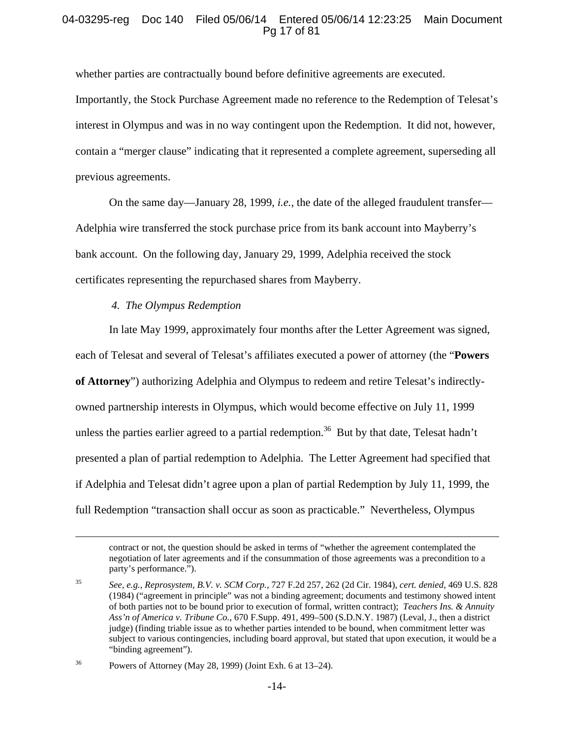whether parties are contractually bound before definitive agreements are executed. Importantly, the Stock Purchase Agreement made no reference to the Redemption of Telesat's interest in Olympus and was in no way contingent upon the Redemption. It did not, however, contain a "merger clause" indicating that it represented a complete agreement, superseding all previous agreements.

On the same day—January 28, 1999, *i.e.*, the date of the alleged fraudulent transfer—Adelphia wire transferred the stock purchase price from its bank account into Mayberry's bank account. On the following day, January 29, 1999, Adelphia received the stock certificates representing the repurchased shares from Mayberry.

*4. The Olympus Redemption*

In late May 1999, approximately four months after the Letter Agreement was signed, each of Telesat and several of Telesat's affiliates executed a power of attorney (the "**Powers of Attorney**") authorizing Adelphia and Olympus to redeem and retire Telesat's indirectly-owned partnership interests in Olympus, which would become effective on July 11, 1999 unless the parties earlier agreed to a partial redemption.[36] But by that date, Telesat hadn't presented a plan of partial redemption to Adelphia. The Letter Agreement had specified that if Adelphia and Telesat didn't agree upon a plan of partial Redemption by July 11, 1999, the full Redemption "transaction shall occur as soon as practicable." Nevertheless, Olympus

---

contract or not, the question should be asked in terms of "whether the agreement contemplated the negotiation of later agreements and if the consummation of those agreements was a precondition to a party's performance.").

[35] *See, e.g.*, *Reprosystem, B.V. v. SCM Corp.*, 727 F.2d 257, 262 (2d Cir. 1984), *cert. denied*, 469 U.S. 828 (1984) ("agreement in principle" was not a binding agreement; documents and testimony showed intent of both parties not to be bound prior to execution of formal, written contract); *Teachers Ins. & Annuity Ass'n of America v. Tribune Co.*, 670 F.Supp. 491, 499–500 (S.D.N.Y. 1987) (Leval, J., then a district judge) (finding triable issue as to whether parties intended to be bound, when commitment letter was subject to various contingencies, including board approval, but stated that upon execution, it would be a "binding agreement").

[36] Powers of Attorney (May 28, 1999) (Joint Exh. 6 at 13–24).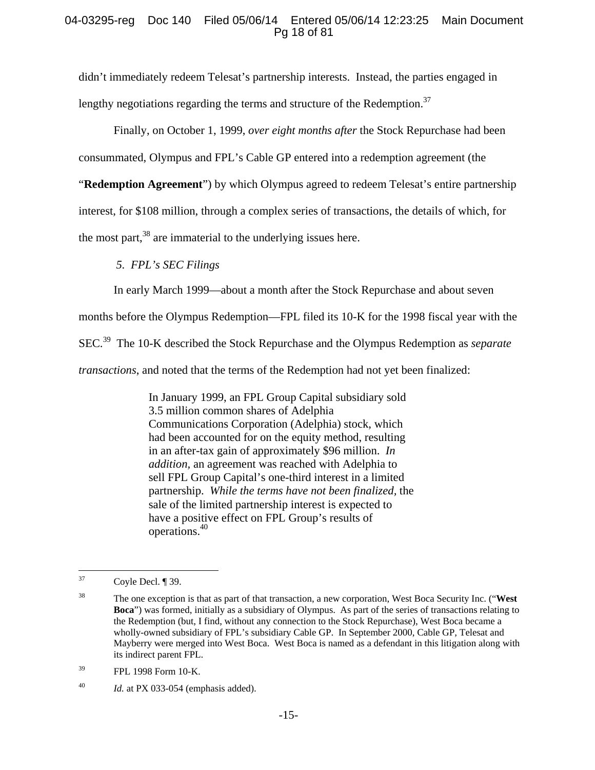didn't immediately redeem Telesat's partnership interests. Instead, the parties engaged in lengthy negotiations regarding the terms and structure of the Redemption.[37]

Finally, on October 1, 1999, *over eight months after* the Stock Repurchase had been consummated, Olympus and FPL's Cable GP entered into a redemption agreement (the "**Redemption Agreement**") by which Olympus agreed to redeem Telesat's entire partnership interest, for $108 million, through a complex series of transactions, the details of which, for the most part,[38] are immaterial to the underlying issues here.

*5. FPL's SEC Filings*

In early March 1999—about a month after the Stock Repurchase and about seven months before the Olympus Redemption—FPL filed its 10-K for the 1998 fiscal year with the SEC.[39] The 10-K described the Stock Repurchase and the Olympus Redemption as *separate transactions*, and noted that the terms of the Redemption had not yet been finalized:

> In January 1999, an FPL Group Capital subsidiary sold 3.5 million common shares of Adelphia Communications Corporation (Adelphia) stock, which had been accounted for on the equity method, resulting in an after-tax gain of approximately $96 million. *In addition,* an agreement was reached with Adelphia to sell FPL Group Capital's one-third interest in a limited partnership. *While the terms have not been finalized,* the sale of the limited partnership interest is expected to have a positive effect on FPL Group's results of operations.[40]

---

[37] Coyle Decl. ¶ 39.

[38] The one exception is that as part of that transaction, a new corporation, West Boca Security Inc. ("**West Boca**") was formed, initially as a subsidiary of Olympus. As part of the series of transactions relating to the Redemption (but, I find, without any connection to the Stock Repurchase), West Boca became a wholly-owned subsidiary of FPL's subsidiary Cable GP. In September 2000, Cable GP, Telesat and Mayberry were merged into West Boca. West Boca is named as a defendant in this litigation along with its indirect parent FPL.

[39] FPL 1998 Form 10-K.

[40] *Id.* at PX 033-054 (emphasis added).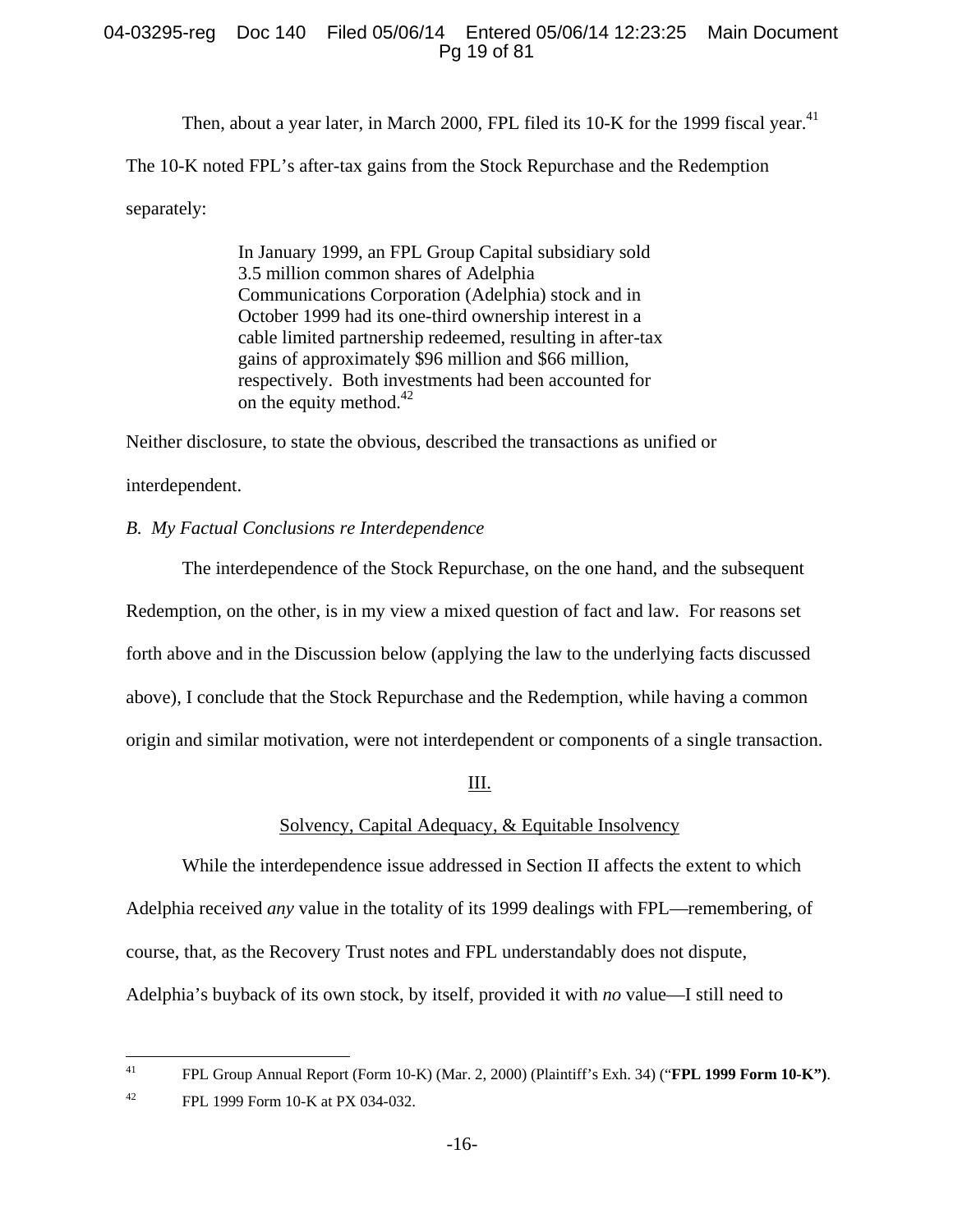Then, about a year later, in March 2000, FPL filed its 10-K for the 1999 fiscal year.[41] The 10-K noted FPL's after-tax gains from the Stock Repurchase and the Redemption separately:

> In January 1999, an FPL Group Capital subsidiary sold 3.5 million common shares of Adelphia Communications Corporation (Adelphia) stock and in October 1999 had its one-third ownership interest in a cable limited partnership redeemed, resulting in after-tax gains of approximately $96 million and $66 million, respectively. Both investments had been accounted for on the equity method.[42]

Neither disclosure, to state the obvious, described the transactions as unified or interdependent.

*B. My Factual Conclusions re Interdependence*

The interdependence of the Stock Repurchase, on the one hand, and the subsequent Redemption, on the other, is in my view a mixed question of fact and law. For reasons set forth above and in the Discussion below (applying the law to the underlying facts discussed above), I conclude that the Stock Repurchase and the Redemption, while having a common origin and similar motivation, were not interdependent or components of a single transaction.

## III.

## Solvency, Capital Adequacy, & Equitable Insolvency

While the interdependence issue addressed in Section II affects the extent to which Adelphia received *any* value in the totality of its 1999 dealings with FPL—remembering, of course, that, as the Recovery Trust notes and FPL understandably does not dispute, Adelphia's buyback of its own stock, by itself, provided it with *no* value—I still need to

---

[41] FPL Group Annual Report (Form 10-K) (Mar. 2, 2000) (Plaintiff's Exh. 34) ("**FPL 1999 Form 10-K")**.

[42] FPL 1999 Form 10-K at PX 034-032.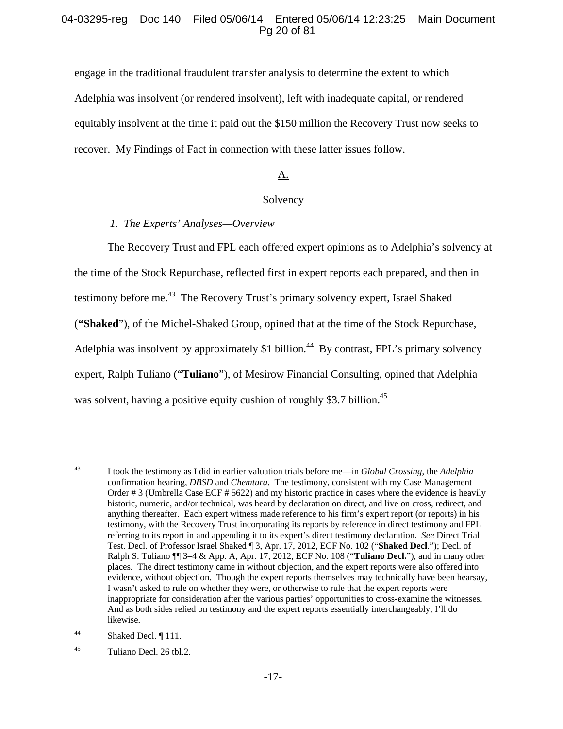engage in the traditional fraudulent transfer analysis to determine the extent to which Adelphia was insolvent (or rendered insolvent), left with inadequate capital, or rendered equitably insolvent at the time it paid out the $150 million the Recovery Trust now seeks to recover. My Findings of Fact in connection with these latter issues follow.

## A.

## Solvency

### *1. The Experts' Analyses—Overview*

The Recovery Trust and FPL each offered expert opinions as to Adelphia's solvency at the time of the Stock Repurchase, reflected first in expert reports each prepared, and then in testimony before me.[43] The Recovery Trust's primary solvency expert, Israel Shaked (**"Shaked"**), of the Michel-Shaked Group, opined that at the time of the Stock Repurchase, Adelphia was insolvent by approximately $1 billion.[44] By contrast, FPL's primary solvency expert, Ralph Tuliano ("**Tuliano**"), of Mesirow Financial Consulting, opined that Adelphia was solvent, having a positive equity cushion of roughly $3.7 billion.[45]

---

[43] I took the testimony as I did in earlier valuation trials before me—in *Global Crossing*, the *Adelphia* confirmation hearing, *DBSD* and *Chemtura*. The testimony, consistent with my Case Management Order # 3 (Umbrella Case ECF # 5622) and my historic practice in cases where the evidence is heavily historic, numeric, and/or technical, was heard by declaration on direct, and live on cross, redirect, and anything thereafter. Each expert witness made reference to his firm's expert report (or reports) in his testimony, with the Recovery Trust incorporating its reports by reference in direct testimony and FPL referring to its report in and appending it to its expert's direct testimony declaration. *See* Direct Trial Test. Decl. of Professor Israel Shaked ¶ 3, Apr. 17, 2012, ECF No. 102 ("**Shaked Decl**."); Decl. of Ralph S. Tuliano ¶¶ 3–4 & App. A, Apr. 17, 2012, ECF No. 108 ("**Tuliano Decl.**"), and in many other places. The direct testimony came in without objection, and the expert reports were also offered into evidence, without objection. Though the expert reports themselves may technically have been hearsay, I wasn't asked to rule on whether they were, or otherwise to rule that the expert reports were inappropriate for consideration after the various parties' opportunities to cross-examine the witnesses. And as both sides relied on testimony and the expert reports essentially interchangeably, I'll do likewise.

[44] Shaked Decl. ¶ 111.

[45] Tuliano Decl. 26 tbl.2.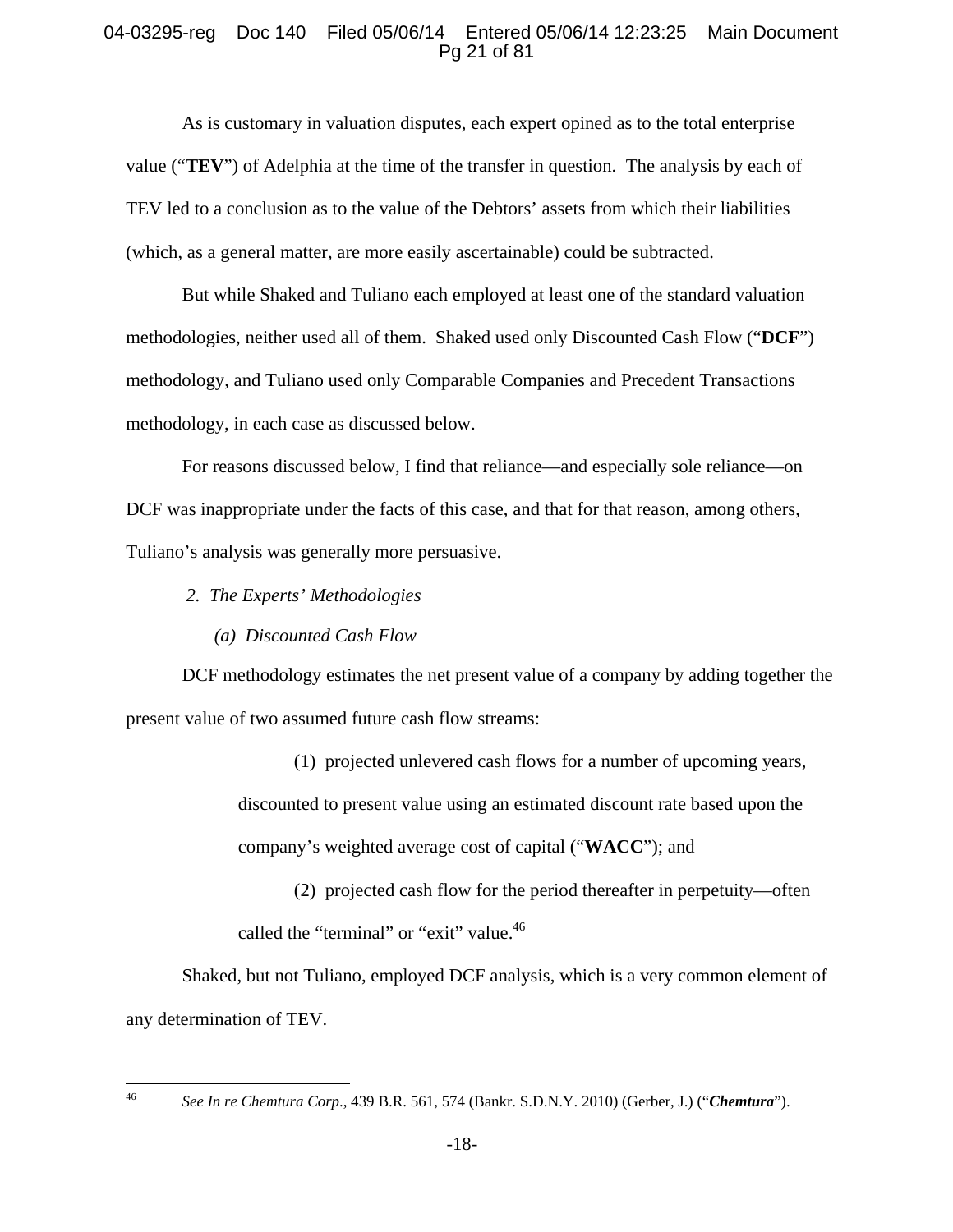As is customary in valuation disputes, each expert opined as to the total enterprise value ("**TEV**") of Adelphia at the time of the transfer in question. The analysis by each of TEV led to a conclusion as to the value of the Debtors' assets from which their liabilities (which, as a general matter, are more easily ascertainable) could be subtracted.

But while Shaked and Tuliano each employed at least one of the standard valuation methodologies, neither used all of them. Shaked used only Discounted Cash Flow ("**DCF**") methodology, and Tuliano used only Comparable Companies and Precedent Transactions methodology, in each case as discussed below.

For reasons discussed below, I find that reliance—and especially sole reliance—on DCF was inappropriate under the facts of this case, and that for that reason, among others, Tuliano's analysis was generally more persuasive.

*2. The Experts' Methodologies*

*(a) Discounted Cash Flow*

DCF methodology estimates the net present value of a company by adding together the present value of two assumed future cash flow streams:

> (1) projected unlevered cash flows for a number of upcoming years, discounted to present value using an estimated discount rate based upon the company's weighted average cost of capital ("**WACC**"); and
>
> (2) projected cash flow for the period thereafter in perpetuity—often called the "terminal" or "exit" value.[46]

Shaked, but not Tuliano, employed DCF analysis, which is a very common element of any determination of TEV.

---

[46] *See In re Chemtura Corp*., 439 B.R. 561, 574 (Bankr. S.D.N.Y. 2010) (Gerber, J.) ("***Chemtura***").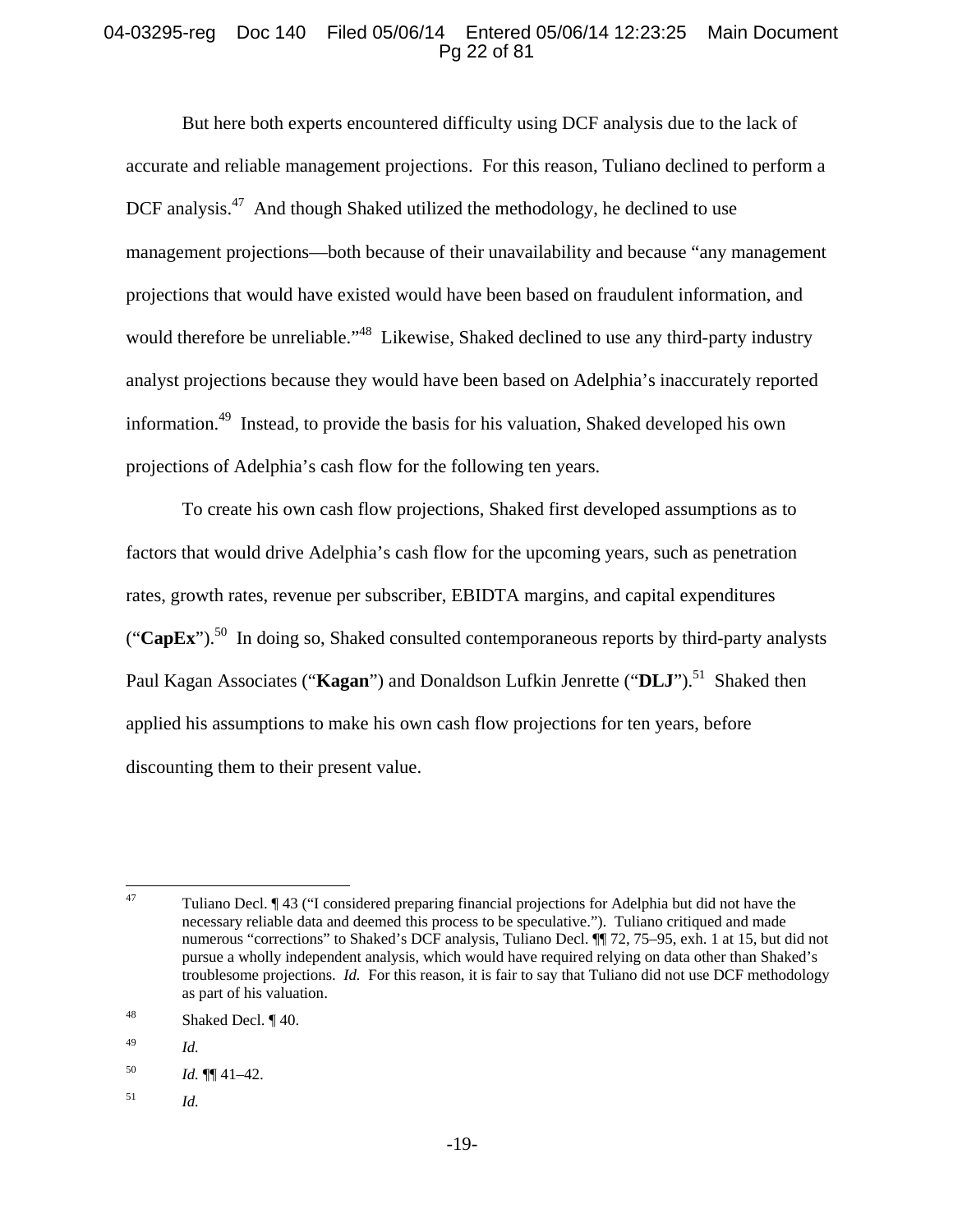But here both experts encountered difficulty using DCF analysis due to the lack of accurate and reliable management projections. For this reason, Tuliano declined to perform a DCF analysis.[47] And though Shaked utilized the methodology, he declined to use management projections—both because of their unavailability and because "any management projections that would have existed would have been based on fraudulent information, and would therefore be unreliable."[48] Likewise, Shaked declined to use any third-party industry analyst projections because they would have been based on Adelphia's inaccurately reported information.[49] Instead, to provide the basis for his valuation, Shaked developed his own projections of Adelphia's cash flow for the following ten years.

To create his own cash flow projections, Shaked first developed assumptions as to factors that would drive Adelphia's cash flow for the upcoming years, such as penetration rates, growth rates, revenue per subscriber, EBIDTA margins, and capital expenditures ("**CapEx**").[50] In doing so, Shaked consulted contemporaneous reports by third-party analysts Paul Kagan Associates ("**Kagan**") and Donaldson Lufkin Jenrette ("**DLJ**").[51] Shaked then applied his assumptions to make his own cash flow projections for ten years, before discounting them to their present value.

---

[47] Tuliano Decl. ¶ 43 ("I considered preparing financial projections for Adelphia but did not have the necessary reliable data and deemed this process to be speculative."). Tuliano critiqued and made numerous "corrections" to Shaked's DCF analysis, Tuliano Decl. ¶¶ 72, 75–95, exh. 1 at 15, but did not pursue a wholly independent analysis, which would have required relying on data other than Shaked's troublesome projections. *Id.* For this reason, it is fair to say that Tuliano did not use DCF methodology as part of his valuation.

[48] Shaked Decl. ¶ 40.

[49] *Id.*

[50] *Id.* ¶¶ 41–42.

[51] *Id.*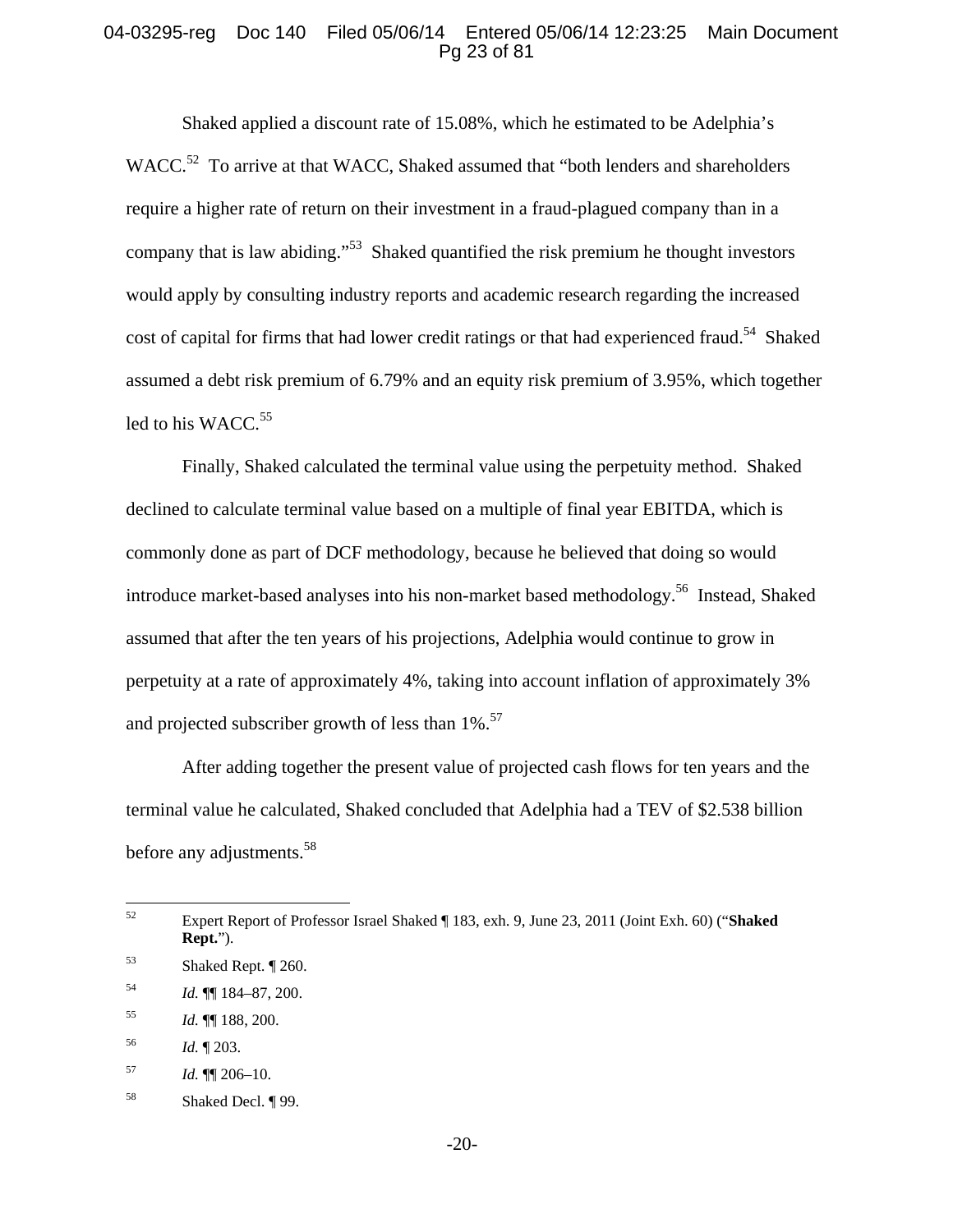Shaked applied a discount rate of 15.08%, which he estimated to be Adelphia's WACC.[52] To arrive at that WACC, Shaked assumed that "both lenders and shareholders require a higher rate of return on their investment in a fraud-plagued company than in a company that is law abiding."[53] Shaked quantified the risk premium he thought investors would apply by consulting industry reports and academic research regarding the increased cost of capital for firms that had lower credit ratings or that had experienced fraud.[54] Shaked assumed a debt risk premium of 6.79% and an equity risk premium of 3.95%, which together led to his WACC.[55]

Finally, Shaked calculated the terminal value using the perpetuity method. Shaked declined to calculate terminal value based on a multiple of final year EBITDA, which is commonly done as part of DCF methodology, because he believed that doing so would introduce market-based analyses into his non-market based methodology.[56] Instead, Shaked assumed that after the ten years of his projections, Adelphia would continue to grow in perpetuity at a rate of approximately 4%, taking into account inflation of approximately 3% and projected subscriber growth of less than 1%.[57]

After adding together the present value of projected cash flows for ten years and the terminal value he calculated, Shaked concluded that Adelphia had a TEV of $2.538 billion before any adjustments.[58]

---

[52] Expert Report of Professor Israel Shaked ¶ 183, exh. 9, June 23, 2011 (Joint Exh. 60) ("**Shaked Rept.**").

[53] Shaked Rept. ¶ 260.

[54] *Id.* ¶¶ 184–87, 200.

[55] *Id.* ¶¶ 188, 200.

[56] *Id.* ¶ 203.

[57] *Id.* ¶¶ 206–10.

[58] Shaked Decl. ¶ 99.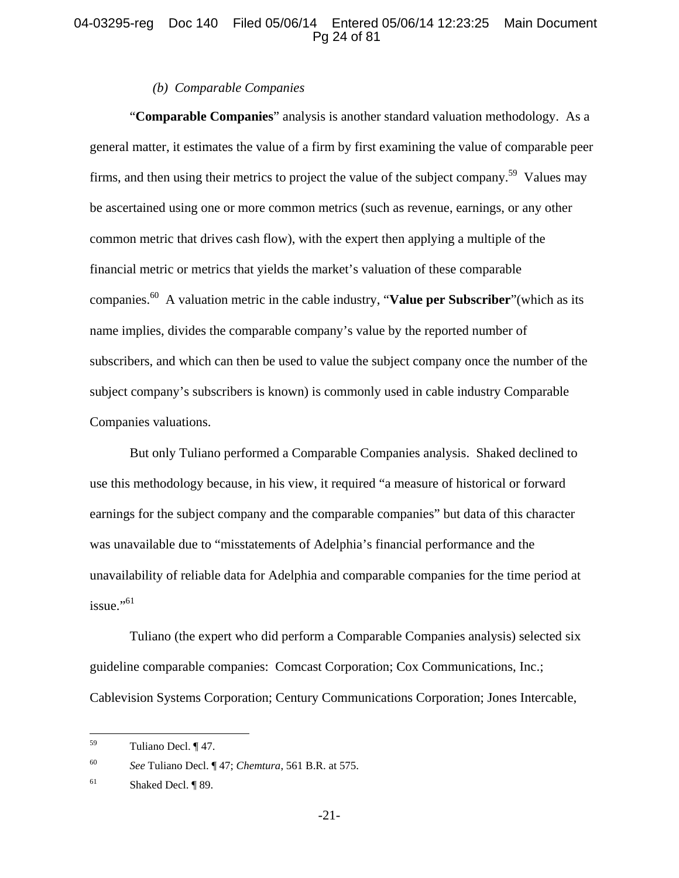*(b) Comparable Companies*

"**Comparable Companies**" analysis is another standard valuation methodology. As a general matter, it estimates the value of a firm by first examining the value of comparable peer firms, and then using their metrics to project the value of the subject company.[59] Values may be ascertained using one or more common metrics (such as revenue, earnings, or any other common metric that drives cash flow), with the expert then applying a multiple of the financial metric or metrics that yields the market's valuation of these comparable companies.[60] A valuation metric in the cable industry, "**Value per Subscriber**"(which as its name implies, divides the comparable company's value by the reported number of subscribers, and which can then be used to value the subject company once the number of the subject company's subscribers is known) is commonly used in cable industry Comparable Companies valuations.

But only Tuliano performed a Comparable Companies analysis. Shaked declined to use this methodology because, in his view, it required "a measure of historical or forward earnings for the subject company and the comparable companies" but data of this character was unavailable due to "misstatements of Adelphia's financial performance and the unavailability of reliable data for Adelphia and comparable companies for the time period at issue."[61]

Tuliano (the expert who did perform a Comparable Companies analysis) selected six guideline comparable companies: Comcast Corporation; Cox Communications, Inc.; Cablevision Systems Corporation; Century Communications Corporation; Jones Intercable,

---

[59] Tuliano Decl. ¶ 47.

[60] *See* Tuliano Decl. ¶ 47; *Chemtura*, 561 B.R. at 575.

[61] Shaked Decl. ¶ 89.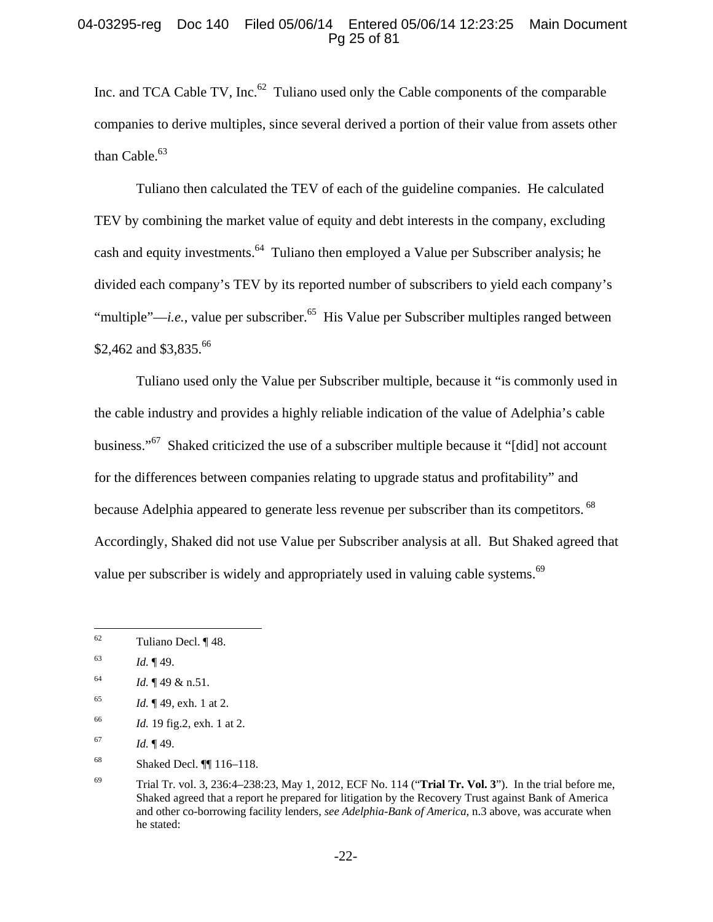Inc. and TCA Cable TV, Inc.[62] Tuliano used only the Cable components of the comparable companies to derive multiples, since several derived a portion of their value from assets other than Cable.[63]

Tuliano then calculated the TEV of each of the guideline companies. He calculated TEV by combining the market value of equity and debt interests in the company, excluding cash and equity investments.[64] Tuliano then employed a Value per Subscriber analysis; he divided each company's TEV by its reported number of subscribers to yield each company's "multiple"—*i.e.*, value per subscriber.[65] His Value per Subscriber multiples ranged between $2,462 and $3,835.[66]

Tuliano used only the Value per Subscriber multiple, because it "is commonly used in the cable industry and provides a highly reliable indication of the value of Adelphia's cable business."[67] Shaked criticized the use of a subscriber multiple because it "[did] not account for the differences between companies relating to upgrade status and profitability" and because Adelphia appeared to generate less revenue per subscriber than its competitors.[68] Accordingly, Shaked did not use Value per Subscriber analysis at all. But Shaked agreed that value per subscriber is widely and appropriately used in valuing cable systems.[69]

---

[62] Tuliano Decl. ¶ 48.

[63] *Id.* ¶ 49.

[64] *Id.* ¶ 49 & n.51.

[65] *Id.* ¶ 49, exh. 1 at 2.

[66] *Id.* 19 fig.2, exh. 1 at 2.

[67] *Id.* ¶ 49.

[68] Shaked Decl. ¶¶ 116–118.

[69] Trial Tr. vol. 3, 236:4–238:23, May 1, 2012, ECF No. 114 ("**Trial Tr. Vol. 3**"). In the trial before me, Shaked agreed that a report he prepared for litigation by the Recovery Trust against Bank of America and other co-borrowing facility lenders, *see Adelphia-Bank of America*, n.3 above, was accurate when he stated: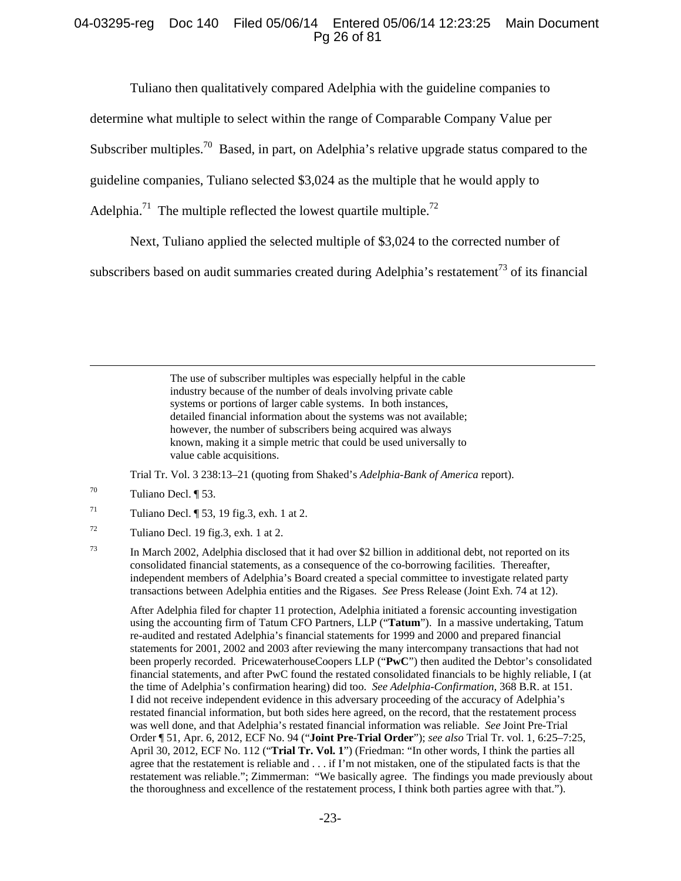Tuliano then qualitatively compared Adelphia with the guideline companies to determine what multiple to select within the range of Comparable Company Value per Subscriber multiples.[70] Based, in part, on Adelphia's relative upgrade status compared to the guideline companies, Tuliano selected $3,024 as the multiple that he would apply to Adelphia.[71] The multiple reflected the lowest quartile multiple.[72]

Next, Tuliano applied the selected multiple of $3,024 to the corrected number of subscribers based on audit summaries created during Adelphia's restatement[73] of its financial

---

> The use of subscriber multiples was especially helpful in the cable industry because of the number of deals involving private cable systems or portions of larger cable systems. In both instances, detailed financial information about the systems was not available; however, the number of subscribers being acquired was always known, making it a simple metric that could be used universally to value cable acquisitions.

Trial Tr. Vol. 3 238:13–21 (quoting from Shaked's *Adelphia-Bank of America* report).

[70] Tuliano Decl. ¶ 53.

[71] Tuliano Decl. ¶ 53, 19 fig.3, exh. 1 at 2.

[72] Tuliano Decl. 19 fig.3, exh. 1 at 2.

[73] In March 2002, Adelphia disclosed that it had over $2 billion in additional debt, not reported on its consolidated financial statements, as a consequence of the co-borrowing facilities. Thereafter, independent members of Adelphia's Board created a special committee to investigate related party transactions between Adelphia entities and the Rigases. *See* Press Release (Joint Exh. 74 at 12).

After Adelphia filed for chapter 11 protection, Adelphia initiated a forensic accounting investigation using the accounting firm of Tatum CFO Partners, LLP ("**Tatum**"). In a massive undertaking, Tatum re-audited and restated Adelphia's financial statements for 1999 and 2000 and prepared financial statements for 2001, 2002 and 2003 after reviewing the many intercompany transactions that had not been properly recorded. PricewaterhouseCoopers LLP ("**PwC**") then audited the Debtor's consolidated financial statements, and after PwC found the restated consolidated financials to be highly reliable, I (at the time of Adelphia's confirmation hearing) did too. *See Adelphia-Confirmation*, 368 B.R. at 151. I did not receive independent evidence in this adversary proceeding of the accuracy of Adelphia's restated financial information, but both sides here agreed, on the record, that the restatement process was well done, and that Adelphia's restated financial information was reliable. *See* Joint Pre-Trial Order ¶ 51, Apr. 6, 2012, ECF No. 94 ("**Joint Pre-Trial Order**"); *see also* Trial Tr. vol. 1, 6:25–7:25, April 30, 2012, ECF No. 112 ("**Trial Tr. Vol. 1**") (Friedman: "In other words, I think the parties all agree that the restatement is reliable and . . . if I'm not mistaken, one of the stipulated facts is that the restatement was reliable."; Zimmerman: "We basically agree. The findings you made previously about the thoroughness and excellence of the restatement process, I think both parties agree with that.").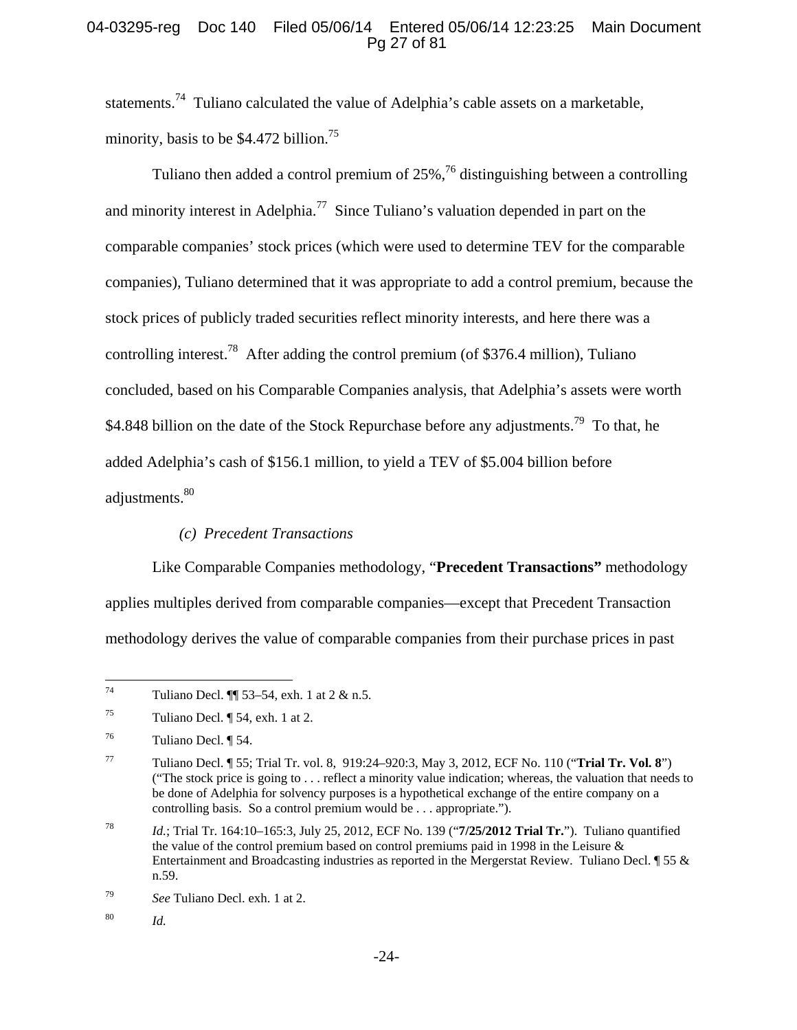statements.[74] Tuliano calculated the value of Adelphia's cable assets on a marketable, minority, basis to be $4.472 billion.[75]

Tuliano then added a control premium of 25%,[76] distinguishing between a controlling and minority interest in Adelphia.[77] Since Tuliano's valuation depended in part on the comparable companies' stock prices (which were used to determine TEV for the comparable companies), Tuliano determined that it was appropriate to add a control premium, because the stock prices of publicly traded securities reflect minority interests, and here there was a controlling interest.[78] After adding the control premium (of $376.4 million), Tuliano concluded, based on his Comparable Companies analysis, that Adelphia's assets were worth $4.848 billion on the date of the Stock Repurchase before any adjustments.[79] To that, he added Adelphia's cash of $156.1 million, to yield a TEV of $5.004 billion before adjustments.[80]

*(c) Precedent Transactions*

Like Comparable Companies methodology, "**Precedent Transactions"** methodology applies multiples derived from comparable companies—except that Precedent Transaction methodology derives the value of comparable companies from their purchase prices in past

---

[74] Tuliano Decl. ¶¶ 53–54, exh. 1 at 2 & n.5.

[75] Tuliano Decl. ¶ 54, exh. 1 at 2.

[76] Tuliano Decl. ¶ 54.

[77] Tuliano Decl. ¶ 55; Trial Tr. vol. 8, 919:24–920:3, May 3, 2012, ECF No. 110 ("**Trial Tr. Vol. 8**") ("The stock price is going to . . . reflect a minority value indication; whereas, the valuation that needs to be done of Adelphia for solvency purposes is a hypothetical exchange of the entire company on a controlling basis. So a control premium would be . . . appropriate.").

[78] *Id.*; Trial Tr. 164:10–165:3, July 25, 2012, ECF No. 139 ("**7/25/2012 Trial Tr.**"). Tuliano quantified the value of the control premium based on control premiums paid in 1998 in the Leisure & Entertainment and Broadcasting industries as reported in the Mergerstat Review. Tuliano Decl. ¶ 55 & n.59.

[79] *See* Tuliano Decl. exh. 1 at 2.

[80] *Id.*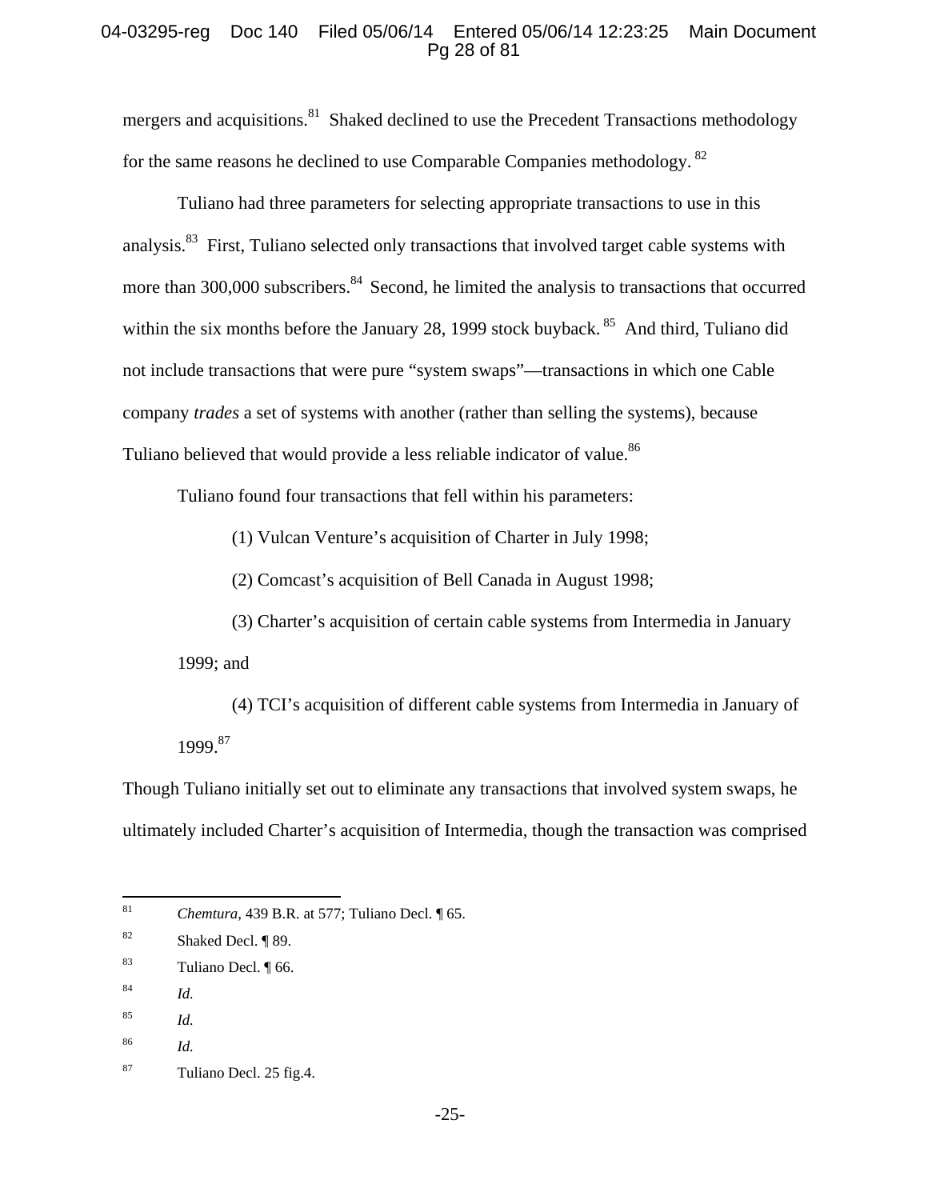mergers and acquisitions.[81] Shaked declined to use the Precedent Transactions methodology for the same reasons he declined to use Comparable Companies methodology.[82]

Tuliano had three parameters for selecting appropriate transactions to use in this analysis.[83] First, Tuliano selected only transactions that involved target cable systems with more than 300,000 subscribers.[84] Second, he limited the analysis to transactions that occurred within the six months before the January 28, 1999 stock buyback.[85] And third, Tuliano did not include transactions that were pure "system swaps"—transactions in which one Cable company *trades* a set of systems with another (rather than selling the systems), because Tuliano believed that would provide a less reliable indicator of value.[86]

Tuliano found four transactions that fell within his parameters:

(1) Vulcan Venture's acquisition of Charter in July 1998;

(2) Comcast's acquisition of Bell Canada in August 1998;

(3) Charter's acquisition of certain cable systems from Intermedia in January 1999; and

(4) TCI's acquisition of different cable systems from Intermedia in January of 1999.[87]

Though Tuliano initially set out to eliminate any transactions that involved system swaps, he ultimately included Charter's acquisition of Intermedia, though the transaction was comprised

---

[81] *Chemtura*, 439 B.R. at 577; Tuliano Decl. ¶ 65.

[82] Shaked Decl. ¶ 89.

[83] Tuliano Decl. ¶ 66.

[84] *Id.*

[85] *Id.*

[86] *Id.*

[87] Tuliano Decl. 25 fig.4.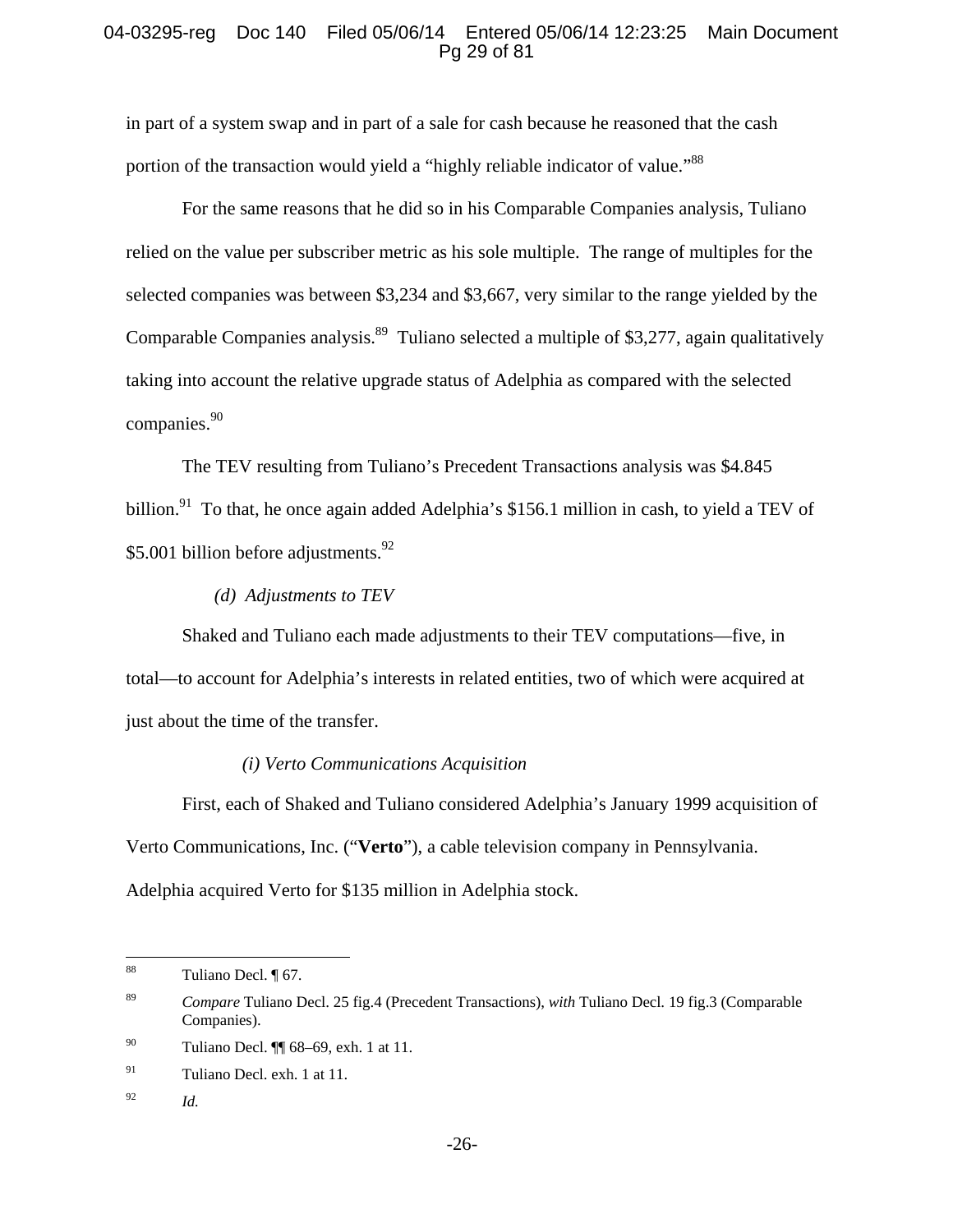in part of a system swap and in part of a sale for cash because he reasoned that the cash portion of the transaction would yield a "highly reliable indicator of value."[88]

For the same reasons that he did so in his Comparable Companies analysis, Tuliano relied on the value per subscriber metric as his sole multiple. The range of multiples for the selected companies was between $3,234 and $3,667, very similar to the range yielded by the Comparable Companies analysis.[89] Tuliano selected a multiple of $3,277, again qualitatively taking into account the relative upgrade status of Adelphia as compared with the selected companies.[90]

The TEV resulting from Tuliano's Precedent Transactions analysis was $4.845 billion.[91] To that, he once again added Adelphia's $156.1 million in cash, to yield a TEV of $5.001 billion before adjustments.[92]

*(d) Adjustments to TEV*

Shaked and Tuliano each made adjustments to their TEV computations—five, in total—to account for Adelphia's interests in related entities, two of which were acquired at just about the time of the transfer.

*(i) Verto Communications Acquisition*

First, each of Shaked and Tuliano considered Adelphia's January 1999 acquisition of Verto Communications, Inc. ("**Verto**"), a cable television company in Pennsylvania. Adelphia acquired Verto for $135 million in Adelphia stock.

---

[88] Tuliano Decl. ¶ 67.

[89] *Compare* Tuliano Decl. 25 fig.4 (Precedent Transactions), *with* Tuliano Decl. 19 fig.3 (Comparable Companies).

[90] Tuliano Decl. ¶¶ 68–69, exh. 1 at 11.

[91] Tuliano Decl. exh. 1 at 11.

[92] *Id.*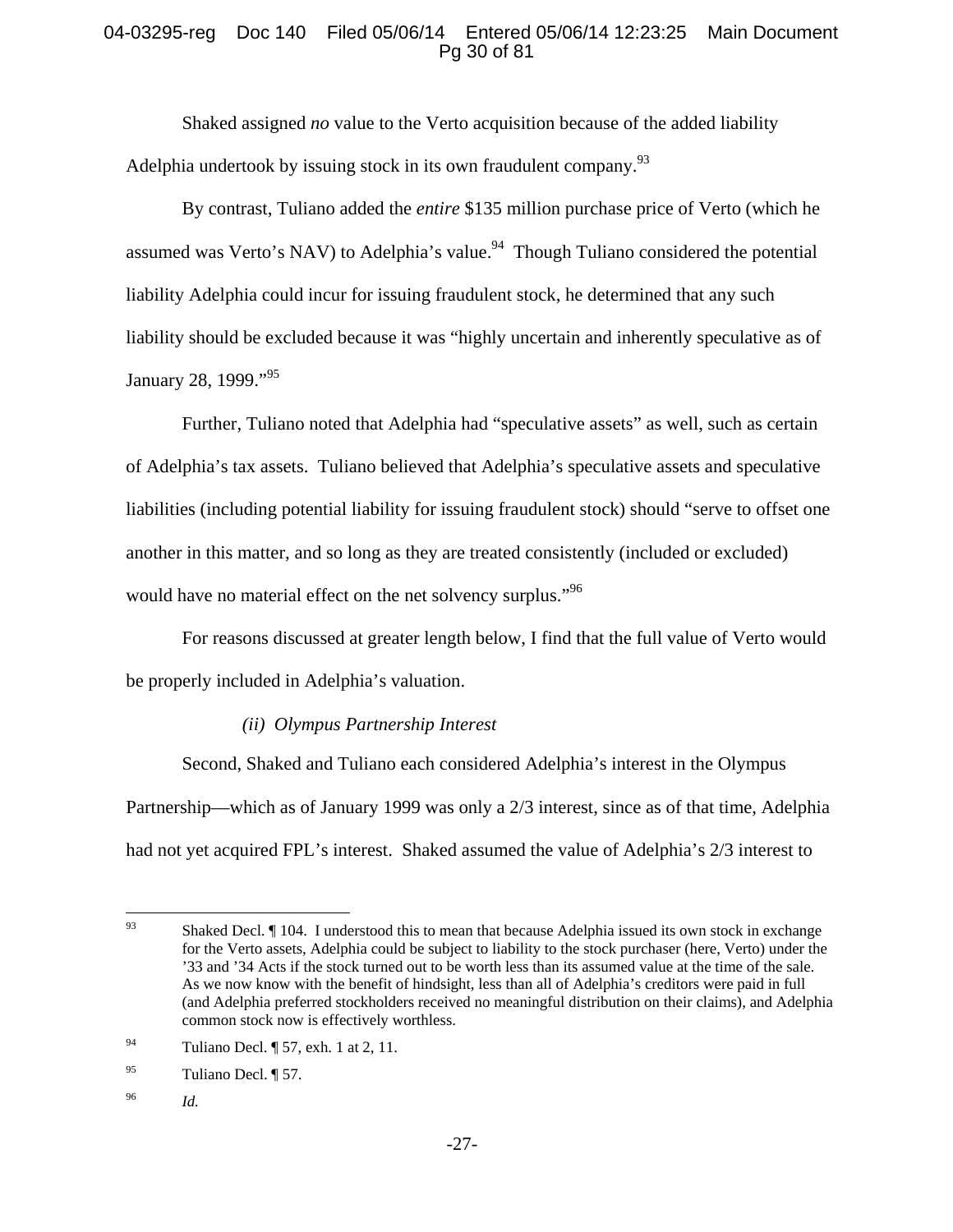Shaked assigned *no* value to the Verto acquisition because of the added liability Adelphia undertook by issuing stock in its own fraudulent company.[93]

By contrast, Tuliano added the *entire* $135 million purchase price of Verto (which he assumed was Verto's NAV) to Adelphia's value.[94] Though Tuliano considered the potential liability Adelphia could incur for issuing fraudulent stock, he determined that any such liability should be excluded because it was "highly uncertain and inherently speculative as of January 28, 1999."[95]

Further, Tuliano noted that Adelphia had "speculative assets" as well, such as certain of Adelphia's tax assets. Tuliano believed that Adelphia's speculative assets and speculative liabilities (including potential liability for issuing fraudulent stock) should "serve to offset one another in this matter, and so long as they are treated consistently (included or excluded) would have no material effect on the net solvency surplus."[96]

For reasons discussed at greater length below, I find that the full value of Verto would be properly included in Adelphia's valuation.

*(ii) Olympus Partnership Interest*

Second, Shaked and Tuliano each considered Adelphia's interest in the Olympus Partnership—which as of January 1999 was only a 2/3 interest, since as of that time, Adelphia had not yet acquired FPL's interest. Shaked assumed the value of Adelphia's 2/3 interest to

---

[93] Shaked Decl. ¶ 104. I understood this to mean that because Adelphia issued its own stock in exchange for the Verto assets, Adelphia could be subject to liability to the stock purchaser (here, Verto) under the '33 and '34 Acts if the stock turned out to be worth less than its assumed value at the time of the sale. As we now know with the benefit of hindsight, less than all of Adelphia's creditors were paid in full (and Adelphia preferred stockholders received no meaningful distribution on their claims), and Adelphia common stock now is effectively worthless.

[94] Tuliano Decl. ¶ 57, exh. 1 at 2, 11.

[95] Tuliano Decl. ¶ 57.

[96] *Id.*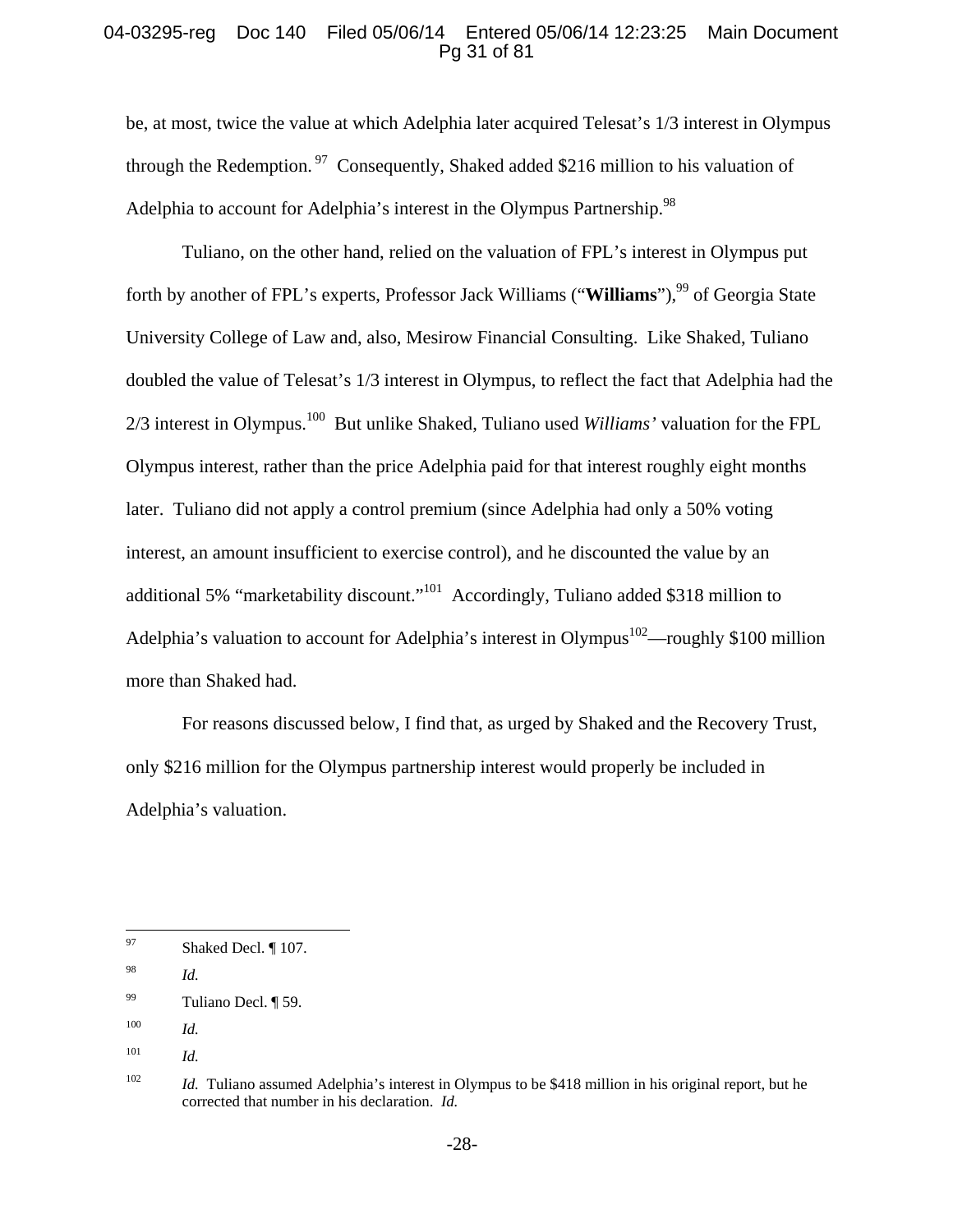be, at most, twice the value at which Adelphia later acquired Telesat's 1/3 interest in Olympus through the Redemption.[97] Consequently, Shaked added $216 million to his valuation of Adelphia to account for Adelphia's interest in the Olympus Partnership.[98]

Tuliano, on the other hand, relied on the valuation of FPL's interest in Olympus put forth by another of FPL's experts, Professor Jack Williams ("**Williams**"),[99] of Georgia State University College of Law and, also, Mesirow Financial Consulting. Like Shaked, Tuliano doubled the value of Telesat's 1/3 interest in Olympus, to reflect the fact that Adelphia had the 2/3 interest in Olympus.[100] But unlike Shaked, Tuliano used *Williams'* valuation for the FPL Olympus interest, rather than the price Adelphia paid for that interest roughly eight months later. Tuliano did not apply a control premium (since Adelphia had only a 50% voting interest, an amount insufficient to exercise control), and he discounted the value by an additional 5% "marketability discount."[101] Accordingly, Tuliano added $318 million to Adelphia's valuation to account for Adelphia's interest in Olympus[102]—roughly $100 million more than Shaked had.

For reasons discussed below, I find that, as urged by Shaked and the Recovery Trust, only $216 million for the Olympus partnership interest would properly be included in Adelphia's valuation.

---

[97] Shaked Decl. ¶ 107.

[98] *Id.*

[99] Tuliano Decl. ¶ 59.

[100] *Id.*

[101] *Id.*

[102] *Id.* Tuliano assumed Adelphia's interest in Olympus to be $418 million in his original report, but he corrected that number in his declaration. *Id.*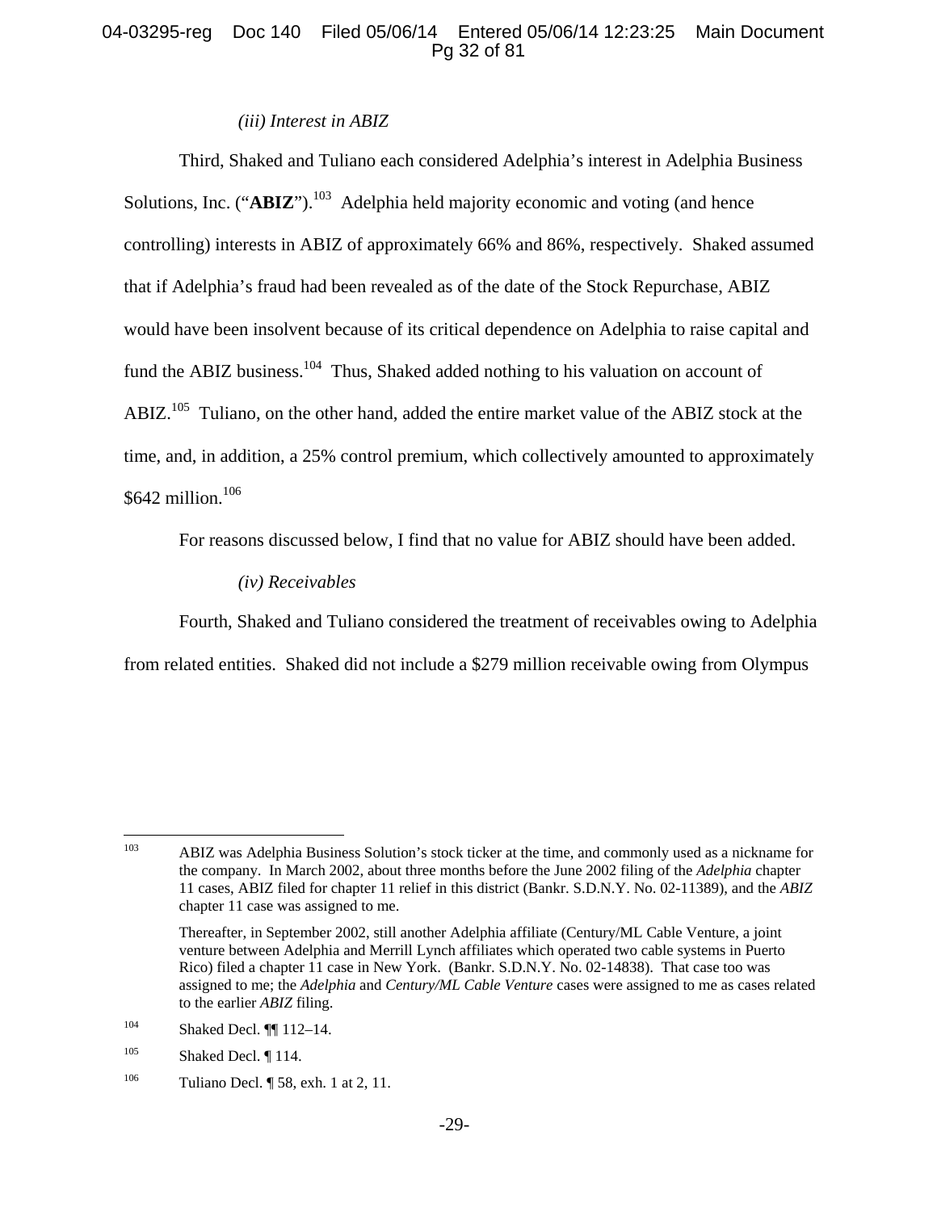*(iii) Interest in ABIZ*

Third, Shaked and Tuliano each considered Adelphia's interest in Adelphia Business Solutions, Inc. ("**ABIZ**").[103] Adelphia held majority economic and voting (and hence controlling) interests in ABIZ of approximately 66% and 86%, respectively. Shaked assumed that if Adelphia's fraud had been revealed as of the date of the Stock Repurchase, ABIZ would have been insolvent because of its critical dependence on Adelphia to raise capital and fund the ABIZ business.[104] Thus, Shaked added nothing to his valuation on account of ABIZ.[105] Tuliano, on the other hand, added the entire market value of the ABIZ stock at the time, and, in addition, a 25% control premium, which collectively amounted to approximately \$642 million.[106]

For reasons discussed below, I find that no value for ABIZ should have been added.

*(iv) Receivables*

Fourth, Shaked and Tuliano considered the treatment of receivables owing to Adelphia from related entities. Shaked did not include a \$279 million receivable owing from Olympus

---

[103] ABIZ was Adelphia Business Solution's stock ticker at the time, and commonly used as a nickname for the company. In March 2002, about three months before the June 2002 filing of the *Adelphia* chapter 11 cases, ABIZ filed for chapter 11 relief in this district (Bankr. S.D.N.Y. No. 02-11389), and the *ABIZ* chapter 11 case was assigned to me.

Thereafter, in September 2002, still another Adelphia affiliate (Century/ML Cable Venture, a joint venture between Adelphia and Merrill Lynch affiliates which operated two cable systems in Puerto Rico) filed a chapter 11 case in New York. (Bankr. S.D.N.Y. No. 02-14838). That case too was assigned to me; the *Adelphia* and *Century/ML Cable Venture* cases were assigned to me as cases related to the earlier *ABIZ* filing.

[104] Shaked Decl. ¶¶ 112–14.

[105] Shaked Decl. ¶ 114.

[106] Tuliano Decl. ¶ 58, exh. 1 at 2, 11.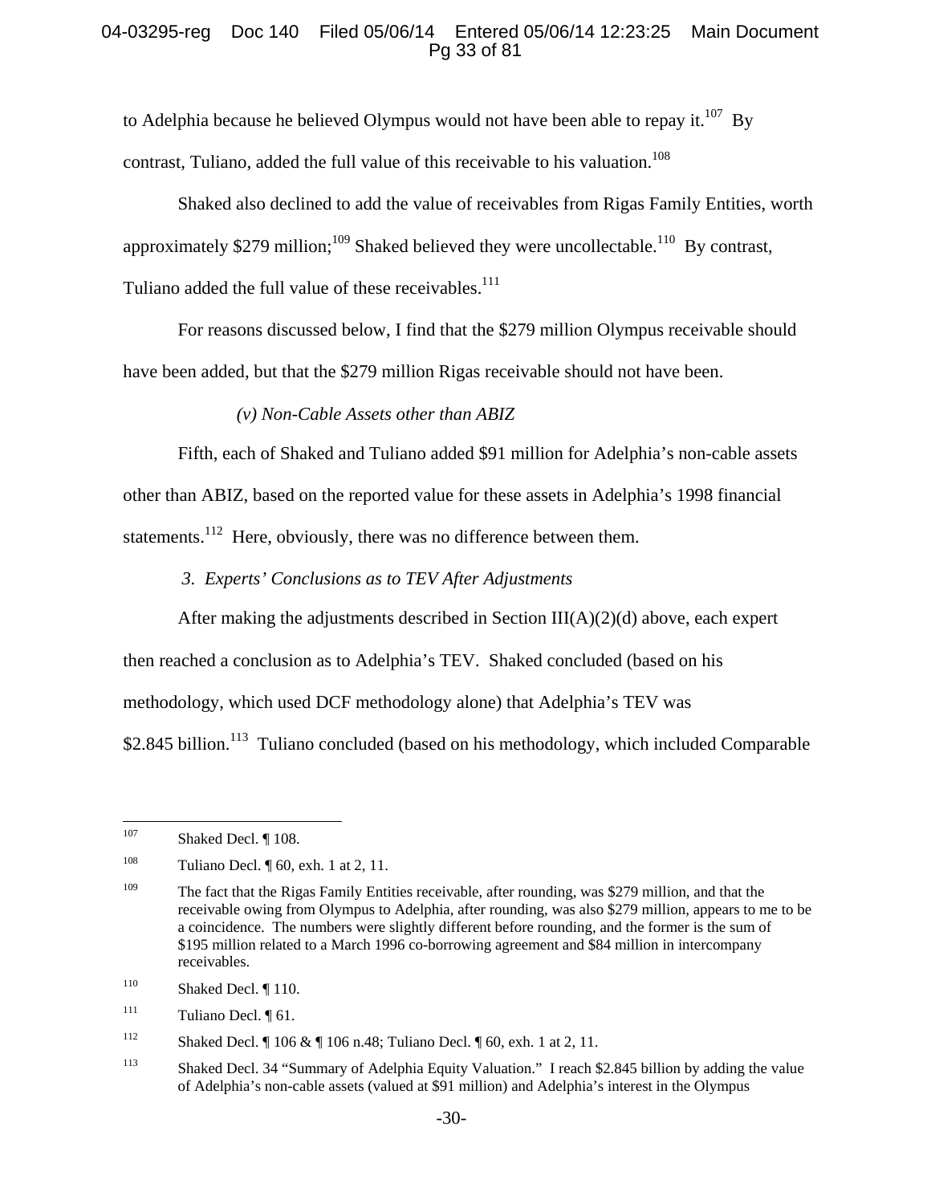to Adelphia because he believed Olympus would not have been able to repay it.[107] By contrast, Tuliano, added the full value of this receivable to his valuation.[108]

Shaked also declined to add the value of receivables from Rigas Family Entities, worth approximately $279 million;[109] Shaked believed they were uncollectable.[110] By contrast, Tuliano added the full value of these receivables.[111]

For reasons discussed below, I find that the $279 million Olympus receivable should have been added, but that the $279 million Rigas receivable should not have been.

*(v) Non-Cable Assets other than ABIZ*

Fifth, each of Shaked and Tuliano added $91 million for Adelphia's non-cable assets other than ABIZ, based on the reported value for these assets in Adelphia's 1998 financial statements.[112] Here, obviously, there was no difference between them.

*3. Experts' Conclusions as to TEV After Adjustments*

After making the adjustments described in Section III(A)(2)(d) above, each expert then reached a conclusion as to Adelphia's TEV. Shaked concluded (based on his methodology, which used DCF methodology alone) that Adelphia's TEV was $2.845 billion.[113] Tuliano concluded (based on his methodology, which included Comparable

---

[107] Shaked Decl. ¶ 108.

[108] Tuliano Decl. ¶ 60, exh. 1 at 2, 11.

[109] The fact that the Rigas Family Entities receivable, after rounding, was $279 million, and that the receivable owing from Olympus to Adelphia, after rounding, was also $279 million, appears to me to be a coincidence. The numbers were slightly different before rounding, and the former is the sum of $195 million related to a March 1996 co-borrowing agreement and $84 million in intercompany receivables.

[110] Shaked Decl. ¶ 110.

[111] Tuliano Decl. ¶ 61.

[112] Shaked Decl. ¶ 106 & ¶ 106 n.48; Tuliano Decl. ¶ 60, exh. 1 at 2, 11.

[113] Shaked Decl. 34 "Summary of Adelphia Equity Valuation." I reach $2.845 billion by adding the value of Adelphia's non-cable assets (valued at $91 million) and Adelphia's interest in the Olympus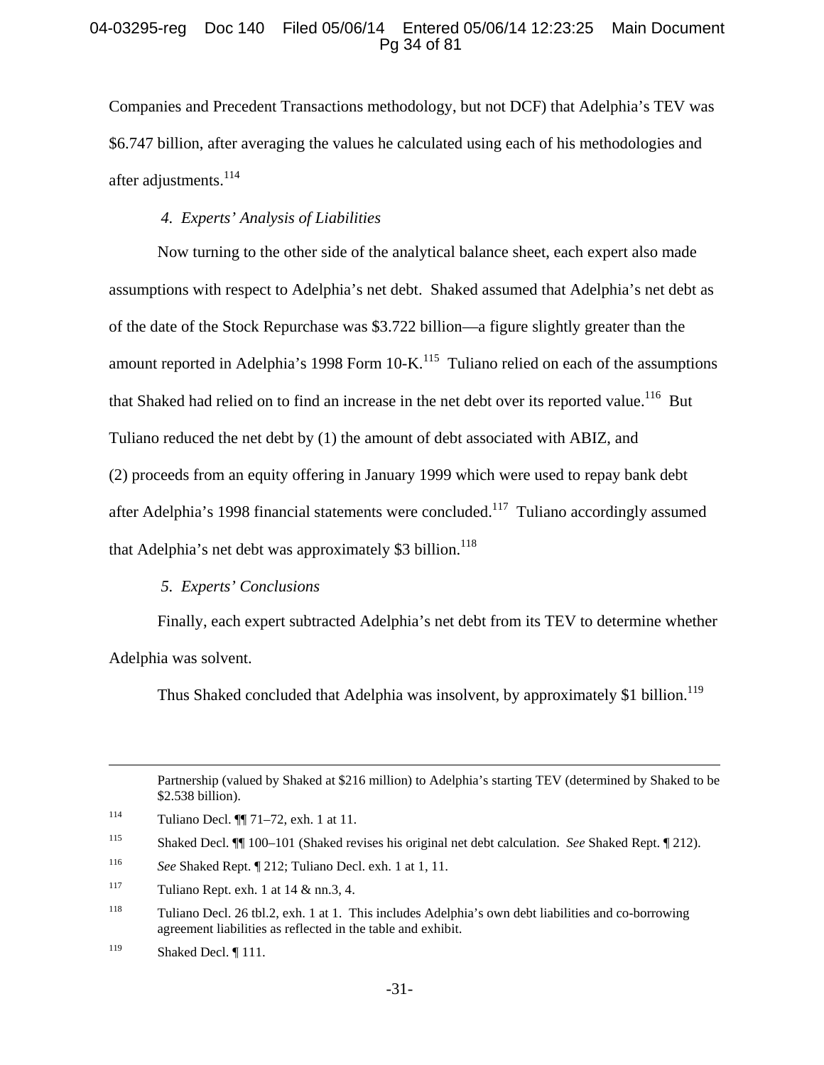Companies and Precedent Transactions methodology, but not DCF) that Adelphia's TEV was $6.747 billion, after averaging the values he calculated using each of his methodologies and after adjustments.[114]

*4. Experts' Analysis of Liabilities*

Now turning to the other side of the analytical balance sheet, each expert also made assumptions with respect to Adelphia's net debt. Shaked assumed that Adelphia's net debt as of the date of the Stock Repurchase was $3.722 billion—a figure slightly greater than the amount reported in Adelphia's 1998 Form 10-K.[115] Tuliano relied on each of the assumptions that Shaked had relied on to find an increase in the net debt over its reported value.[116] But Tuliano reduced the net debt by (1) the amount of debt associated with ABIZ, and (2) proceeds from an equity offering in January 1999 which were used to repay bank debt after Adelphia's 1998 financial statements were concluded.[117] Tuliano accordingly assumed that Adelphia's net debt was approximately $3 billion.[118]

*5. Experts' Conclusions*

Finally, each expert subtracted Adelphia's net debt from its TEV to determine whether Adelphia was solvent.

Thus Shaked concluded that Adelphia was insolvent, by approximately $1 billion.[119]

---

Partnership (valued by Shaked at $216 million) to Adelphia's starting TEV (determined by Shaked to be $2.538 billion).

[114] Tuliano Decl. ¶¶ 71–72, exh. 1 at 11.

[115] Shaked Decl. ¶¶ 100–101 (Shaked revises his original net debt calculation. *See* Shaked Rept. ¶ 212).

[116] *See* Shaked Rept. ¶ 212; Tuliano Decl. exh. 1 at 1, 11.

[117] Tuliano Rept. exh. 1 at 14 & nn.3, 4.

[118] Tuliano Decl. 26 tbl.2, exh. 1 at 1. This includes Adelphia's own debt liabilities and co-borrowing agreement liabilities as reflected in the table and exhibit.

[119] Shaked Decl. ¶ 111.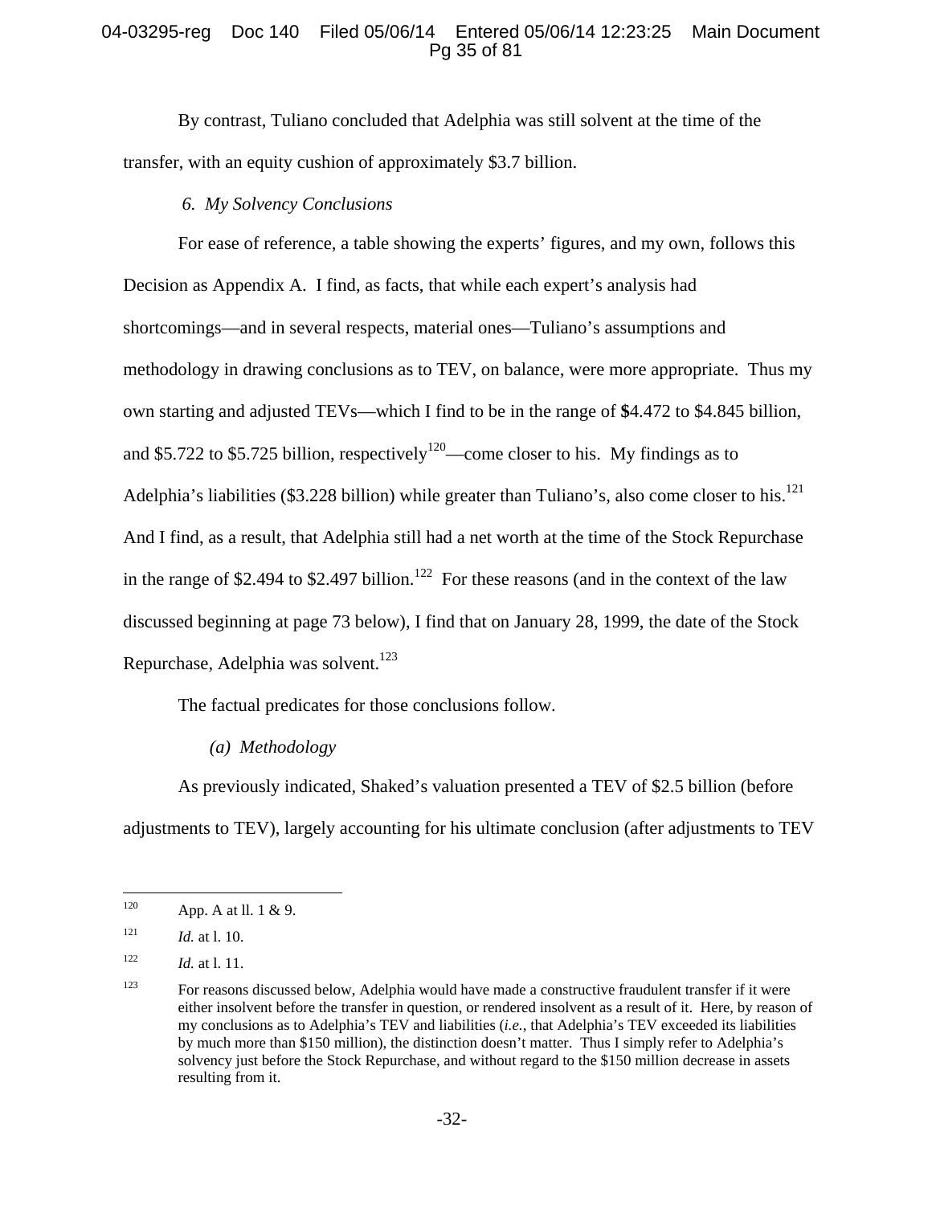By contrast, Tuliano concluded that Adelphia was still solvent at the time of the transfer, with an equity cushion of approximately $3.7 billion.

*6. My Solvency Conclusions*

For ease of reference, a table showing the experts' figures, and my own, follows this Decision as Appendix A. I find, as facts, that while each expert's analysis had shortcomings—and in several respects, material ones—Tuliano's assumptions and methodology in drawing conclusions as to TEV, on balance, were more appropriate. Thus my own starting and adjusted TEVs—which I find to be in the range of $4.472 to $4.845 billion, and $5.722 to $5.725 billion, respectively[120]—come closer to his. My findings as to Adelphia's liabilities ($3.228 billion) while greater than Tuliano's, also come closer to his.[121] And I find, as a result, that Adelphia still had a net worth at the time of the Stock Repurchase in the range of $2.494 to $2.497 billion.[122] For these reasons (and in the context of the law discussed beginning at page 73 below), I find that on January 28, 1999, the date of the Stock Repurchase, Adelphia was solvent.[123]

The factual predicates for those conclusions follow.

*(a) Methodology*

As previously indicated, Shaked's valuation presented a TEV of $2.5 billion (before adjustments to TEV), largely accounting for his ultimate conclusion (after adjustments to TEV

---

[120] App. A at ll. 1 & 9.

[121] *Id.* at l. 10.

[122] *Id.* at l. 11.

[123] For reasons discussed below, Adelphia would have made a constructive fraudulent transfer if it were either insolvent before the transfer in question, or rendered insolvent as a result of it. Here, by reason of my conclusions as to Adelphia's TEV and liabilities (*i.e.*, that Adelphia's TEV exceeded its liabilities by much more than $150 million), the distinction doesn't matter. Thus I simply refer to Adelphia's solvency just before the Stock Repurchase, and without regard to the $150 million decrease in assets resulting from it.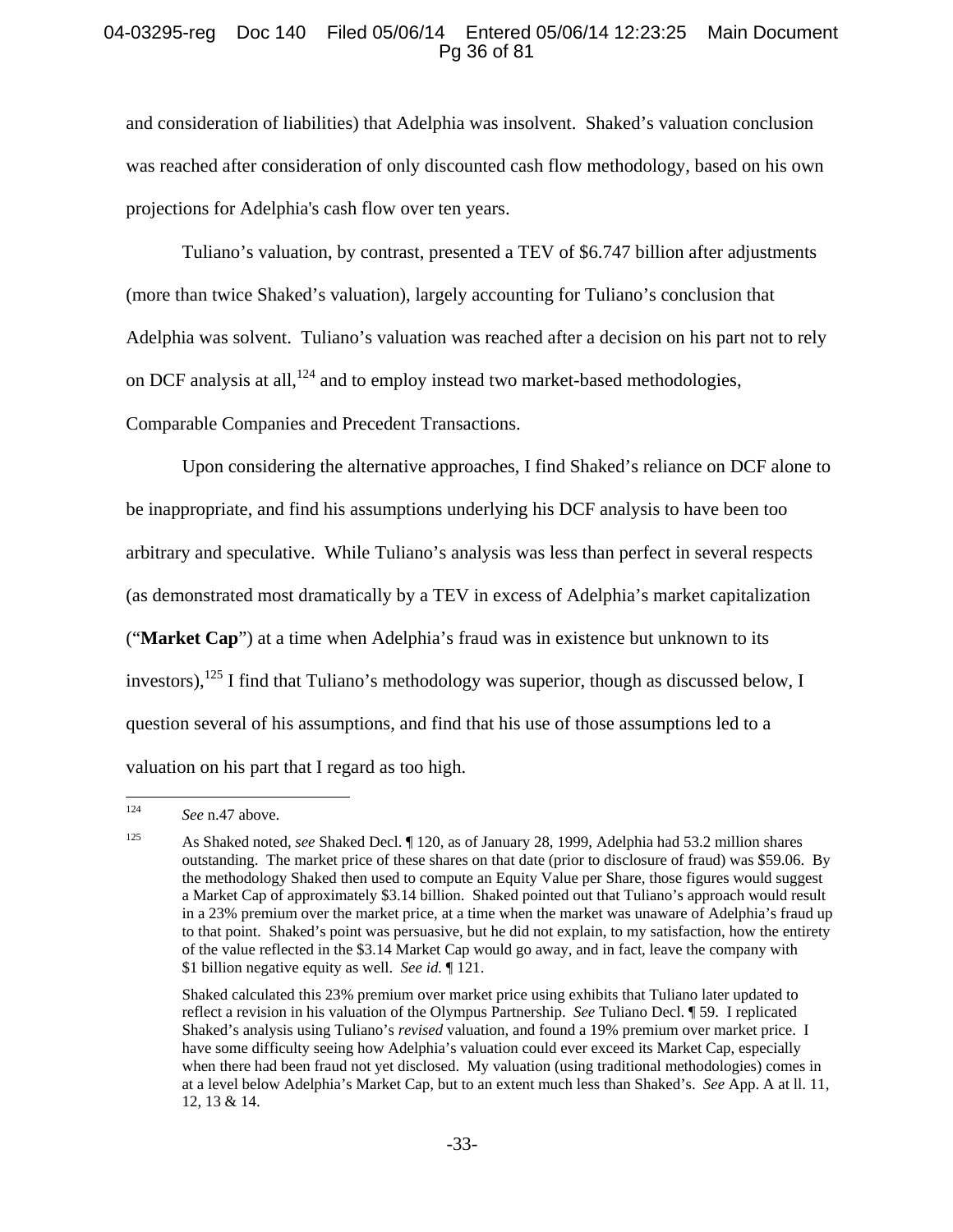and consideration of liabilities) that Adelphia was insolvent. Shaked's valuation conclusion was reached after consideration of only discounted cash flow methodology, based on his own projections for Adelphia's cash flow over ten years.

Tuliano's valuation, by contrast, presented a TEV of $6.747 billion after adjustments (more than twice Shaked's valuation), largely accounting for Tuliano's conclusion that Adelphia was solvent. Tuliano's valuation was reached after a decision on his part not to rely on DCF analysis at all,[124] and to employ instead two market-based methodologies, Comparable Companies and Precedent Transactions.

Upon considering the alternative approaches, I find Shaked's reliance on DCF alone to be inappropriate, and find his assumptions underlying his DCF analysis to have been too arbitrary and speculative. While Tuliano's analysis was less than perfect in several respects (as demonstrated most dramatically by a TEV in excess of Adelphia's market capitalization ("**Market Cap**") at a time when Adelphia's fraud was in existence but unknown to its investors),[125] I find that Tuliano's methodology was superior, though as discussed below, I question several of his assumptions, and find that his use of those assumptions led to a valuation on his part that I regard as too high.

---

[124] *See* n.47 above.

[125] As Shaked noted, *see* Shaked Decl. ¶ 120, as of January 28, 1999, Adelphia had 53.2 million shares outstanding. The market price of these shares on that date (prior to disclosure of fraud) was $59.06. By the methodology Shaked then used to compute an Equity Value per Share, those figures would suggest a Market Cap of approximately $3.14 billion. Shaked pointed out that Tuliano's approach would result in a 23% premium over the market price, at a time when the market was unaware of Adelphia's fraud up to that point. Shaked's point was persuasive, but he did not explain, to my satisfaction, how the entirety of the value reflected in the $3.14 Market Cap would go away, and in fact, leave the company with $1 billion negative equity as well. *See id.* ¶ 121.

Shaked calculated this 23% premium over market price using exhibits that Tuliano later updated to reflect a revision in his valuation of the Olympus Partnership. *See* Tuliano Decl. ¶ 59. I replicated Shaked's analysis using Tuliano's *revised* valuation, and found a 19% premium over market price. I have some difficulty seeing how Adelphia's valuation could ever exceed its Market Cap, especially when there had been fraud not yet disclosed. My valuation (using traditional methodologies) comes in at a level below Adelphia's Market Cap, but to an extent much less than Shaked's. *See* App. A at ll. 11, 12, 13 & 14.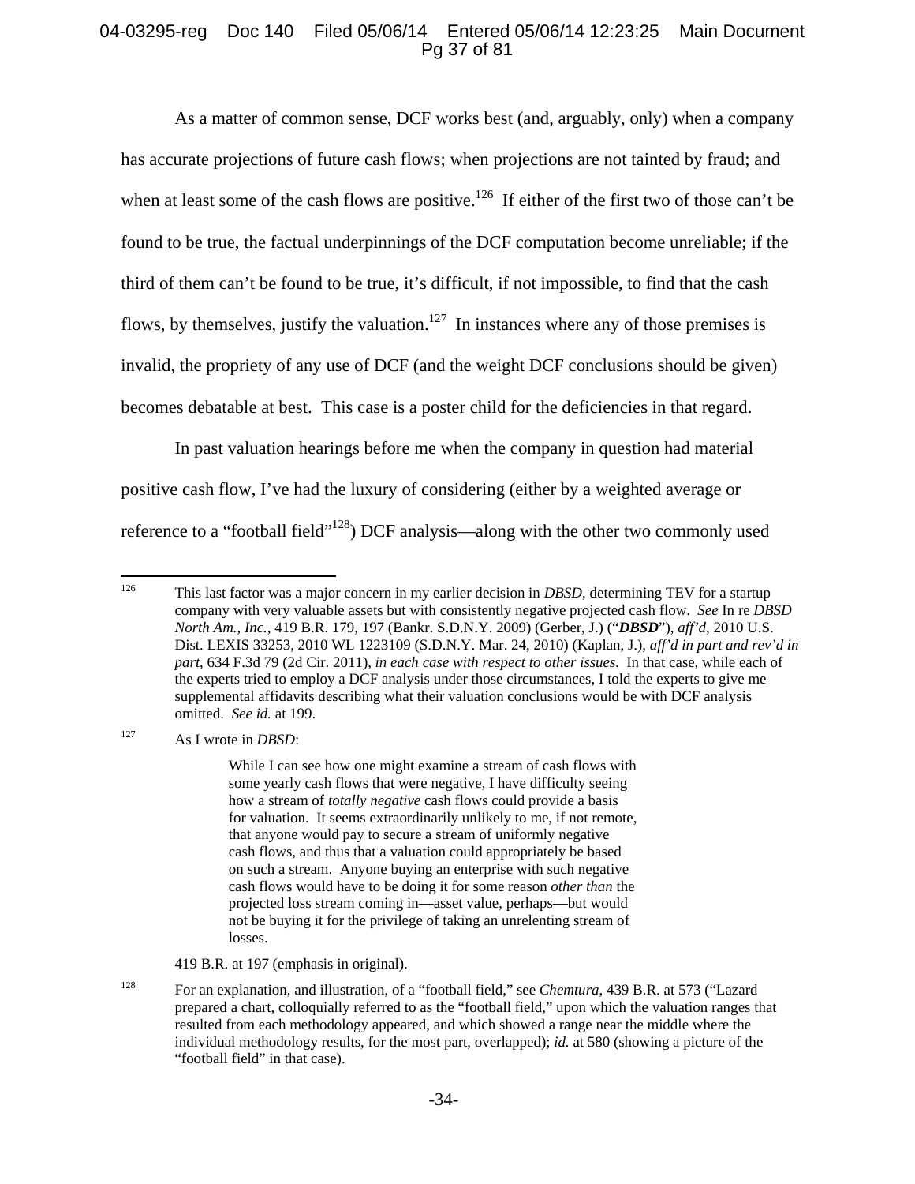As a matter of common sense, DCF works best (and, arguably, only) when a company has accurate projections of future cash flows; when projections are not tainted by fraud; and when at least some of the cash flows are positive.[126] If either of the first two of those can't be found to be true, the factual underpinnings of the DCF computation become unreliable; if the third of them can't be found to be true, it's difficult, if not impossible, to find that the cash flows, by themselves, justify the valuation.[127] In instances where any of those premises is invalid, the propriety of any use of DCF (and the weight DCF conclusions should be given) becomes debatable at best. This case is a poster child for the deficiencies in that regard.

In past valuation hearings before me when the company in question had material positive cash flow, I've had the luxury of considering (either by a weighted average or reference to a "football field"[128]) DCF analysis—along with the other two commonly used

---

[126] This last factor was a major concern in my earlier decision in *DBSD*, determining TEV for a startup company with very valuable assets but with consistently negative projected cash flow. *See* In re *DBSD North Am., Inc.*, 419 B.R. 179, 197 (Bankr. S.D.N.Y. 2009) (Gerber, J.) ("***DBSD***"), *aff'd*, 2010 U.S. Dist. LEXIS 33253, 2010 WL 1223109 (S.D.N.Y. Mar. 24, 2010) (Kaplan, J.), *aff'd in part and rev'd in part*, 634 F.3d 79 (2d Cir. 2011), *in each case with respect to other issues.* In that case, while each of the experts tried to employ a DCF analysis under those circumstances, I told the experts to give me supplemental affidavits describing what their valuation conclusions would be with DCF analysis omitted. *See id.* at 199.

[127] As I wrote in *DBSD*:

> While I can see how one might examine a stream of cash flows with some yearly cash flows that were negative, I have difficulty seeing how a stream of *totally negative* cash flows could provide a basis for valuation. It seems extraordinarily unlikely to me, if not remote, that anyone would pay to secure a stream of uniformly negative cash flows, and thus that a valuation could appropriately be based on such a stream. Anyone buying an enterprise with such negative cash flows would have to be doing it for some reason *other than* the projected loss stream coming in—asset value, perhaps—but would not be buying it for the privilege of taking an unrelenting stream of losses.

419 B.R. at 197 (emphasis in original).

[128] For an explanation, and illustration, of a "football field," see *Chemtura*, 439 B.R. at 573 ("Lazard prepared a chart, colloquially referred to as the "football field," upon which the valuation ranges that resulted from each methodology appeared, and which showed a range near the middle where the individual methodology results, for the most part, overlapped); *id.* at 580 (showing a picture of the "football field" in that case).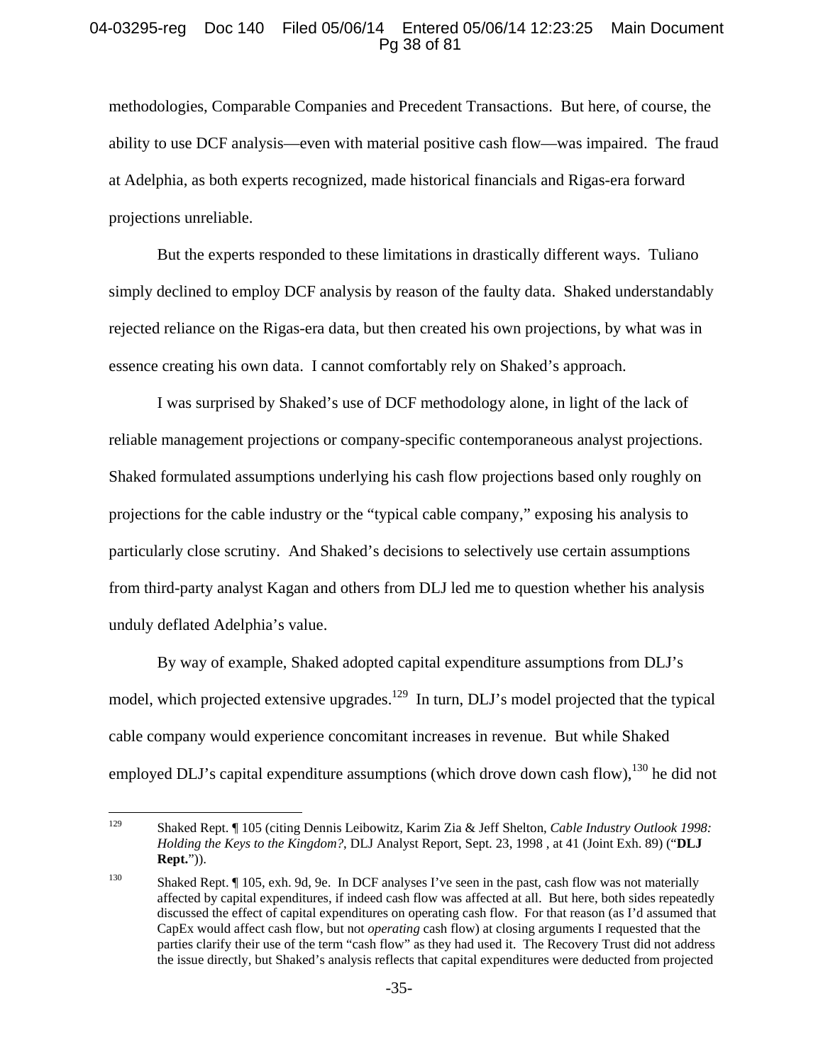methodologies, Comparable Companies and Precedent Transactions. But here, of course, the ability to use DCF analysis—even with material positive cash flow—was impaired. The fraud at Adelphia, as both experts recognized, made historical financials and Rigas-era forward projections unreliable.

But the experts responded to these limitations in drastically different ways. Tuliano simply declined to employ DCF analysis by reason of the faulty data. Shaked understandably rejected reliance on the Rigas-era data, but then created his own projections, by what was in essence creating his own data. I cannot comfortably rely on Shaked's approach.

I was surprised by Shaked's use of DCF methodology alone, in light of the lack of reliable management projections or company-specific contemporaneous analyst projections. Shaked formulated assumptions underlying his cash flow projections based only roughly on projections for the cable industry or the "typical cable company," exposing his analysis to particularly close scrutiny. And Shaked's decisions to selectively use certain assumptions from third-party analyst Kagan and others from DLJ led me to question whether his analysis unduly deflated Adelphia's value.

By way of example, Shaked adopted capital expenditure assumptions from DLJ's model, which projected extensive upgrades.[129] In turn, DLJ's model projected that the typical cable company would experience concomitant increases in revenue. But while Shaked employed DLJ's capital expenditure assumptions (which drove down cash flow),[130] he did not

---

[129] Shaked Rept. ¶ 105 (citing Dennis Leibowitz, Karim Zia & Jeff Shelton, *Cable Industry Outlook 1998: Holding the Keys to the Kingdom?*, DLJ Analyst Report, Sept. 23, 1998 , at 41 (Joint Exh. 89) ("**DLJ Rept.**")).

[130] Shaked Rept. ¶ 105, exh. 9d, 9e. In DCF analyses I've seen in the past, cash flow was not materially affected by capital expenditures, if indeed cash flow was affected at all. But here, both sides repeatedly discussed the effect of capital expenditures on operating cash flow. For that reason (as I'd assumed that CapEx would affect cash flow, but not *operating* cash flow) at closing arguments I requested that the parties clarify their use of the term "cash flow" as they had used it. The Recovery Trust did not address the issue directly, but Shaked's analysis reflects that capital expenditures were deducted from projected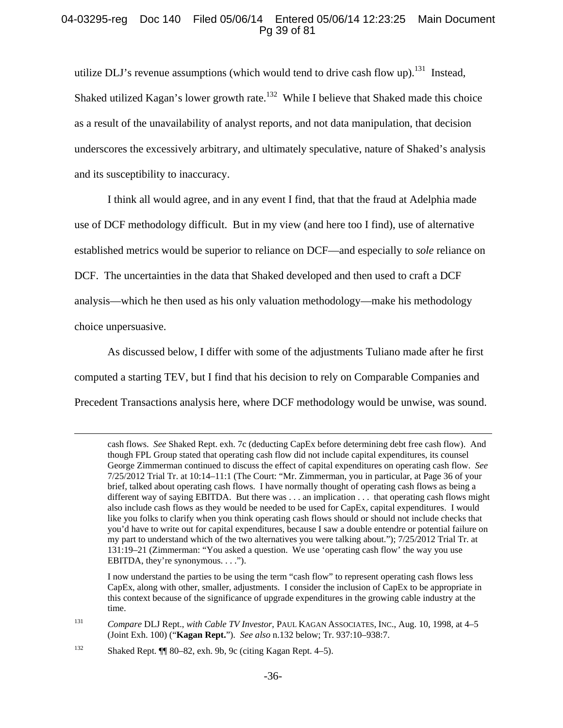utilize DLJ's revenue assumptions (which would tend to drive cash flow up).[131] Instead, Shaked utilized Kagan's lower growth rate.[132] While I believe that Shaked made this choice as a result of the unavailability of analyst reports, and not data manipulation, that decision underscores the excessively arbitrary, and ultimately speculative, nature of Shaked's analysis and its susceptibility to inaccuracy.

I think all would agree, and in any event I find, that that the fraud at Adelphia made use of DCF methodology difficult. But in my view (and here too I find), use of alternative established metrics would be superior to reliance on DCF—and especially to *sole* reliance on DCF. The uncertainties in the data that Shaked developed and then used to craft a DCF analysis—which he then used as his only valuation methodology—make his methodology choice unpersuasive.

As discussed below, I differ with some of the adjustments Tuliano made after he first computed a starting TEV, but I find that his decision to rely on Comparable Companies and Precedent Transactions analysis here, where DCF methodology would be unwise, was sound.

---

cash flows. *See* Shaked Rept. exh. 7c (deducting CapEx before determining debt free cash flow). And though FPL Group stated that operating cash flow did not include capital expenditures, its counsel George Zimmerman continued to discuss the effect of capital expenditures on operating cash flow. *See* 7/25/2012 Trial Tr. at 10:14–11:1 (The Court: "Mr. Zimmerman, you in particular, at Page 36 of your brief, talked about operating cash flows. I have normally thought of operating cash flows as being a different way of saying EBITDA. But there was . . . an implication . . . that operating cash flows might also include cash flows as they would be needed to be used for CapEx, capital expenditures. I would like you folks to clarify when you think operating cash flows should or should not include checks that you'd have to write out for capital expenditures, because I saw a double entendre or potential failure on my part to understand which of the two alternatives you were talking about."); 7/25/2012 Trial Tr. at 131:19–21 (Zimmerman: "You asked a question. We use 'operating cash flow' the way you use EBITDA, they're synonymous. . . .").

I now understand the parties to be using the term "cash flow" to represent operating cash flows less CapEx, along with other, smaller, adjustments. I consider the inclusion of CapEx to be appropriate in this context because of the significance of upgrade expenditures in the growing cable industry at the time.

[131] *Compare* DLJ Rept., *with Cable TV Investor*, PAUL KAGAN ASSOCIATES, INC., Aug. 10, 1998, at 4–5 (Joint Exh. 100) ("**Kagan Rept.**"). *See also* n.132 below; Tr. 937:10–938:7.

[132] Shaked Rept. ¶¶ 80–82, exh. 9b, 9c (citing Kagan Rept. 4–5).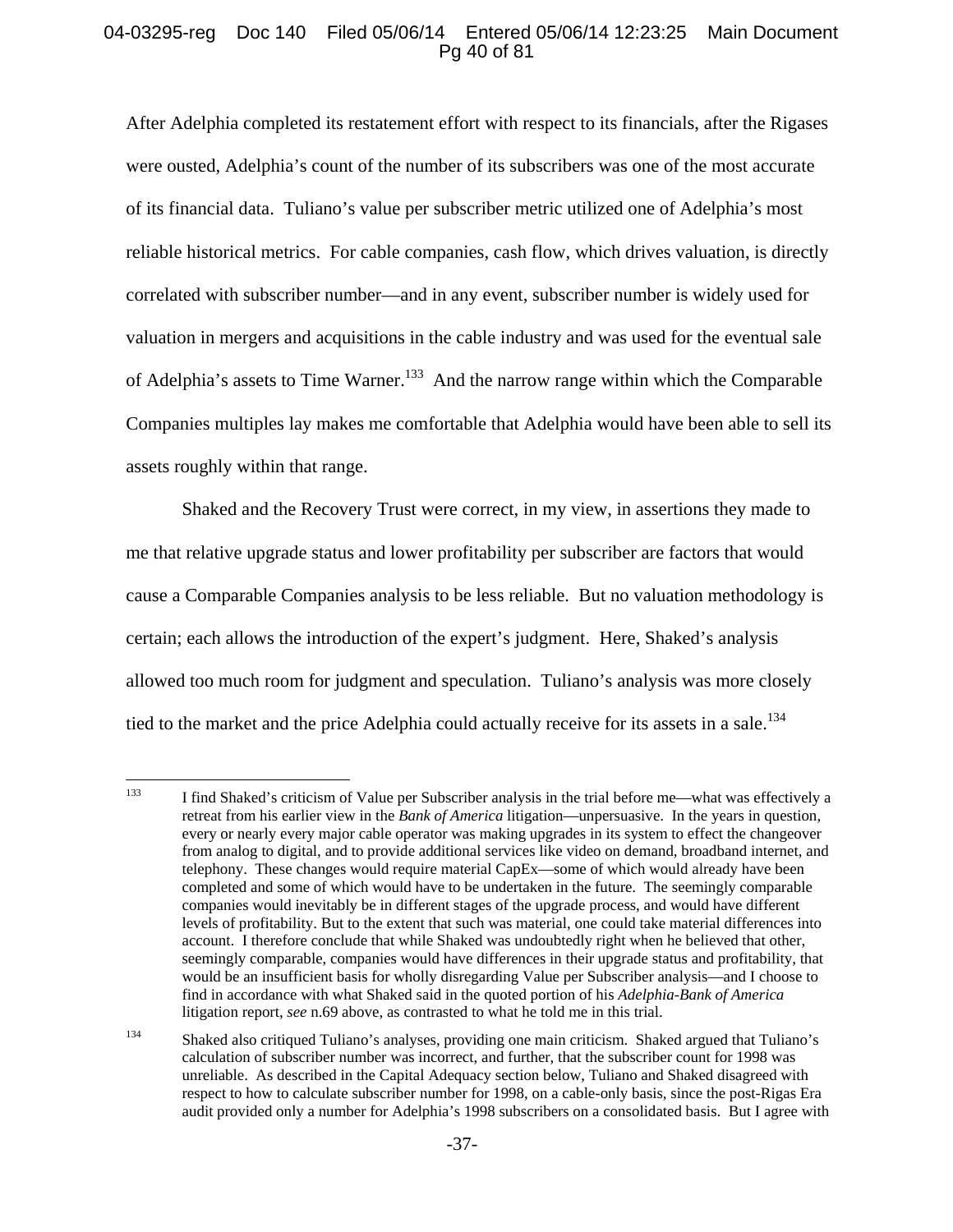After Adelphia completed its restatement effort with respect to its financials, after the Rigases were ousted, Adelphia's count of the number of its subscribers was one of the most accurate of its financial data. Tuliano's value per subscriber metric utilized one of Adelphia's most reliable historical metrics. For cable companies, cash flow, which drives valuation, is directly correlated with subscriber number—and in any event, subscriber number is widely used for valuation in mergers and acquisitions in the cable industry and was used for the eventual sale of Adelphia's assets to Time Warner.[133] And the narrow range within which the Comparable Companies multiples lay makes me comfortable that Adelphia would have been able to sell its assets roughly within that range.

Shaked and the Recovery Trust were correct, in my view, in assertions they made to me that relative upgrade status and lower profitability per subscriber are factors that would cause a Comparable Companies analysis to be less reliable. But no valuation methodology is certain; each allows the introduction of the expert's judgment. Here, Shaked's analysis allowed too much room for judgment and speculation. Tuliano's analysis was more closely tied to the market and the price Adelphia could actually receive for its assets in a sale.[134]

---

[133] I find Shaked's criticism of Value per Subscriber analysis in the trial before me—what was effectively a retreat from his earlier view in the *Bank of America* litigation—unpersuasive. In the years in question, every or nearly every major cable operator was making upgrades in its system to effect the changeover from analog to digital, and to provide additional services like video on demand, broadband internet, and telephony. These changes would require material CapEx—some of which would already have been completed and some of which would have to be undertaken in the future. The seemingly comparable companies would inevitably be in different stages of the upgrade process, and would have different levels of profitability. But to the extent that such was material, one could take material differences into account. I therefore conclude that while Shaked was undoubtedly right when he believed that other, seemingly comparable, companies would have differences in their upgrade status and profitability, that would be an insufficient basis for wholly disregarding Value per Subscriber analysis—and I choose to find in accordance with what Shaked said in the quoted portion of his *Adelphia-Bank of America* litigation report, *see* n.69 above, as contrasted to what he told me in this trial.

[134] Shaked also critiqued Tuliano's analyses, providing one main criticism. Shaked argued that Tuliano's calculation of subscriber number was incorrect, and further, that the subscriber count for 1998 was unreliable. As described in the Capital Adequacy section below, Tuliano and Shaked disagreed with respect to how to calculate subscriber number for 1998, on a cable-only basis, since the post-Rigas Era audit provided only a number for Adelphia's 1998 subscribers on a consolidated basis. But I agree with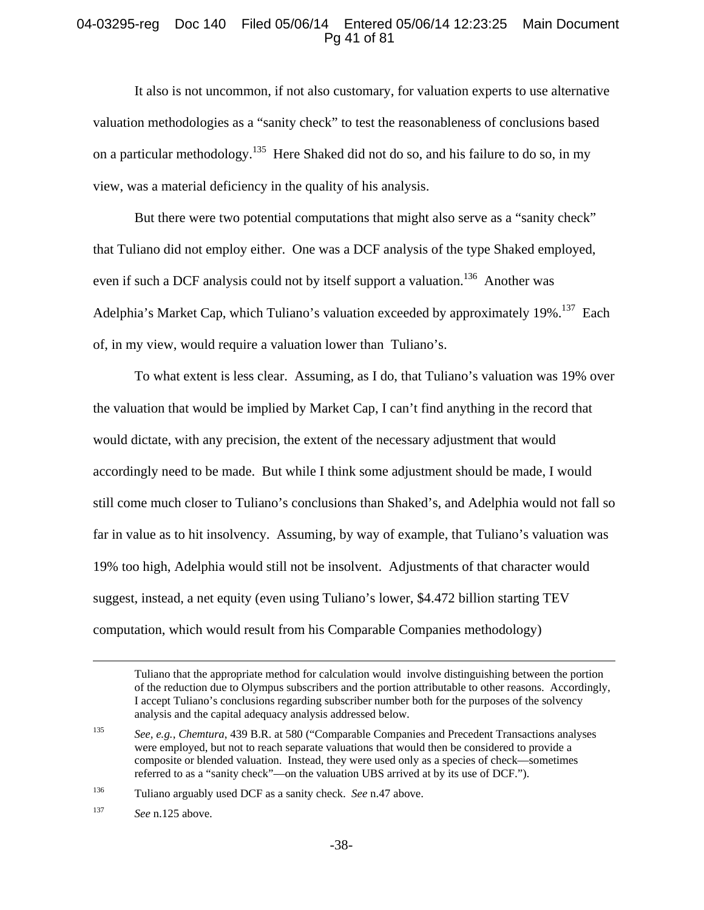It also is not uncommon, if not also customary, for valuation experts to use alternative valuation methodologies as a "sanity check" to test the reasonableness of conclusions based on a particular methodology.[135] Here Shaked did not do so, and his failure to do so, in my view, was a material deficiency in the quality of his analysis.

But there were two potential computations that might also serve as a "sanity check" that Tuliano did not employ either. One was a DCF analysis of the type Shaked employed, even if such a DCF analysis could not by itself support a valuation.[136] Another was Adelphia's Market Cap, which Tuliano's valuation exceeded by approximately 19%.[137] Each of, in my view, would require a valuation lower than Tuliano's.

To what extent is less clear. Assuming, as I do, that Tuliano's valuation was 19% over the valuation that would be implied by Market Cap, I can't find anything in the record that would dictate, with any precision, the extent of the necessary adjustment that would accordingly need to be made. But while I think some adjustment should be made, I would still come much closer to Tuliano's conclusions than Shaked's, and Adelphia would not fall so far in value as to hit insolvency. Assuming, by way of example, that Tuliano's valuation was 19% too high, Adelphia would still not be insolvent. Adjustments of that character would suggest, instead, a net equity (even using Tuliano's lower, $4.472 billion starting TEV computation, which would result from his Comparable Companies methodology)

---

Tuliano that the appropriate method for calculation would involve distinguishing between the portion of the reduction due to Olympus subscribers and the portion attributable to other reasons. Accordingly, I accept Tuliano's conclusions regarding subscriber number both for the purposes of the solvency analysis and the capital adequacy analysis addressed below.

[135] *See, e.g.*, *Chemtura*, 439 B.R. at 580 ("Comparable Companies and Precedent Transactions analyses were employed, but not to reach separate valuations that would then be considered to provide a composite or blended valuation. Instead, they were used only as a species of check—sometimes referred to as a "sanity check"—on the valuation UBS arrived at by its use of DCF.").

[136] Tuliano arguably used DCF as a sanity check. *See* n.47 above.

[137] *See* n.125 above.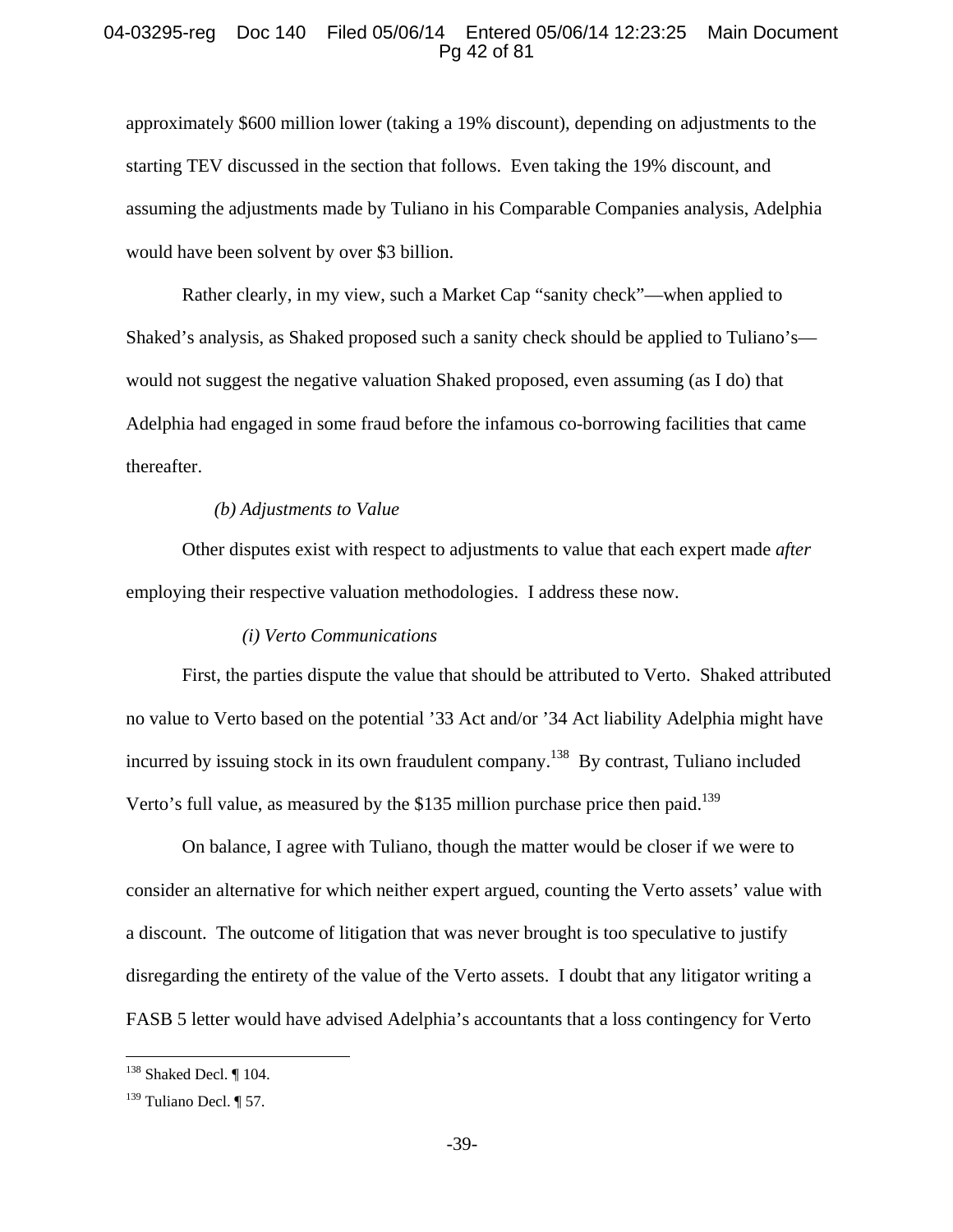approximately $600 million lower (taking a 19% discount), depending on adjustments to the starting TEV discussed in the section that follows. Even taking the 19% discount, and assuming the adjustments made by Tuliano in his Comparable Companies analysis, Adelphia would have been solvent by over $3 billion.

Rather clearly, in my view, such a Market Cap "sanity check"—when applied to Shaked's analysis, as Shaked proposed such a sanity check should be applied to Tuliano's—would not suggest the negative valuation Shaked proposed, even assuming (as I do) that Adelphia had engaged in some fraud before the infamous co-borrowing facilities that came thereafter.

*(b) Adjustments to Value*

Other disputes exist with respect to adjustments to value that each expert made *after* employing their respective valuation methodologies. I address these now.

*(i) Verto Communications*

First, the parties dispute the value that should be attributed to Verto. Shaked attributed no value to Verto based on the potential '33 Act and/or '34 Act liability Adelphia might have incurred by issuing stock in its own fraudulent company.[138] By contrast, Tuliano included Verto's full value, as measured by the $135 million purchase price then paid.[139]

On balance, I agree with Tuliano, though the matter would be closer if we were to consider an alternative for which neither expert argued, counting the Verto assets' value with a discount. The outcome of litigation that was never brought is too speculative to justify disregarding the entirety of the value of the Verto assets. I doubt that any litigator writing a FASB 5 letter would have advised Adelphia's accountants that a loss contingency for Verto

---

[138] Shaked Decl. ¶ 104.

[139] Tuliano Decl. ¶ 57.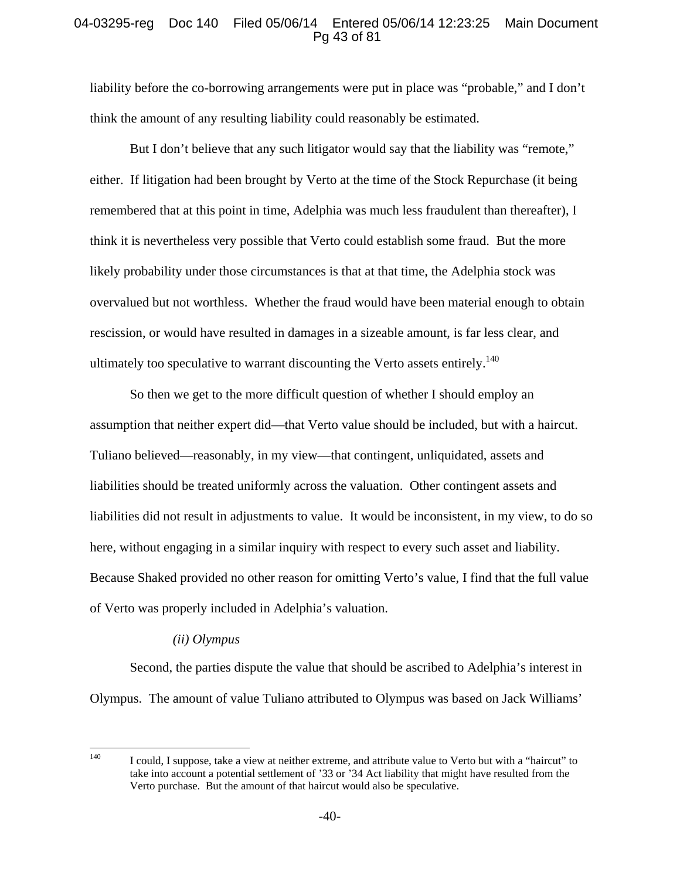liability before the co-borrowing arrangements were put in place was "probable," and I don't think the amount of any resulting liability could reasonably be estimated.

But I don't believe that any such litigator would say that the liability was "remote," either. If litigation had been brought by Verto at the time of the Stock Repurchase (it being remembered that at this point in time, Adelphia was much less fraudulent than thereafter), I think it is nevertheless very possible that Verto could establish some fraud. But the more likely probability under those circumstances is that at that time, the Adelphia stock was overvalued but not worthless. Whether the fraud would have been material enough to obtain rescission, or would have resulted in damages in a sizeable amount, is far less clear, and ultimately too speculative to warrant discounting the Verto assets entirely.[140]

So then we get to the more difficult question of whether I should employ an assumption that neither expert did—that Verto value should be included, but with a haircut. Tuliano believed—reasonably, in my view—that contingent, unliquidated, assets and liabilities should be treated uniformly across the valuation. Other contingent assets and liabilities did not result in adjustments to value. It would be inconsistent, in my view, to do so here, without engaging in a similar inquiry with respect to every such asset and liability. Because Shaked provided no other reason for omitting Verto's value, I find that the full value of Verto was properly included in Adelphia's valuation.

*(ii) Olympus*

Second, the parties dispute the value that should be ascribed to Adelphia's interest in Olympus. The amount of value Tuliano attributed to Olympus was based on Jack Williams'

---

[140] I could, I suppose, take a view at neither extreme, and attribute value to Verto but with a "haircut" to take into account a potential settlement of '33 or '34 Act liability that might have resulted from the Verto purchase. But the amount of that haircut would also be speculative.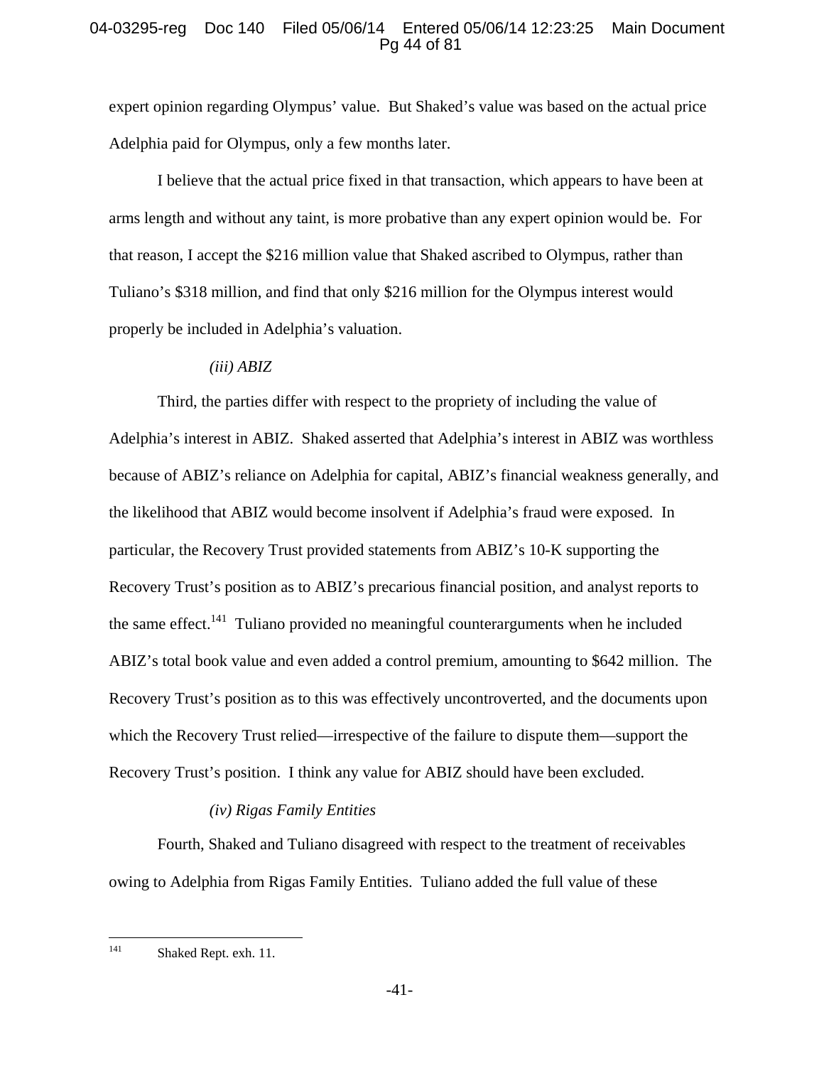expert opinion regarding Olympus' value. But Shaked's value was based on the actual price Adelphia paid for Olympus, only a few months later.

I believe that the actual price fixed in that transaction, which appears to have been at arms length and without any taint, is more probative than any expert opinion would be. For that reason, I accept the $216 million value that Shaked ascribed to Olympus, rather than Tuliano's $318 million, and find that only $216 million for the Olympus interest would properly be included in Adelphia's valuation.

*(iii) ABIZ*

Third, the parties differ with respect to the propriety of including the value of Adelphia's interest in ABIZ. Shaked asserted that Adelphia's interest in ABIZ was worthless because of ABIZ's reliance on Adelphia for capital, ABIZ's financial weakness generally, and the likelihood that ABIZ would become insolvent if Adelphia's fraud were exposed. In particular, the Recovery Trust provided statements from ABIZ's 10-K supporting the Recovery Trust's position as to ABIZ's precarious financial position, and analyst reports to the same effect.[141] Tuliano provided no meaningful counterarguments when he included ABIZ's total book value and even added a control premium, amounting to $642 million. The Recovery Trust's position as to this was effectively uncontroverted, and the documents upon which the Recovery Trust relied—irrespective of the failure to dispute them—support the Recovery Trust's position. I think any value for ABIZ should have been excluded.

*(iv) Rigas Family Entities*

Fourth, Shaked and Tuliano disagreed with respect to the treatment of receivables owing to Adelphia from Rigas Family Entities. Tuliano added the full value of these

---

[141] Shaked Rept. exh. 11.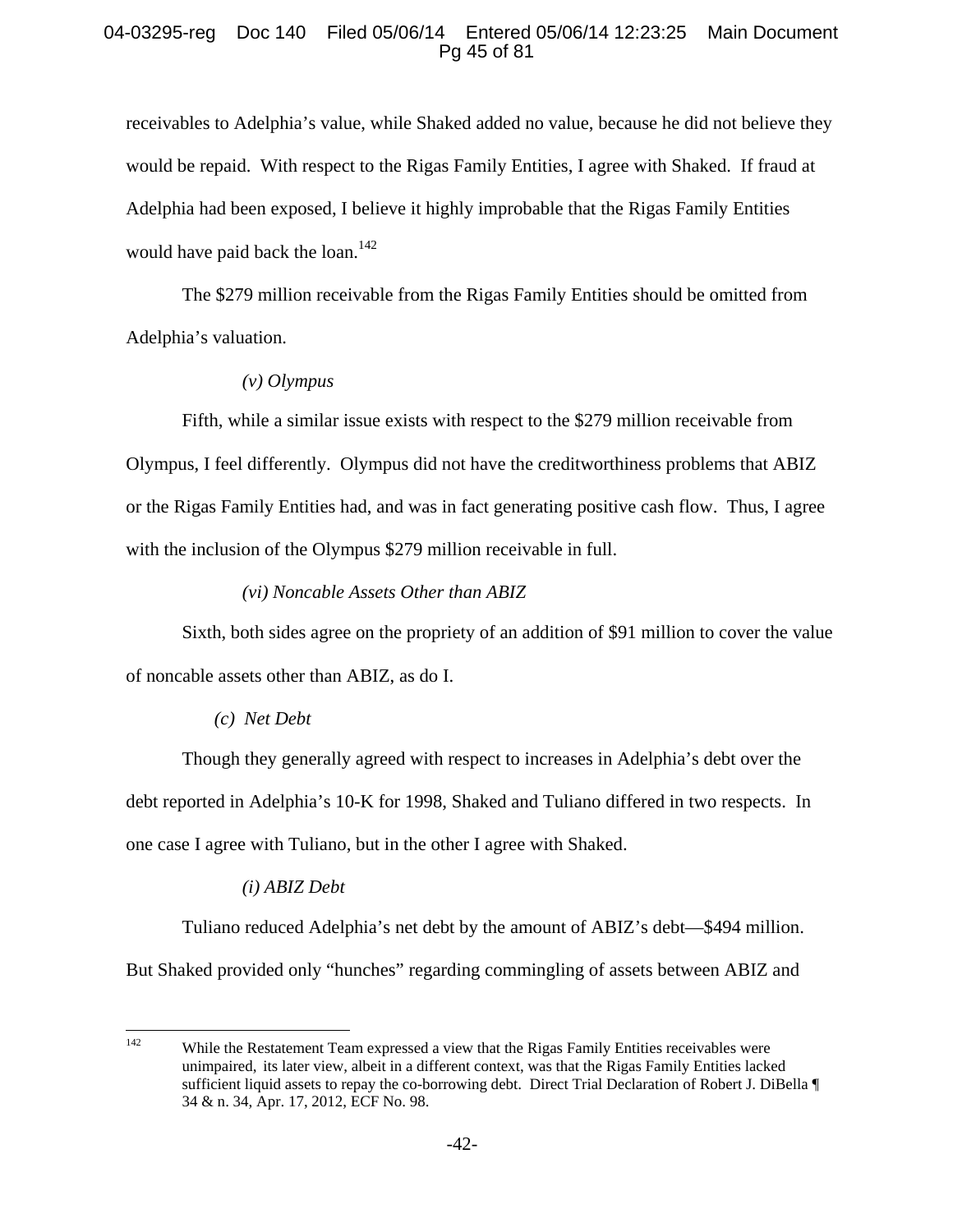receivables to Adelphia's value, while Shaked added no value, because he did not believe they would be repaid. With respect to the Rigas Family Entities, I agree with Shaked. If fraud at Adelphia had been exposed, I believe it highly improbable that the Rigas Family Entities would have paid back the loan.[142]

The $279 million receivable from the Rigas Family Entities should be omitted from Adelphia's valuation.

*(v) Olympus*

Fifth, while a similar issue exists with respect to the $279 million receivable from Olympus, I feel differently. Olympus did not have the creditworthiness problems that ABIZ or the Rigas Family Entities had, and was in fact generating positive cash flow. Thus, I agree with the inclusion of the Olympus $279 million receivable in full.

*(vi) Noncable Assets Other than ABIZ*

Sixth, both sides agree on the propriety of an addition of $91 million to cover the value of noncable assets other than ABIZ, as do I.

*(c) Net Debt*

Though they generally agreed with respect to increases in Adelphia's debt over the debt reported in Adelphia's 10-K for 1998, Shaked and Tuliano differed in two respects. In one case I agree with Tuliano, but in the other I agree with Shaked.

*(i) ABIZ Debt*

Tuliano reduced Adelphia's net debt by the amount of ABIZ's debt—$494 million. But Shaked provided only "hunches" regarding commingling of assets between ABIZ and

---

[142] While the Restatement Team expressed a view that the Rigas Family Entities receivables were unimpaired, its later view, albeit in a different context, was that the Rigas Family Entities lacked sufficient liquid assets to repay the co-borrowing debt. Direct Trial Declaration of Robert J. DiBella ¶ 34 & n. 34, Apr. 17, 2012, ECF No. 98.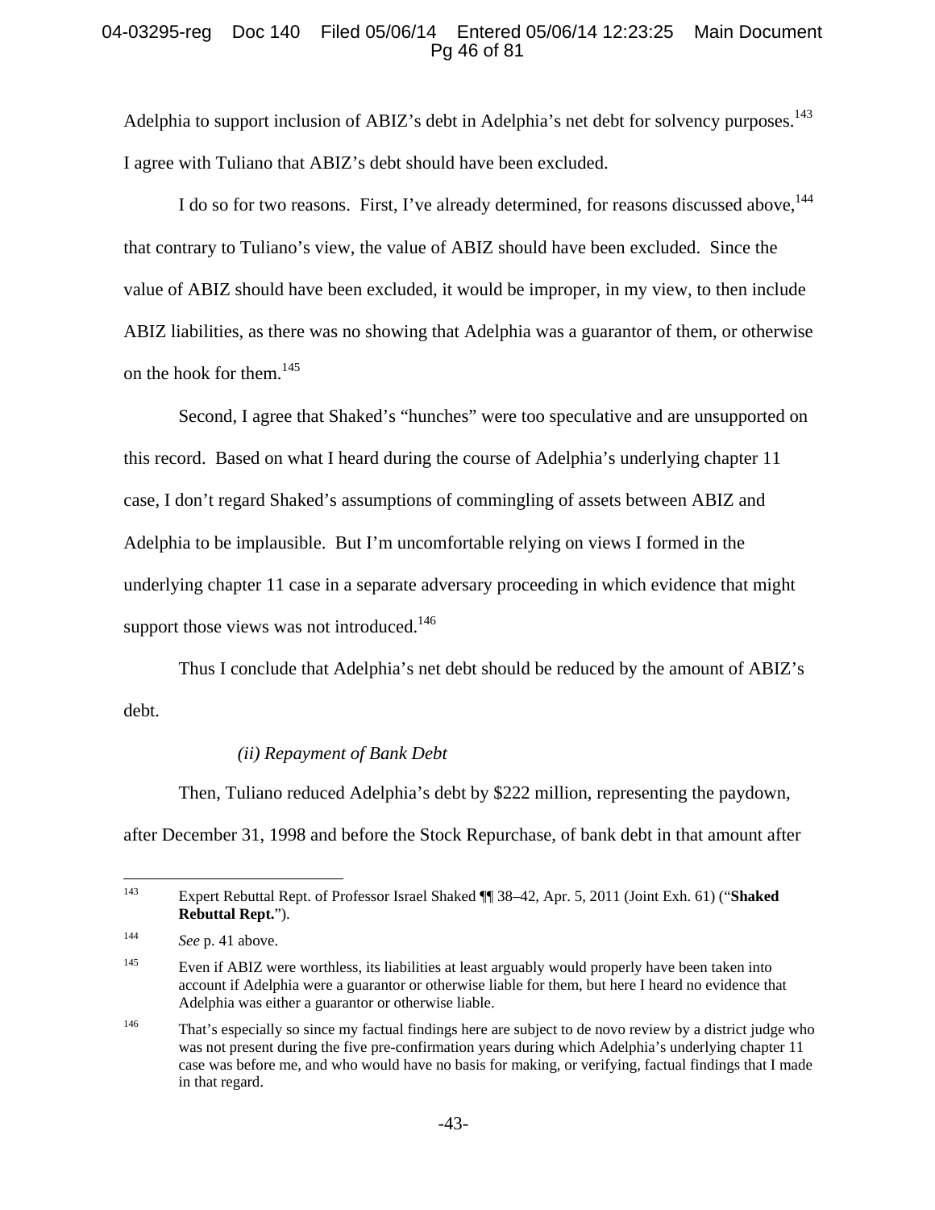Adelphia to support inclusion of ABIZ's debt in Adelphia's net debt for solvency purposes.[143] I agree with Tuliano that ABIZ's debt should have been excluded.

I do so for two reasons. First, I've already determined, for reasons discussed above,[144] that contrary to Tuliano's view, the value of ABIZ should have been excluded. Since the value of ABIZ should have been excluded, it would be improper, in my view, to then include ABIZ liabilities, as there was no showing that Adelphia was a guarantor of them, or otherwise on the hook for them.[145]

Second, I agree that Shaked's "hunches" were too speculative and are unsupported on this record. Based on what I heard during the course of Adelphia's underlying chapter 11 case, I don't regard Shaked's assumptions of commingling of assets between ABIZ and Adelphia to be implausible. But I'm uncomfortable relying on views I formed in the underlying chapter 11 case in a separate adversary proceeding in which evidence that might support those views was not introduced.[146]

Thus I conclude that Adelphia's net debt should be reduced by the amount of ABIZ's debt.

*(ii) Repayment of Bank Debt*

Then, Tuliano reduced Adelphia's debt by $222 million, representing the paydown, after December 31, 1998 and before the Stock Repurchase, of bank debt in that amount after

---

[143] Expert Rebuttal Rept. of Professor Israel Shaked ¶¶ 38–42, Apr. 5, 2011 (Joint Exh. 61) ("**Shaked Rebuttal Rept.**").

[144] *See* p. 41 above.

[145] Even if ABIZ were worthless, its liabilities at least arguably would properly have been taken into account if Adelphia were a guarantor or otherwise liable for them, but here I heard no evidence that Adelphia was either a guarantor or otherwise liable.

[146] That's especially so since my factual findings here are subject to de novo review by a district judge who was not present during the five pre-confirmation years during which Adelphia's underlying chapter 11 case was before me, and who would have no basis for making, or verifying, factual findings that I made in that regard.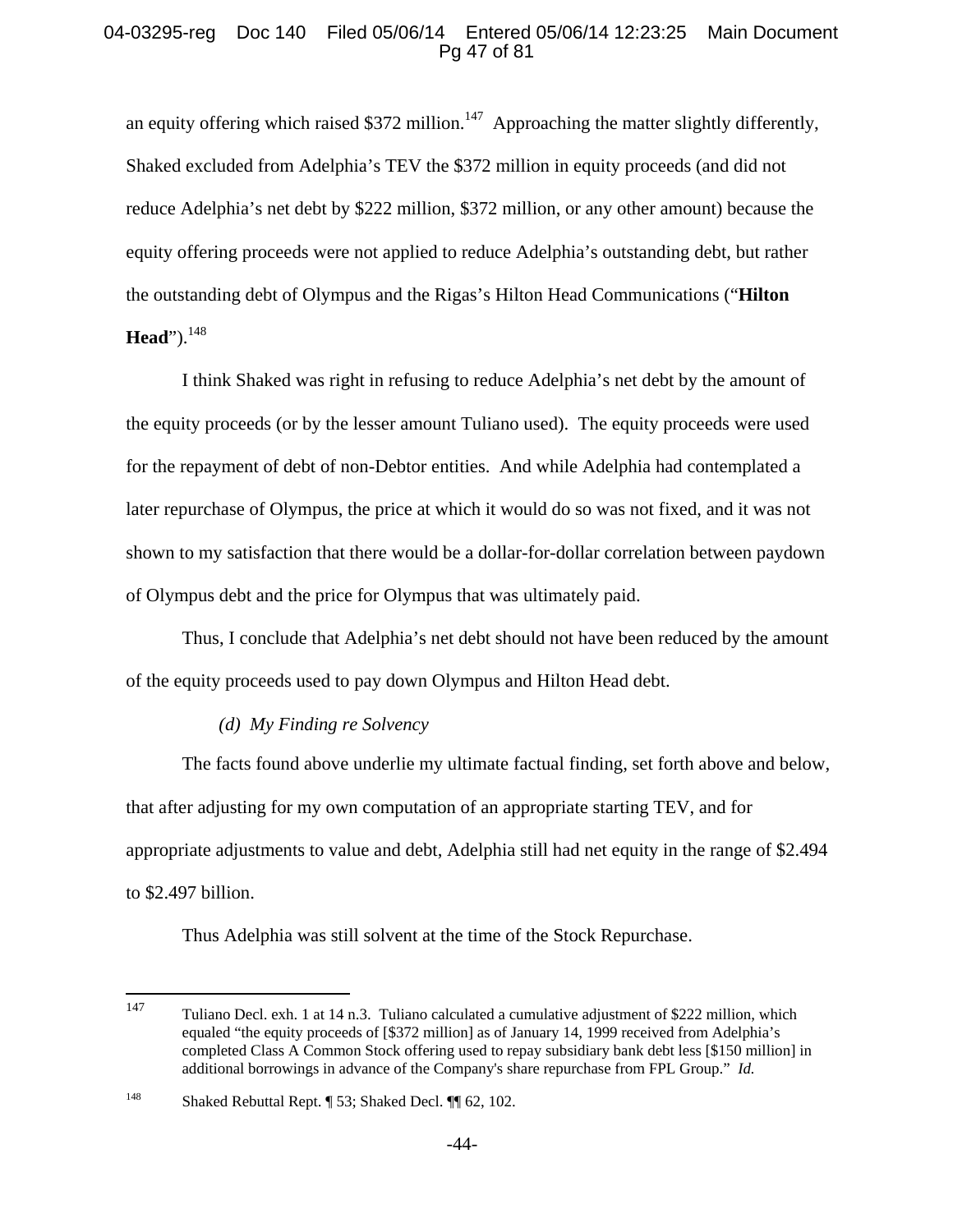an equity offering which raised $372 million.[147] Approaching the matter slightly differently, Shaked excluded from Adelphia's TEV the $372 million in equity proceeds (and did not reduce Adelphia's net debt by $222 million, $372 million, or any other amount) because the equity offering proceeds were not applied to reduce Adelphia's outstanding debt, but rather the outstanding debt of Olympus and the Rigas's Hilton Head Communications ("**Hilton Head**").[148]

I think Shaked was right in refusing to reduce Adelphia's net debt by the amount of the equity proceeds (or by the lesser amount Tuliano used). The equity proceeds were used for the repayment of debt of non-Debtor entities. And while Adelphia had contemplated a later repurchase of Olympus, the price at which it would do so was not fixed, and it was not shown to my satisfaction that there would be a dollar-for-dollar correlation between paydown of Olympus debt and the price for Olympus that was ultimately paid.

Thus, I conclude that Adelphia's net debt should not have been reduced by the amount of the equity proceeds used to pay down Olympus and Hilton Head debt.

*(d) My Finding re Solvency*

The facts found above underlie my ultimate factual finding, set forth above and below, that after adjusting for my own computation of an appropriate starting TEV, and for appropriate adjustments to value and debt, Adelphia still had net equity in the range of $2.494 to $2.497 billion.

Thus Adelphia was still solvent at the time of the Stock Repurchase.

---

[147] Tuliano Decl. exh. 1 at 14 n.3. Tuliano calculated a cumulative adjustment of $222 million, which equaled "the equity proceeds of [$372 million] as of January 14, 1999 received from Adelphia's completed Class A Common Stock offering used to repay subsidiary bank debt less [$150 million] in additional borrowings in advance of the Company's share repurchase from FPL Group." *Id.*

[148] Shaked Rebuttal Rept. ¶ 53; Shaked Decl. ¶¶ 62, 102.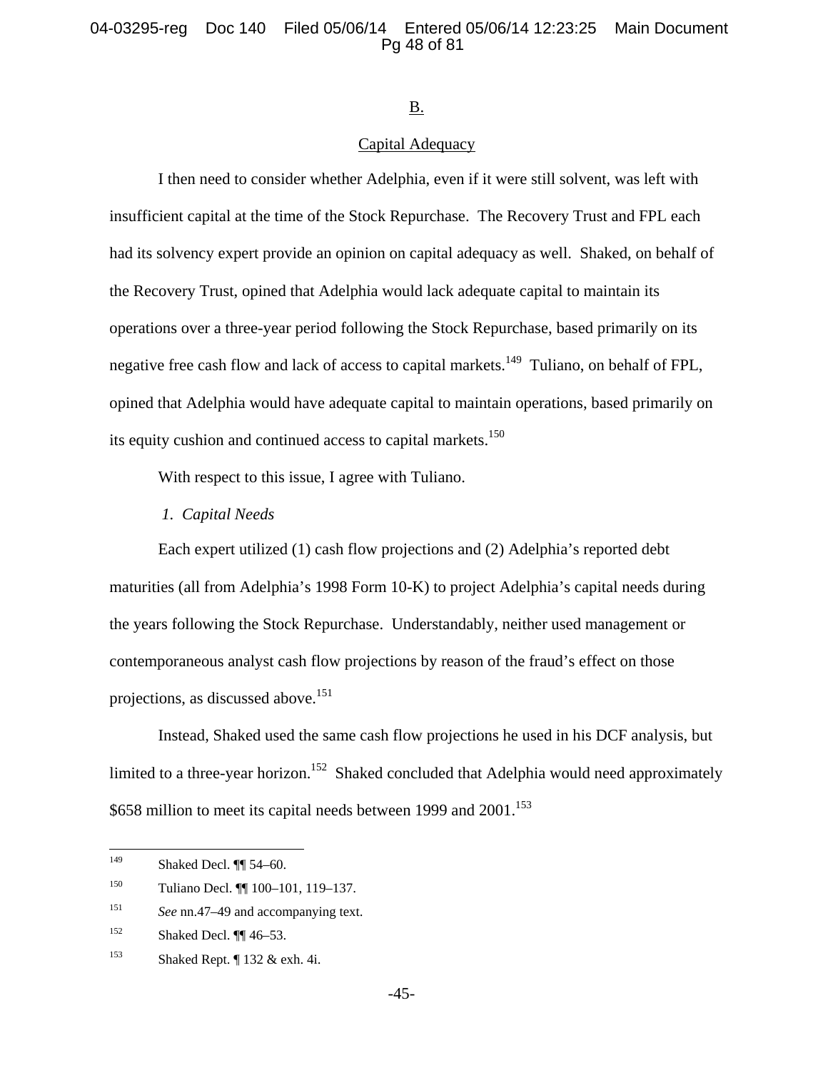## B.

## Capital Adequacy

I then need to consider whether Adelphia, even if it were still solvent, was left with insufficient capital at the time of the Stock Repurchase. The Recovery Trust and FPL each had its solvency expert provide an opinion on capital adequacy as well. Shaked, on behalf of the Recovery Trust, opined that Adelphia would lack adequate capital to maintain its operations over a three-year period following the Stock Repurchase, based primarily on its negative free cash flow and lack of access to capital markets.[149] Tuliano, on behalf of FPL, opined that Adelphia would have adequate capital to maintain operations, based primarily on its equity cushion and continued access to capital markets.[150]

With respect to this issue, I agree with Tuliano.

### *1. Capital Needs*

Each expert utilized (1) cash flow projections and (2) Adelphia's reported debt maturities (all from Adelphia's 1998 Form 10-K) to project Adelphia's capital needs during the years following the Stock Repurchase. Understandably, neither used management or contemporaneous analyst cash flow projections by reason of the fraud's effect on those projections, as discussed above.[151]

Instead, Shaked used the same cash flow projections he used in his DCF analysis, but limited to a three-year horizon.[152] Shaked concluded that Adelphia would need approximately \$658 million to meet its capital needs between 1999 and 2001.[153]

---

[149] Shaked Decl. ¶¶ 54–60.

[150] Tuliano Decl. ¶¶ 100–101, 119–137.

[151] *See* nn.47–49 and accompanying text.

[152] Shaked Decl. ¶¶ 46–53.

[153] Shaked Rept. ¶ 132 & exh. 4i.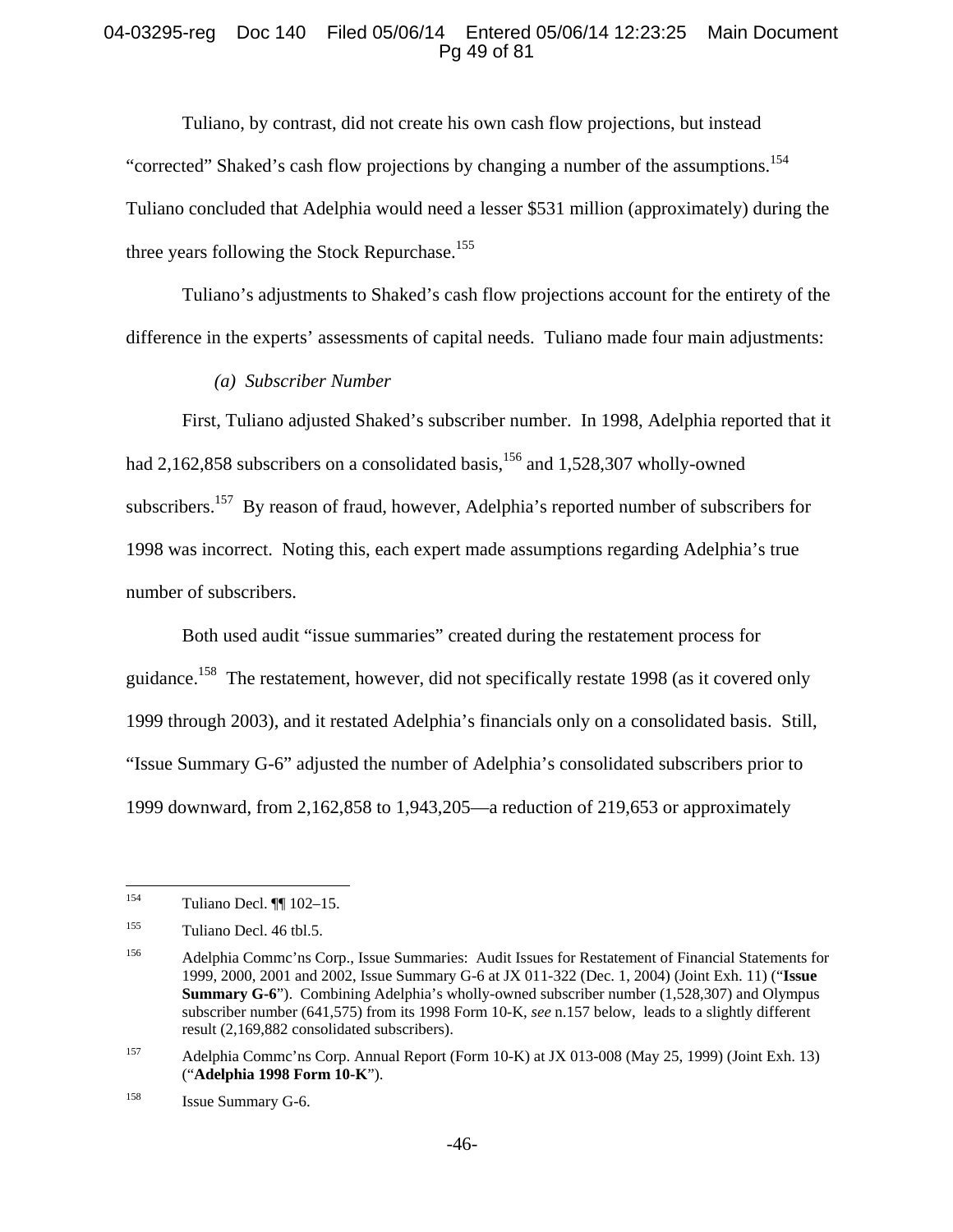Tuliano, by contrast, did not create his own cash flow projections, but instead "corrected" Shaked's cash flow projections by changing a number of the assumptions.[154] Tuliano concluded that Adelphia would need a lesser $531 million (approximately) during the three years following the Stock Repurchase.[155]

Tuliano's adjustments to Shaked's cash flow projections account for the entirety of the difference in the experts' assessments of capital needs. Tuliano made four main adjustments:

*(a) Subscriber Number*

First, Tuliano adjusted Shaked's subscriber number. In 1998, Adelphia reported that it had 2,162,858 subscribers on a consolidated basis,[156] and 1,528,307 wholly-owned subscribers.[157] By reason of fraud, however, Adelphia's reported number of subscribers for 1998 was incorrect. Noting this, each expert made assumptions regarding Adelphia's true number of subscribers.

Both used audit "issue summaries" created during the restatement process for guidance.[158] The restatement, however, did not specifically restate 1998 (as it covered only 1999 through 2003), and it restated Adelphia's financials only on a consolidated basis. Still, "Issue Summary G-6" adjusted the number of Adelphia's consolidated subscribers prior to 1999 downward, from 2,162,858 to 1,943,205—a reduction of 219,653 or approximately

---

[154] Tuliano Decl. ¶¶ 102–15.

[155] Tuliano Decl. 46 tbl.5.

[156] Adelphia Commc'ns Corp., Issue Summaries: Audit Issues for Restatement of Financial Statements for 1999, 2000, 2001 and 2002, Issue Summary G-6 at JX 011-322 (Dec. 1, 2004) (Joint Exh. 11) ("**Issue Summary G-6**"). Combining Adelphia's wholly-owned subscriber number (1,528,307) and Olympus subscriber number (641,575) from its 1998 Form 10-K, *see* n.157 below, leads to a slightly different result (2,169,882 consolidated subscribers).

[157] Adelphia Commc'ns Corp. Annual Report (Form 10-K) at JX 013-008 (May 25, 1999) (Joint Exh. 13) ("**Adelphia 1998 Form 10-K**").

[158] Issue Summary G-6.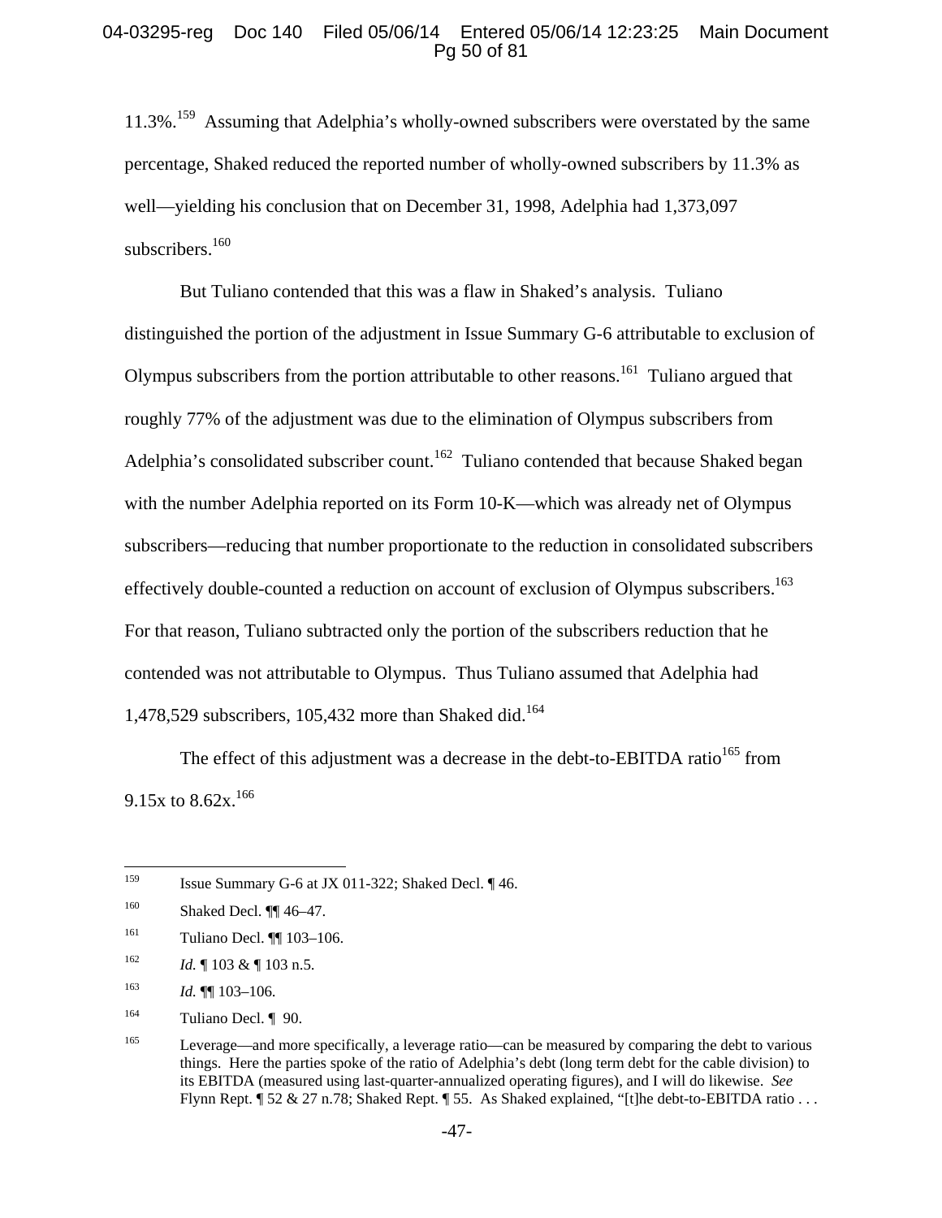11.3%.[159] Assuming that Adelphia's wholly-owned subscribers were overstated by the same percentage, Shaked reduced the reported number of wholly-owned subscribers by 11.3% as well—yielding his conclusion that on December 31, 1998, Adelphia had 1,373,097 subscribers.[160]

But Tuliano contended that this was a flaw in Shaked's analysis. Tuliano distinguished the portion of the adjustment in Issue Summary G-6 attributable to exclusion of Olympus subscribers from the portion attributable to other reasons.[161] Tuliano argued that roughly 77% of the adjustment was due to the elimination of Olympus subscribers from Adelphia's consolidated subscriber count.[162] Tuliano contended that because Shaked began with the number Adelphia reported on its Form 10-K—which was already net of Olympus subscribers—reducing that number proportionate to the reduction in consolidated subscribers effectively double-counted a reduction on account of exclusion of Olympus subscribers.[163] For that reason, Tuliano subtracted only the portion of the subscribers reduction that he contended was not attributable to Olympus. Thus Tuliano assumed that Adelphia had 1,478,529 subscribers, 105,432 more than Shaked did.[164]

The effect of this adjustment was a decrease in the debt-to-EBITDA ratio[165] from 9.15x to 8.62x.[166]

---

[159] Issue Summary G-6 at JX 011-322; Shaked Decl. ¶ 46.

[160] Shaked Decl. ¶¶ 46–47.

[161] Tuliano Decl. ¶¶ 103–106.

[162] *Id.* ¶ 103 & ¶ 103 n.5.

[163] *Id.* ¶¶ 103–106.

[164] Tuliano Decl. ¶ 90.

[165] Leverage—and more specifically, a leverage ratio—can be measured by comparing the debt to various things. Here the parties spoke of the ratio of Adelphia's debt (long term debt for the cable division) to its EBITDA (measured using last-quarter-annualized operating figures), and I will do likewise. *See* Flynn Rept. ¶ 52 & 27 n.78; Shaked Rept. ¶ 55. As Shaked explained, "[t]he debt-to-EBITDA ratio . . .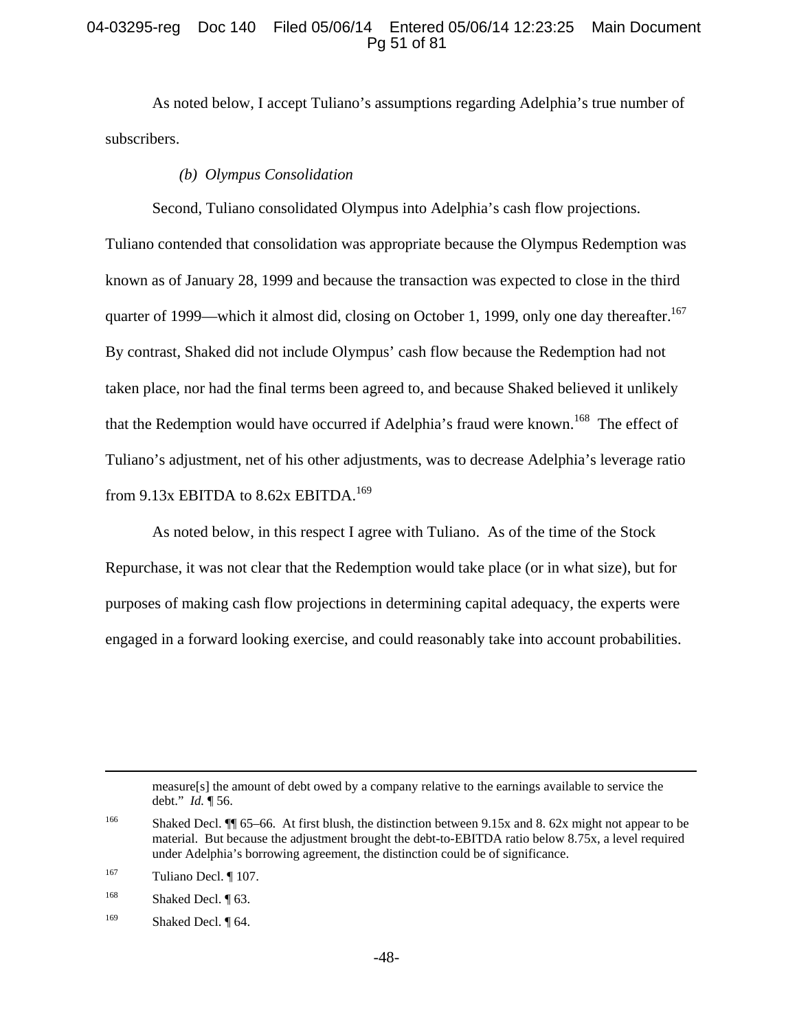As noted below, I accept Tuliano's assumptions regarding Adelphia's true number of subscribers.

*(b) Olympus Consolidation*

Second, Tuliano consolidated Olympus into Adelphia's cash flow projections. Tuliano contended that consolidation was appropriate because the Olympus Redemption was known as of January 28, 1999 and because the transaction was expected to close in the third quarter of 1999—which it almost did, closing on October 1, 1999, only one day thereafter.[167] By contrast, Shaked did not include Olympus' cash flow because the Redemption had not taken place, nor had the final terms been agreed to, and because Shaked believed it unlikely that the Redemption would have occurred if Adelphia's fraud were known.[168] The effect of Tuliano's adjustment, net of his other adjustments, was to decrease Adelphia's leverage ratio from 9.13x EBITDA to 8.62x EBITDA.[169]

As noted below, in this respect I agree with Tuliano. As of the time of the Stock Repurchase, it was not clear that the Redemption would take place (or in what size), but for purposes of making cash flow projections in determining capital adequacy, the experts were engaged in a forward looking exercise, and could reasonably take into account probabilities.

---

measure[s] the amount of debt owed by a company relative to the earnings available to service the debt." *Id.* ¶ 56.

[166] Shaked Decl. ¶¶ 65–66. At first blush, the distinction between 9.15x and 8. 62x might not appear to be material. But because the adjustment brought the debt-to-EBITDA ratio below 8.75x, a level required under Adelphia's borrowing agreement, the distinction could be of significance.

[167] Tuliano Decl. ¶ 107.

[168] Shaked Decl. ¶ 63.

[169] Shaked Decl. ¶ 64.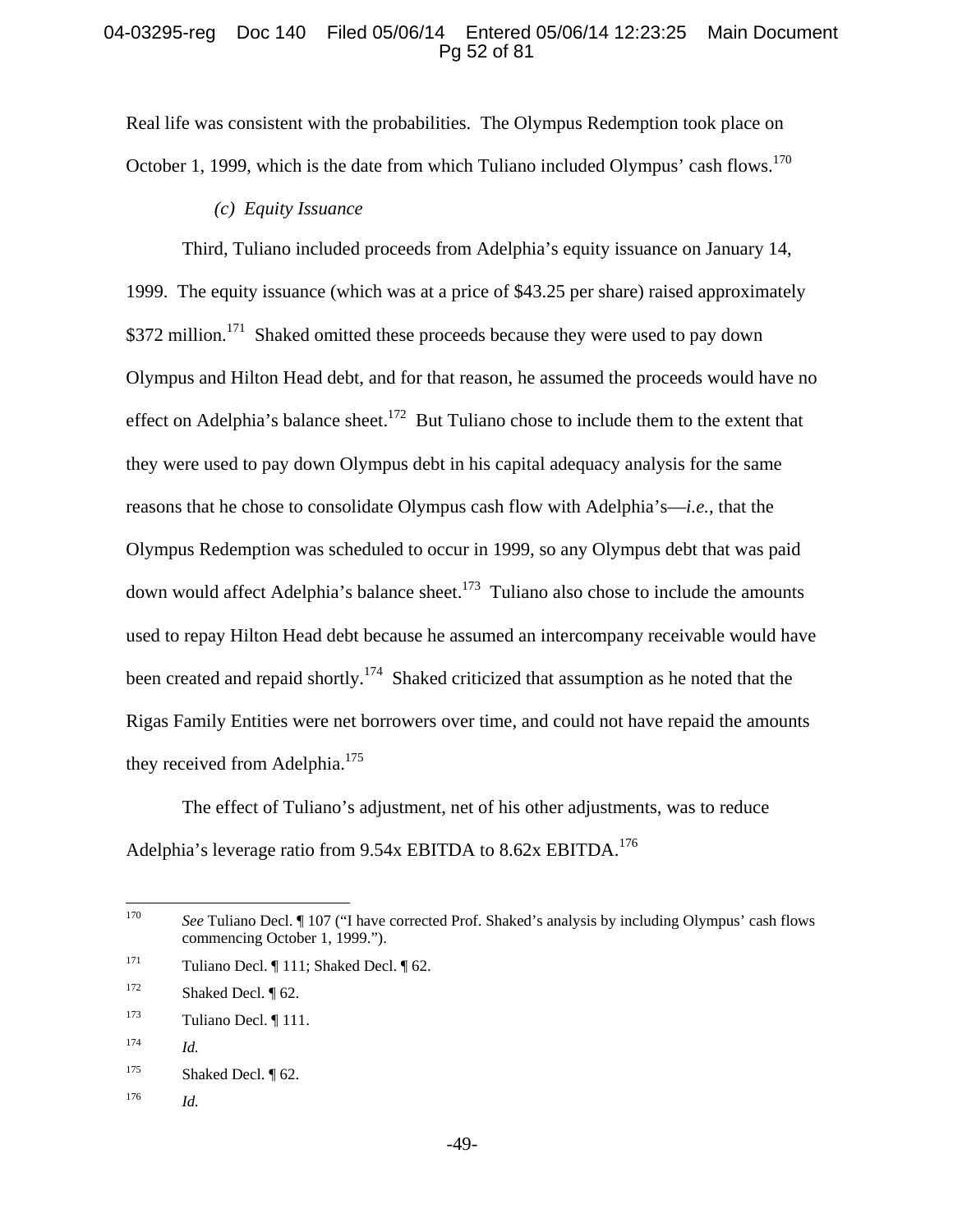Real life was consistent with the probabilities. The Olympus Redemption took place on October 1, 1999, which is the date from which Tuliano included Olympus' cash flows.[170]

*(c) Equity Issuance*

Third, Tuliano included proceeds from Adelphia's equity issuance on January 14, 1999. The equity issuance (which was at a price of $43.25 per share) raised approximately $372 million.[171] Shaked omitted these proceeds because they were used to pay down Olympus and Hilton Head debt, and for that reason, he assumed the proceeds would have no effect on Adelphia's balance sheet.[172] But Tuliano chose to include them to the extent that they were used to pay down Olympus debt in his capital adequacy analysis for the same reasons that he chose to consolidate Olympus cash flow with Adelphia's—*i.e.*, that the Olympus Redemption was scheduled to occur in 1999, so any Olympus debt that was paid down would affect Adelphia's balance sheet.[173] Tuliano also chose to include the amounts used to repay Hilton Head debt because he assumed an intercompany receivable would have been created and repaid shortly.[174] Shaked criticized that assumption as he noted that the Rigas Family Entities were net borrowers over time, and could not have repaid the amounts they received from Adelphia.[175]

The effect of Tuliano's adjustment, net of his other adjustments, was to reduce Adelphia's leverage ratio from 9.54x EBITDA to 8.62x EBITDA.[176]

---

[170] *See* Tuliano Decl. ¶ 107 ("I have corrected Prof. Shaked's analysis by including Olympus' cash flows commencing October 1, 1999.").

[171] Tuliano Decl. ¶ 111; Shaked Decl. ¶ 62.

[172] Shaked Decl. ¶ 62.

[173] Tuliano Decl. ¶ 111.

[174] *Id.*

[175] Shaked Decl. ¶ 62.

[176] *Id.*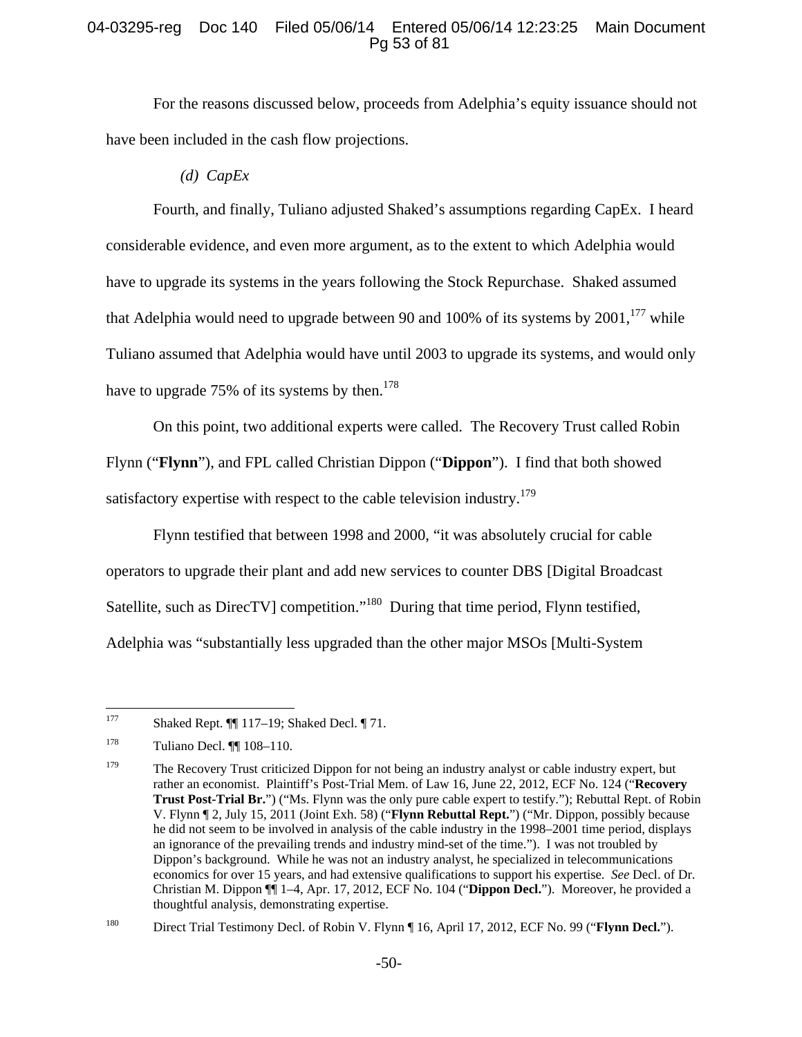For the reasons discussed below, proceeds from Adelphia's equity issuance should not have been included in the cash flow projections.

*(d) CapEx*

Fourth, and finally, Tuliano adjusted Shaked's assumptions regarding CapEx. I heard considerable evidence, and even more argument, as to the extent to which Adelphia would have to upgrade its systems in the years following the Stock Repurchase. Shaked assumed that Adelphia would need to upgrade between 90 and 100% of its systems by 2001,[177] while Tuliano assumed that Adelphia would have until 2003 to upgrade its systems, and would only have to upgrade 75% of its systems by then.[178]

On this point, two additional experts were called. The Recovery Trust called Robin Flynn ("**Flynn**"), and FPL called Christian Dippon ("**Dippon**"). I find that both showed satisfactory expertise with respect to the cable television industry.[179]

Flynn testified that between 1998 and 2000, "it was absolutely crucial for cable operators to upgrade their plant and add new services to counter DBS [Digital Broadcast Satellite, such as DirecTV] competition."[180] During that time period, Flynn testified, Adelphia was "substantially less upgraded than the other major MSOs [Multi-System

---

[177] Shaked Rept. ¶¶ 117–19; Shaked Decl. ¶ 71.

[178] Tuliano Decl. ¶¶ 108–110.

[179] The Recovery Trust criticized Dippon for not being an industry analyst or cable industry expert, but rather an economist. Plaintiff's Post-Trial Mem. of Law 16, June 22, 2012, ECF No. 124 ("**Recovery Trust Post-Trial Br.**") ("Ms. Flynn was the only pure cable expert to testify."); Rebuttal Rept. of Robin V. Flynn ¶ 2, July 15, 2011 (Joint Exh. 58) ("**Flynn Rebuttal Rept.**") ("Mr. Dippon, possibly because he did not seem to be involved in analysis of the cable industry in the 1998–2001 time period, displays an ignorance of the prevailing trends and industry mind-set of the time."). I was not troubled by Dippon's background. While he was not an industry analyst, he specialized in telecommunications economics for over 15 years, and had extensive qualifications to support his expertise. *See* Decl. of Dr. Christian M. Dippon ¶¶ 1–4, Apr. 17, 2012, ECF No. 104 ("**Dippon Decl.**"). Moreover, he provided a thoughtful analysis, demonstrating expertise.

[180] Direct Trial Testimony Decl. of Robin V. Flynn ¶ 16, April 17, 2012, ECF No. 99 ("**Flynn Decl.**").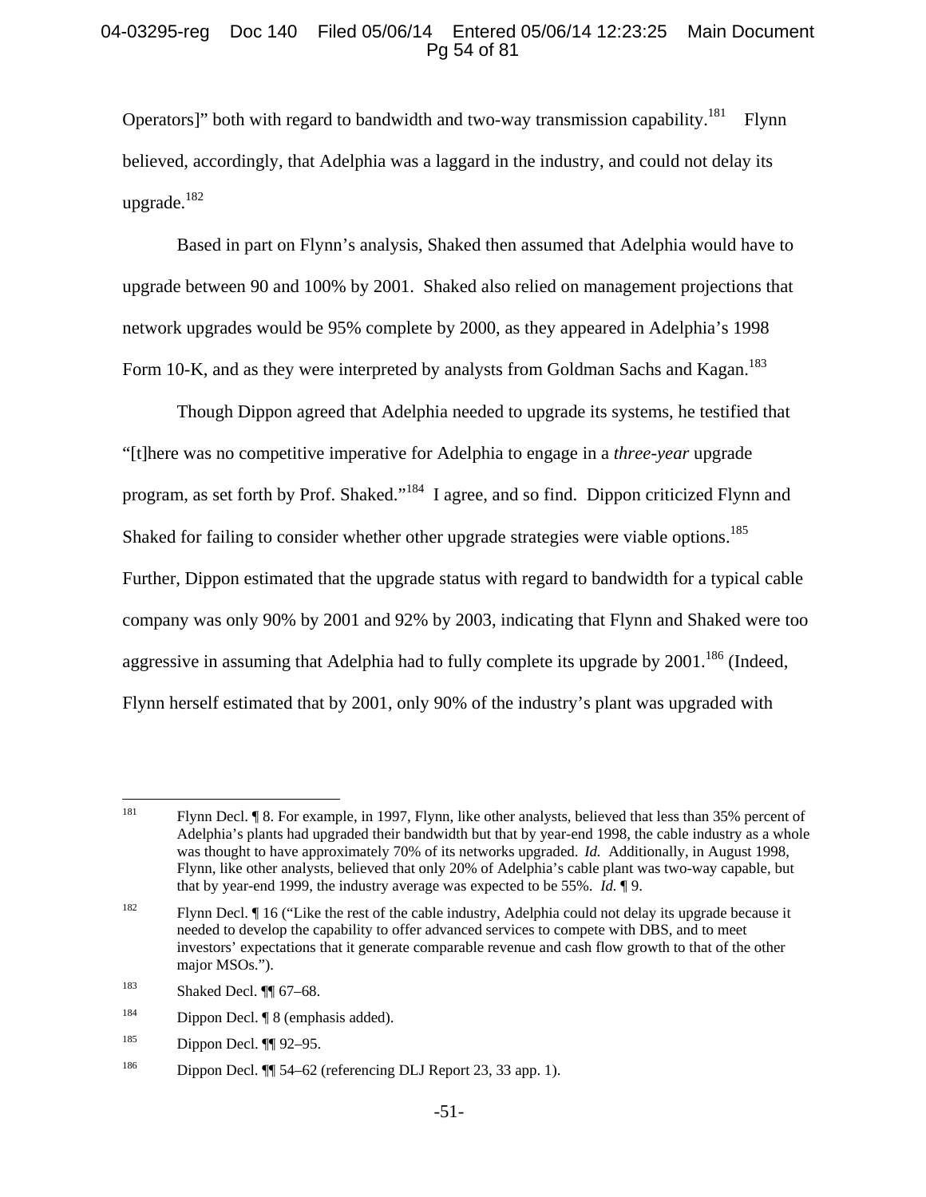Operators]" both with regard to bandwidth and two-way transmission capability.[181] Flynn believed, accordingly, that Adelphia was a laggard in the industry, and could not delay its upgrade.[182]

Based in part on Flynn's analysis, Shaked then assumed that Adelphia would have to upgrade between 90 and 100% by 2001. Shaked also relied on management projections that network upgrades would be 95% complete by 2000, as they appeared in Adelphia's 1998 Form 10-K, and as they were interpreted by analysts from Goldman Sachs and Kagan.[183]

Though Dippon agreed that Adelphia needed to upgrade its systems, he testified that "[t]here was no competitive imperative for Adelphia to engage in a *three-year* upgrade program, as set forth by Prof. Shaked."[184] I agree, and so find. Dippon criticized Flynn and Shaked for failing to consider whether other upgrade strategies were viable options.[185] Further, Dippon estimated that the upgrade status with regard to bandwidth for a typical cable company was only 90% by 2001 and 92% by 2003, indicating that Flynn and Shaked were too aggressive in assuming that Adelphia had to fully complete its upgrade by 2001.[186] (Indeed, Flynn herself estimated that by 2001, only 90% of the industry's plant was upgraded with

---

[181] Flynn Decl. ¶ 8. For example, in 1997, Flynn, like other analysts, believed that less than 35% percent of Adelphia's plants had upgraded their bandwidth but that by year-end 1998, the cable industry as a whole was thought to have approximately 70% of its networks upgraded. *Id.* Additionally, in August 1998, Flynn, like other analysts, believed that only 20% of Adelphia's cable plant was two-way capable, but that by year-end 1999, the industry average was expected to be 55%. *Id.* ¶ 9.

[182] Flynn Decl. ¶ 16 ("Like the rest of the cable industry, Adelphia could not delay its upgrade because it needed to develop the capability to offer advanced services to compete with DBS, and to meet investors' expectations that it generate comparable revenue and cash flow growth to that of the other major MSOs.").

[183] Shaked Decl. ¶¶ 67–68.

[184] Dippon Decl. ¶ 8 (emphasis added).

[185] Dippon Decl. ¶¶ 92–95.

[186] Dippon Decl. ¶¶ 54–62 (referencing DLJ Report 23, 33 app. 1).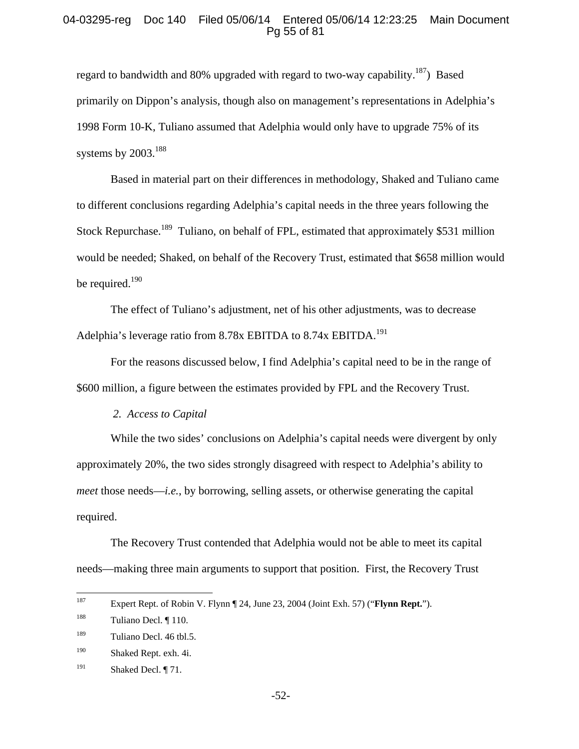regard to bandwidth and 80% upgraded with regard to two-way capability.[187]) Based primarily on Dippon's analysis, though also on management's representations in Adelphia's 1998 Form 10-K, Tuliano assumed that Adelphia would only have to upgrade 75% of its systems by 2003.[188]

Based in material part on their differences in methodology, Shaked and Tuliano came to different conclusions regarding Adelphia's capital needs in the three years following the Stock Repurchase.[189] Tuliano, on behalf of FPL, estimated that approximately $531 million would be needed; Shaked, on behalf of the Recovery Trust, estimated that $658 million would be required.[190]

The effect of Tuliano's adjustment, net of his other adjustments, was to decrease Adelphia's leverage ratio from 8.78x EBITDA to 8.74x EBITDA.[191]

For the reasons discussed below, I find Adelphia's capital need to be in the range of $600 million, a figure between the estimates provided by FPL and the Recovery Trust.

*2. Access to Capital*

While the two sides' conclusions on Adelphia's capital needs were divergent by only approximately 20%, the two sides strongly disagreed with respect to Adelphia's ability to *meet* those needs—*i.e.*, by borrowing, selling assets, or otherwise generating the capital required.

The Recovery Trust contended that Adelphia would not be able to meet its capital needs—making three main arguments to support that position. First, the Recovery Trust

---

[187] Expert Rept. of Robin V. Flynn ¶ 24, June 23, 2004 (Joint Exh. 57) ("**Flynn Rept.**").

[188] Tuliano Decl. ¶ 110.

[189] Tuliano Decl. 46 tbl.5.

[190] Shaked Rept. exh. 4i.

[191] Shaked Decl. ¶ 71.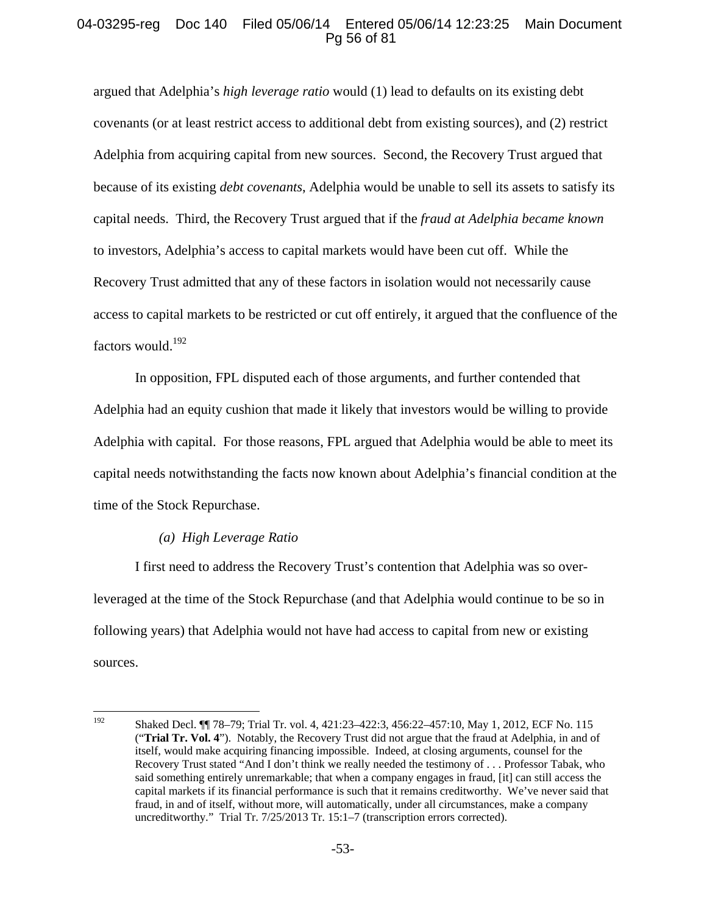argued that Adelphia's *high leverage ratio* would (1) lead to defaults on its existing debt covenants (or at least restrict access to additional debt from existing sources), and (2) restrict Adelphia from acquiring capital from new sources. Second, the Recovery Trust argued that because of its existing *debt covenants*, Adelphia would be unable to sell its assets to satisfy its capital needs. Third, the Recovery Trust argued that if the *fraud at Adelphia became known* to investors, Adelphia's access to capital markets would have been cut off. While the Recovery Trust admitted that any of these factors in isolation would not necessarily cause access to capital markets to be restricted or cut off entirely, it argued that the confluence of the factors would.[192]

In opposition, FPL disputed each of those arguments, and further contended that Adelphia had an equity cushion that made it likely that investors would be willing to provide Adelphia with capital. For those reasons, FPL argued that Adelphia would be able to meet its capital needs notwithstanding the facts now known about Adelphia's financial condition at the time of the Stock Repurchase.

*(a) High Leverage Ratio*

I first need to address the Recovery Trust's contention that Adelphia was so over-leveraged at the time of the Stock Repurchase (and that Adelphia would continue to be so in following years) that Adelphia would not have had access to capital from new or existing sources.

---

[192] Shaked Decl. ¶¶ 78–79; Trial Tr. vol. 4, 421:23–422:3, 456:22–457:10, May 1, 2012, ECF No. 115 ("**Trial Tr. Vol. 4**"). Notably, the Recovery Trust did not argue that the fraud at Adelphia, in and of itself, would make acquiring financing impossible. Indeed, at closing arguments, counsel for the Recovery Trust stated "And I don't think we really needed the testimony of . . . Professor Tabak, who said something entirely unremarkable; that when a company engages in fraud, [it] can still access the capital markets if its financial performance is such that it remains creditworthy. We've never said that fraud, in and of itself, without more, will automatically, under all circumstances, make a company uncreditworthy." Trial Tr. 7/25/2013 Tr. 15:1–7 (transcription errors corrected).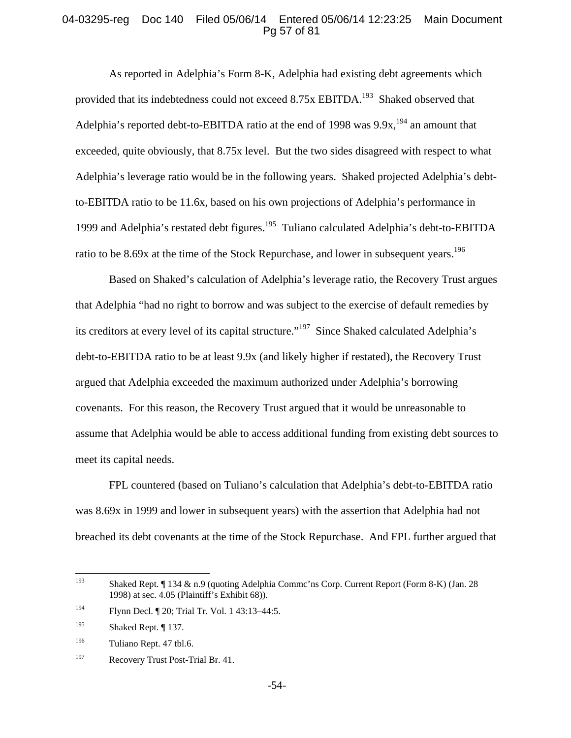As reported in Adelphia's Form 8-K, Adelphia had existing debt agreements which provided that its indebtedness could not exceed 8.75x EBITDA.[193] Shaked observed that Adelphia's reported debt-to-EBITDA ratio at the end of 1998 was 9.9x,[194] an amount that exceeded, quite obviously, that 8.75x level. But the two sides disagreed with respect to what Adelphia's leverage ratio would be in the following years. Shaked projected Adelphia's debt-to-EBITDA ratio to be 11.6x, based on his own projections of Adelphia's performance in 1999 and Adelphia's restated debt figures.[195] Tuliano calculated Adelphia's debt-to-EBITDA ratio to be 8.69x at the time of the Stock Repurchase, and lower in subsequent years.[196]

Based on Shaked's calculation of Adelphia's leverage ratio, the Recovery Trust argues that Adelphia "had no right to borrow and was subject to the exercise of default remedies by its creditors at every level of its capital structure."[197] Since Shaked calculated Adelphia's debt-to-EBITDA ratio to be at least 9.9x (and likely higher if restated), the Recovery Trust argued that Adelphia exceeded the maximum authorized under Adelphia's borrowing covenants. For this reason, the Recovery Trust argued that it would be unreasonable to assume that Adelphia would be able to access additional funding from existing debt sources to meet its capital needs.

FPL countered (based on Tuliano's calculation that Adelphia's debt-to-EBITDA ratio was 8.69x in 1999 and lower in subsequent years) with the assertion that Adelphia had not breached its debt covenants at the time of the Stock Repurchase. And FPL further argued that

---

[193] Shaked Rept. ¶ 134 & n.9 (quoting Adelphia Commc'ns Corp. Current Report (Form 8-K) (Jan. 28 1998) at sec. 4.05 (Plaintiff's Exhibit 68)).

[194] Flynn Decl. ¶ 20; Trial Tr. Vol. 1 43:13–44:5.

[195] Shaked Rept. ¶ 137.

[196] Tuliano Rept. 47 tbl.6.

[197] Recovery Trust Post-Trial Br. 41.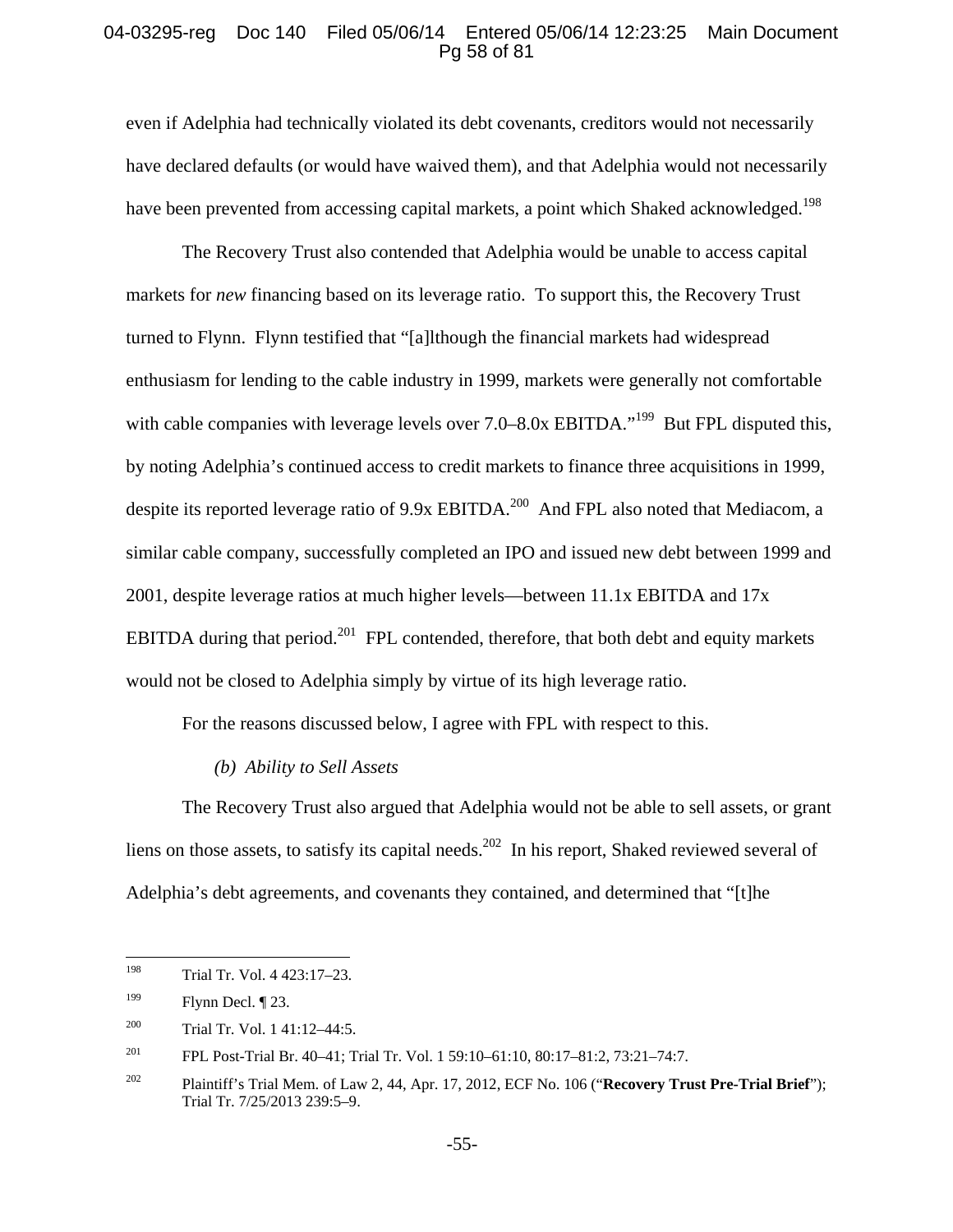even if Adelphia had technically violated its debt covenants, creditors would not necessarily have declared defaults (or would have waived them), and that Adelphia would not necessarily have been prevented from accessing capital markets, a point which Shaked acknowledged.[198]

The Recovery Trust also contended that Adelphia would be unable to access capital markets for *new* financing based on its leverage ratio. To support this, the Recovery Trust turned to Flynn. Flynn testified that "[a]lthough the financial markets had widespread enthusiasm for lending to the cable industry in 1999, markets were generally not comfortable with cable companies with leverage levels over 7.0–8.0x EBITDA."[199] But FPL disputed this, by noting Adelphia's continued access to credit markets to finance three acquisitions in 1999, despite its reported leverage ratio of 9.9x EBITDA.[200] And FPL also noted that Mediacom, a similar cable company, successfully completed an IPO and issued new debt between 1999 and 2001, despite leverage ratios at much higher levels—between 11.1x EBITDA and 17x EBITDA during that period.[201] FPL contended, therefore, that both debt and equity markets would not be closed to Adelphia simply by virtue of its high leverage ratio.

For the reasons discussed below, I agree with FPL with respect to this.

*(b) Ability to Sell Assets*

The Recovery Trust also argued that Adelphia would not be able to sell assets, or grant liens on those assets, to satisfy its capital needs.[202] In his report, Shaked reviewed several of Adelphia's debt agreements, and covenants they contained, and determined that "[t]he

---

[198] Trial Tr. Vol. 4 423:17–23.

[199] Flynn Decl. ¶ 23.

[200] Trial Tr. Vol. 1 41:12–44:5.

[201] FPL Post-Trial Br. 40–41; Trial Tr. Vol. 1 59:10–61:10, 80:17–81:2, 73:21–74:7.

[202] Plaintiff's Trial Mem. of Law 2, 44, Apr. 17, 2012, ECF No. 106 ("**Recovery Trust Pre-Trial Brief**"); Trial Tr. 7/25/2013 239:5–9.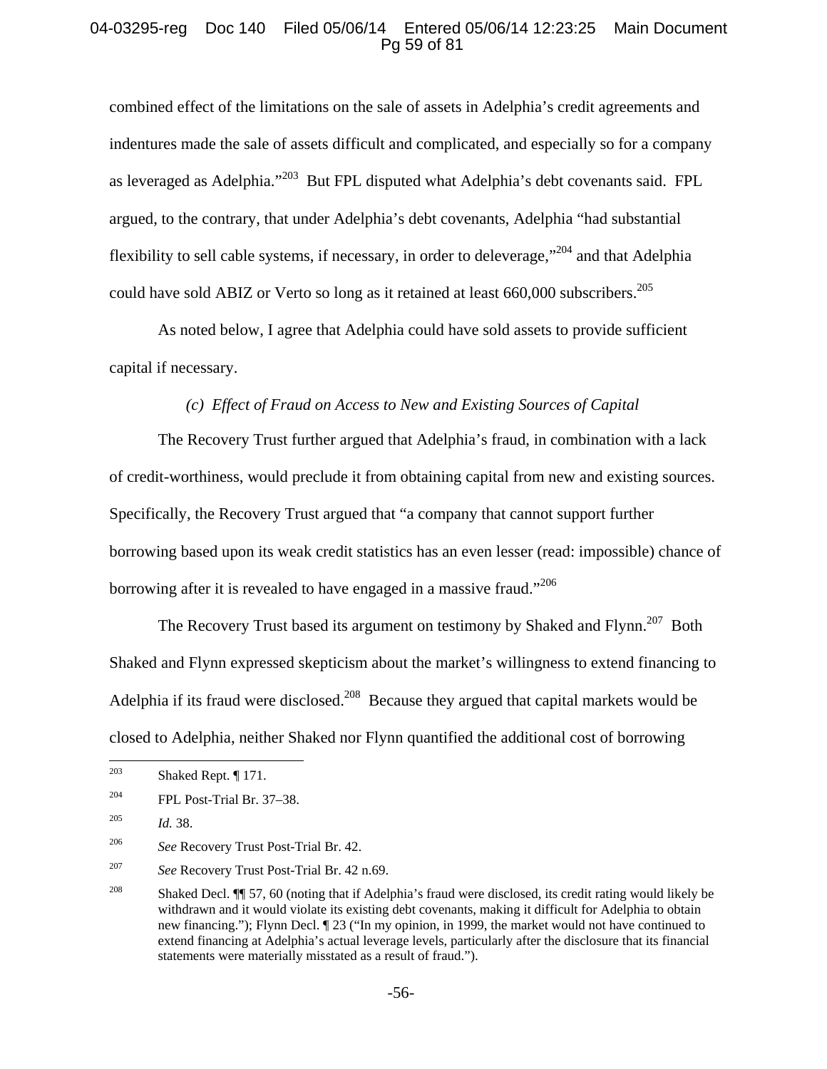combined effect of the limitations on the sale of assets in Adelphia's credit agreements and indentures made the sale of assets difficult and complicated, and especially so for a company as leveraged as Adelphia."[203] But FPL disputed what Adelphia's debt covenants said. FPL argued, to the contrary, that under Adelphia's debt covenants, Adelphia "had substantial flexibility to sell cable systems, if necessary, in order to deleverage,"[204] and that Adelphia could have sold ABIZ or Verto so long as it retained at least 660,000 subscribers.[205]

As noted below, I agree that Adelphia could have sold assets to provide sufficient capital if necessary.

*(c) Effect of Fraud on Access to New and Existing Sources of Capital*

The Recovery Trust further argued that Adelphia's fraud, in combination with a lack of credit-worthiness, would preclude it from obtaining capital from new and existing sources. Specifically, the Recovery Trust argued that "a company that cannot support further borrowing based upon its weak credit statistics has an even lesser (read: impossible) chance of borrowing after it is revealed to have engaged in a massive fraud."[206]

The Recovery Trust based its argument on testimony by Shaked and Flynn.[207] Both Shaked and Flynn expressed skepticism about the market's willingness to extend financing to Adelphia if its fraud were disclosed.[208] Because they argued that capital markets would be closed to Adelphia, neither Shaked nor Flynn quantified the additional cost of borrowing

---

[203] Shaked Rept. ¶ 171.

[204] FPL Post-Trial Br. 37–38.

[205] *Id.* 38.

[206] *See* Recovery Trust Post-Trial Br. 42.

[207] *See* Recovery Trust Post-Trial Br. 42 n.69.

[208] Shaked Decl. ¶¶ 57, 60 (noting that if Adelphia's fraud were disclosed, its credit rating would likely be withdrawn and it would violate its existing debt covenants, making it difficult for Adelphia to obtain new financing."); Flynn Decl. ¶ 23 ("In my opinion, in 1999, the market would not have continued to extend financing at Adelphia's actual leverage levels, particularly after the disclosure that its financial statements were materially misstated as a result of fraud.").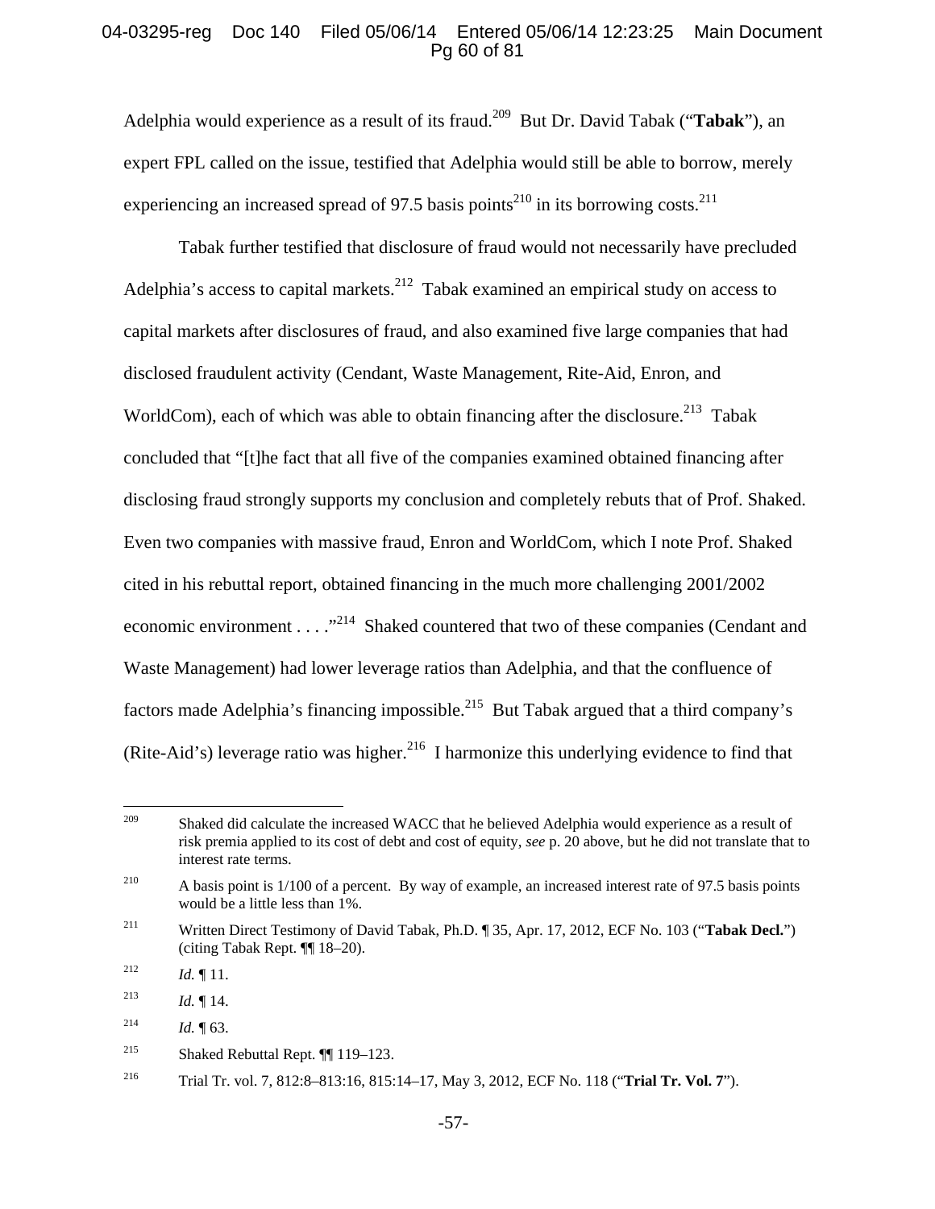Adelphia would experience as a result of its fraud.[209] But Dr. David Tabak ("**Tabak**"), an expert FPL called on the issue, testified that Adelphia would still be able to borrow, merely experiencing an increased spread of 97.5 basis points[210] in its borrowing costs.[211]

Tabak further testified that disclosure of fraud would not necessarily have precluded Adelphia's access to capital markets.[212] Tabak examined an empirical study on access to capital markets after disclosures of fraud, and also examined five large companies that had disclosed fraudulent activity (Cendant, Waste Management, Rite-Aid, Enron, and WorldCom), each of which was able to obtain financing after the disclosure.[213] Tabak concluded that "[t]he fact that all five of the companies examined obtained financing after disclosing fraud strongly supports my conclusion and completely rebuts that of Prof. Shaked. Even two companies with massive fraud, Enron and WorldCom, which I note Prof. Shaked cited in his rebuttal report, obtained financing in the much more challenging 2001/2002 economic environment . . . ."[214] Shaked countered that two of these companies (Cendant and Waste Management) had lower leverage ratios than Adelphia, and that the confluence of factors made Adelphia's financing impossible.[215] But Tabak argued that a third company's (Rite-Aid's) leverage ratio was higher.[216] I harmonize this underlying evidence to find that

---

[209] Shaked did calculate the increased WACC that he believed Adelphia would experience as a result of risk premia applied to its cost of debt and cost of equity, *see* p. 20 above, but he did not translate that to interest rate terms.

[210] A basis point is 1/100 of a percent. By way of example, an increased interest rate of 97.5 basis points would be a little less than 1%.

[211] Written Direct Testimony of David Tabak, Ph.D. ¶ 35, Apr. 17, 2012, ECF No. 103 ("**Tabak Decl.**") (citing Tabak Rept. ¶¶ 18–20).

[212] *Id.* ¶ 11.

[213] *Id.* ¶ 14.

[214] *Id.* ¶ 63.

[215] Shaked Rebuttal Rept. ¶¶ 119–123.

[216] Trial Tr. vol. 7, 812:8–813:16, 815:14–17, May 3, 2012, ECF No. 118 ("**Trial Tr. Vol. 7**").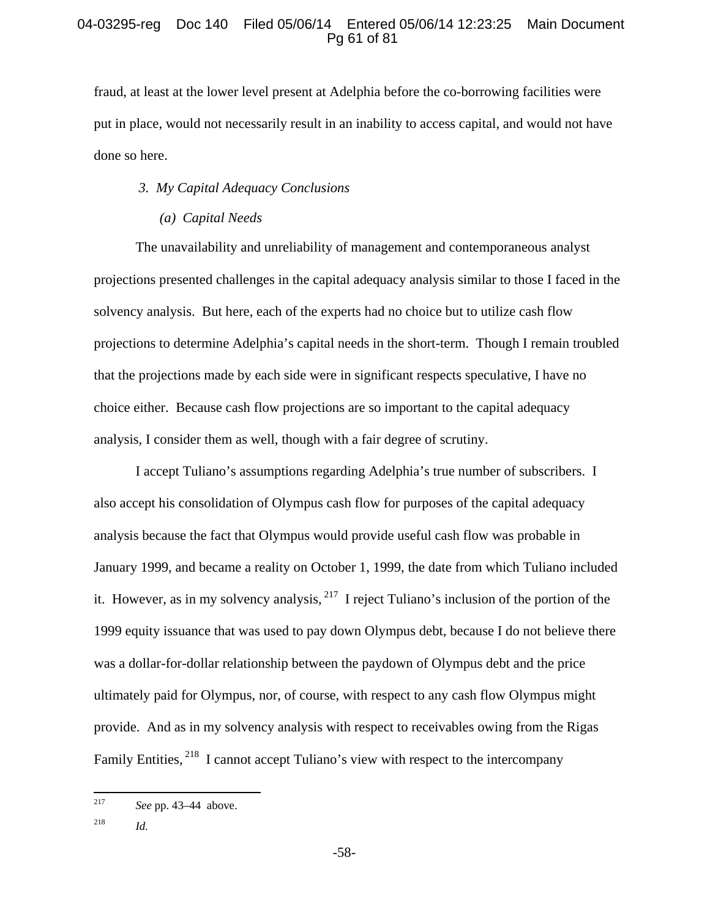fraud, at least at the lower level present at Adelphia before the co-borrowing facilities were put in place, would not necessarily result in an inability to access capital, and would not have done so here.

*3. My Capital Adequacy Conclusions*

*(a) Capital Needs*

The unavailability and unreliability of management and contemporaneous analyst projections presented challenges in the capital adequacy analysis similar to those I faced in the solvency analysis. But here, each of the experts had no choice but to utilize cash flow projections to determine Adelphia's capital needs in the short-term. Though I remain troubled that the projections made by each side were in significant respects speculative, I have no choice either. Because cash flow projections are so important to the capital adequacy analysis, I consider them as well, though with a fair degree of scrutiny.

I accept Tuliano's assumptions regarding Adelphia's true number of subscribers. I also accept his consolidation of Olympus cash flow for purposes of the capital adequacy analysis because the fact that Olympus would provide useful cash flow was probable in January 1999, and became a reality on October 1, 1999, the date from which Tuliano included it. However, as in my solvency analysis,[217] I reject Tuliano's inclusion of the portion of the 1999 equity issuance that was used to pay down Olympus debt, because I do not believe there was a dollar-for-dollar relationship between the paydown of Olympus debt and the price ultimately paid for Olympus, nor, of course, with respect to any cash flow Olympus might provide. And as in my solvency analysis with respect to receivables owing from the Rigas Family Entities,[218] I cannot accept Tuliano's view with respect to the intercompany

---

[217] *See* pp. 43–44 above.

[218] *Id.*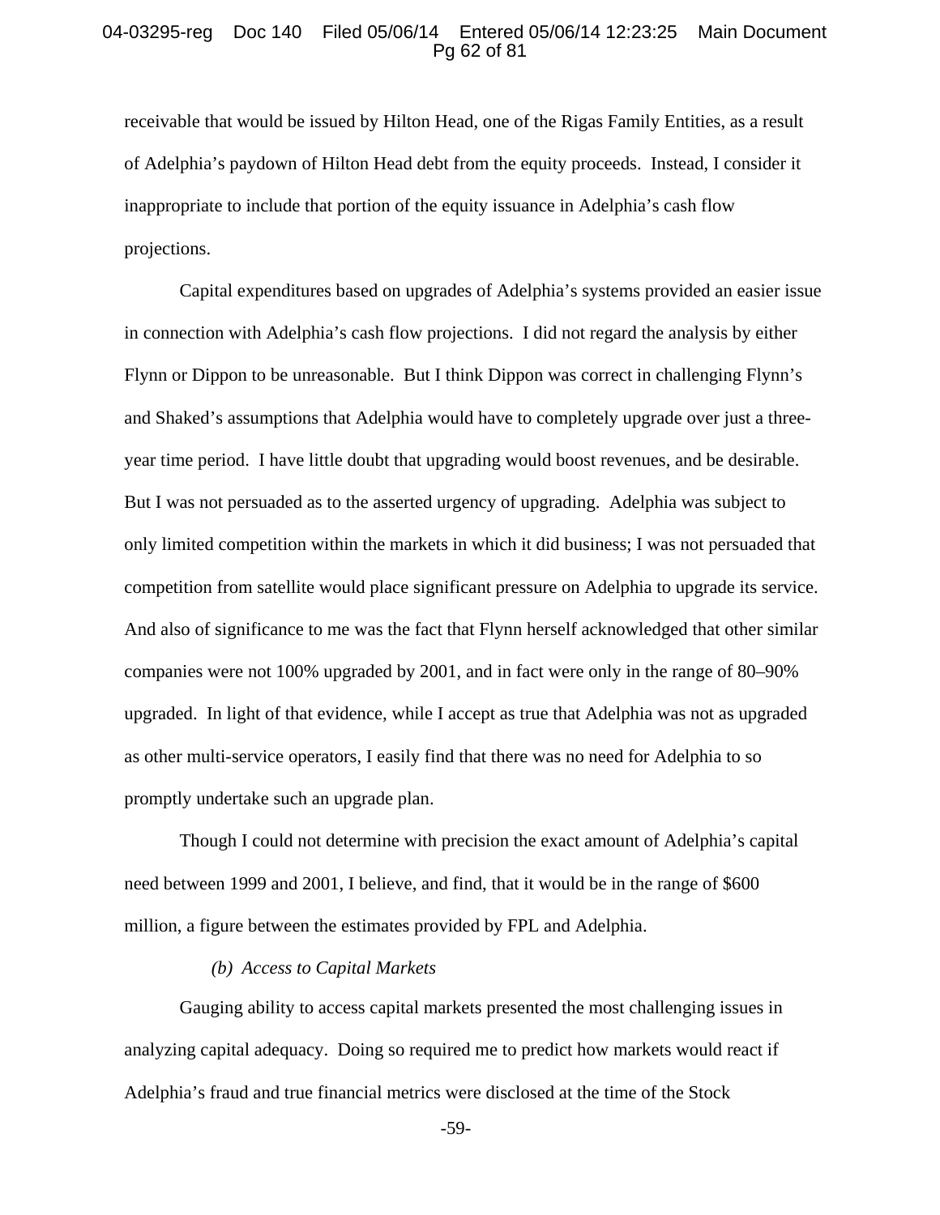receivable that would be issued by Hilton Head, one of the Rigas Family Entities, as a result of Adelphia's paydown of Hilton Head debt from the equity proceeds. Instead, I consider it inappropriate to include that portion of the equity issuance in Adelphia's cash flow projections.

Capital expenditures based on upgrades of Adelphia's systems provided an easier issue in connection with Adelphia's cash flow projections. I did not regard the analysis by either Flynn or Dippon to be unreasonable. But I think Dippon was correct in challenging Flynn's and Shaked's assumptions that Adelphia would have to completely upgrade over just a three-year time period. I have little doubt that upgrading would boost revenues, and be desirable. But I was not persuaded as to the asserted urgency of upgrading. Adelphia was subject to only limited competition within the markets in which it did business; I was not persuaded that competition from satellite would place significant pressure on Adelphia to upgrade its service. And also of significance to me was the fact that Flynn herself acknowledged that other similar companies were not 100% upgraded by 2001, and in fact were only in the range of 80–90% upgraded. In light of that evidence, while I accept as true that Adelphia was not as upgraded as other multi-service operators, I easily find that there was no need for Adelphia to so promptly undertake such an upgrade plan.

Though I could not determine with precision the exact amount of Adelphia's capital need between 1999 and 2001, I believe, and find, that it would be in the range of $600 million, a figure between the estimates provided by FPL and Adelphia.

*(b) Access to Capital Markets*

Gauging ability to access capital markets presented the most challenging issues in analyzing capital adequacy. Doing so required me to predict how markets would react if Adelphia's fraud and true financial metrics were disclosed at the time of the Stock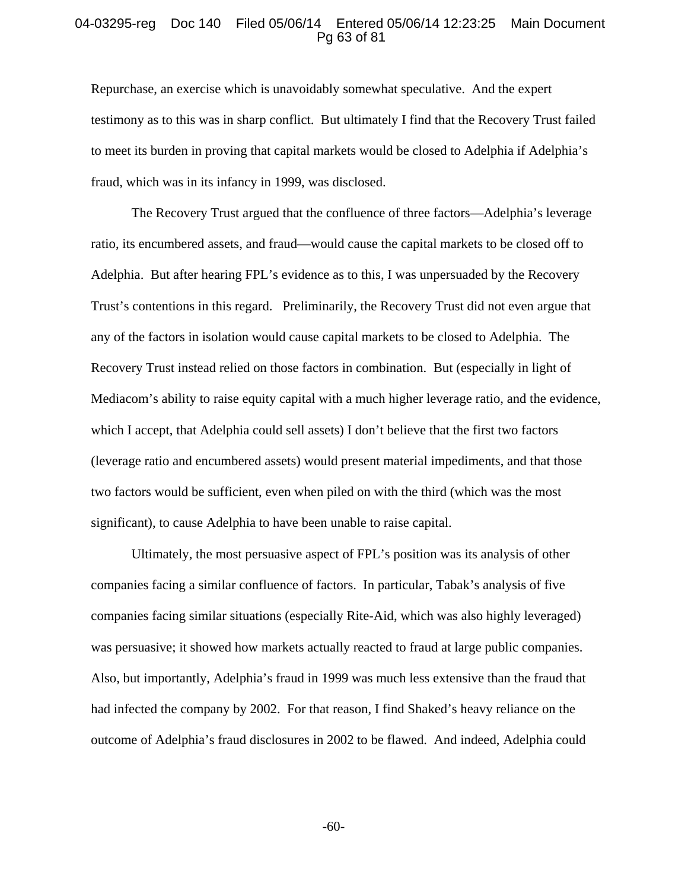Repurchase, an exercise which is unavoidably somewhat speculative. And the expert testimony as to this was in sharp conflict. But ultimately I find that the Recovery Trust failed to meet its burden in proving that capital markets would be closed to Adelphia if Adelphia's fraud, which was in its infancy in 1999, was disclosed.

The Recovery Trust argued that the confluence of three factors—Adelphia's leverage ratio, its encumbered assets, and fraud—would cause the capital markets to be closed off to Adelphia. But after hearing FPL's evidence as to this, I was unpersuaded by the Recovery Trust's contentions in this regard. Preliminarily, the Recovery Trust did not even argue that any of the factors in isolation would cause capital markets to be closed to Adelphia. The Recovery Trust instead relied on those factors in combination. But (especially in light of Mediacom's ability to raise equity capital with a much higher leverage ratio, and the evidence, which I accept, that Adelphia could sell assets) I don't believe that the first two factors (leverage ratio and encumbered assets) would present material impediments, and that those two factors would be sufficient, even when piled on with the third (which was the most significant), to cause Adelphia to have been unable to raise capital.

Ultimately, the most persuasive aspect of FPL's position was its analysis of other companies facing a similar confluence of factors. In particular, Tabak's analysis of five companies facing similar situations (especially Rite-Aid, which was also highly leveraged) was persuasive; it showed how markets actually reacted to fraud at large public companies. Also, but importantly, Adelphia's fraud in 1999 was much less extensive than the fraud that had infected the company by 2002. For that reason, I find Shaked's heavy reliance on the outcome of Adelphia's fraud disclosures in 2002 to be flawed. And indeed, Adelphia could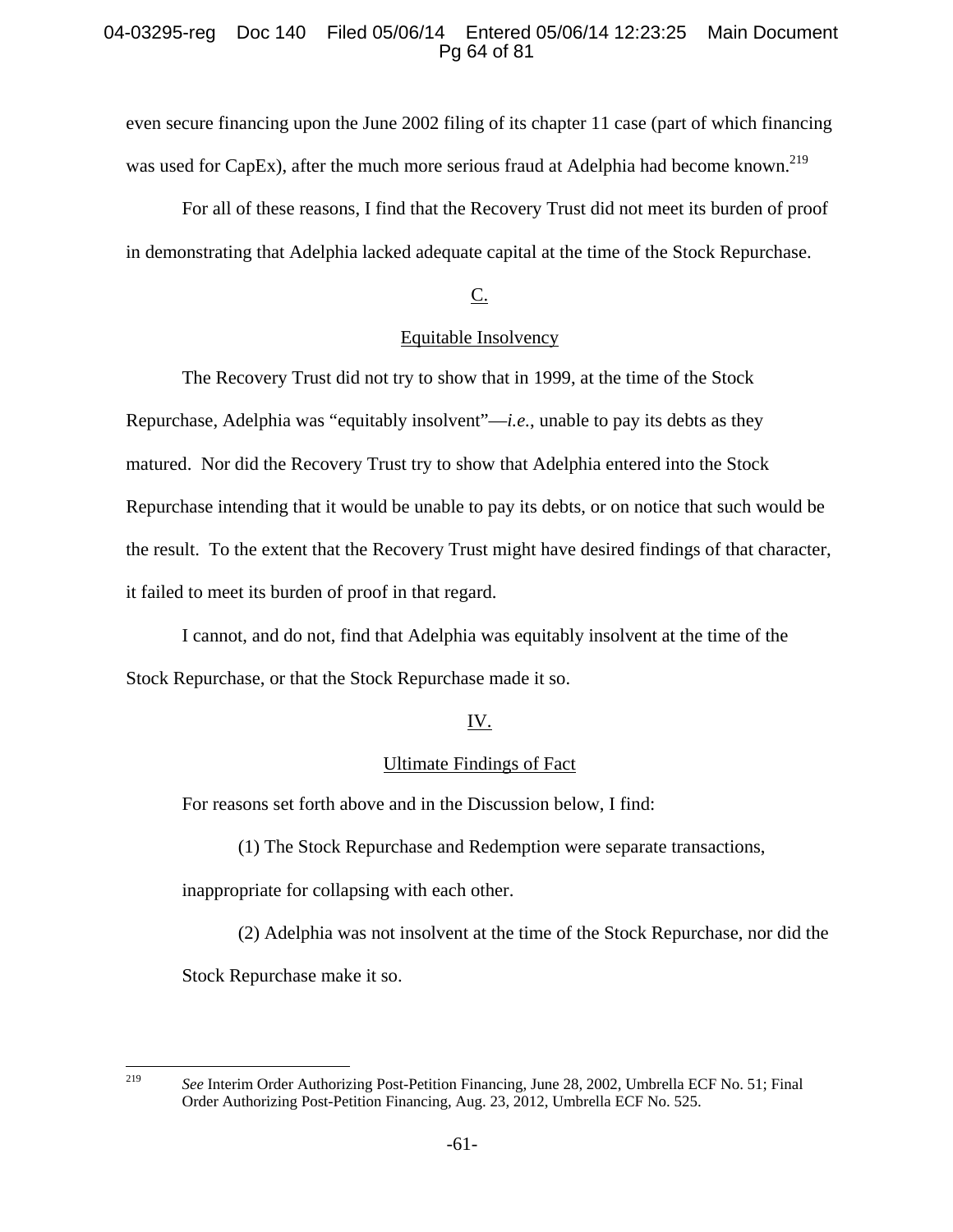even secure financing upon the June 2002 filing of its chapter 11 case (part of which financing was used for CapEx), after the much more serious fraud at Adelphia had become known.[219]

For all of these reasons, I find that the Recovery Trust did not meet its burden of proof in demonstrating that Adelphia lacked adequate capital at the time of the Stock Repurchase.

C.

Equitable Insolvency

The Recovery Trust did not try to show that in 1999, at the time of the Stock Repurchase, Adelphia was "equitably insolvent"—*i.e.*, unable to pay its debts as they matured. Nor did the Recovery Trust try to show that Adelphia entered into the Stock Repurchase intending that it would be unable to pay its debts, or on notice that such would be the result. To the extent that the Recovery Trust might have desired findings of that character, it failed to meet its burden of proof in that regard.

I cannot, and do not, find that Adelphia was equitably insolvent at the time of the Stock Repurchase, or that the Stock Repurchase made it so.

IV.

Ultimate Findings of Fact

For reasons set forth above and in the Discussion below, I find:

(1) The Stock Repurchase and Redemption were separate transactions, inappropriate for collapsing with each other.

(2) Adelphia was not insolvent at the time of the Stock Repurchase, nor did the Stock Repurchase make it so.

---

[219] *See* Interim Order Authorizing Post-Petition Financing, June 28, 2002, Umbrella ECF No. 51; Final Order Authorizing Post-Petition Financing, Aug. 23, 2012, Umbrella ECF No. 525.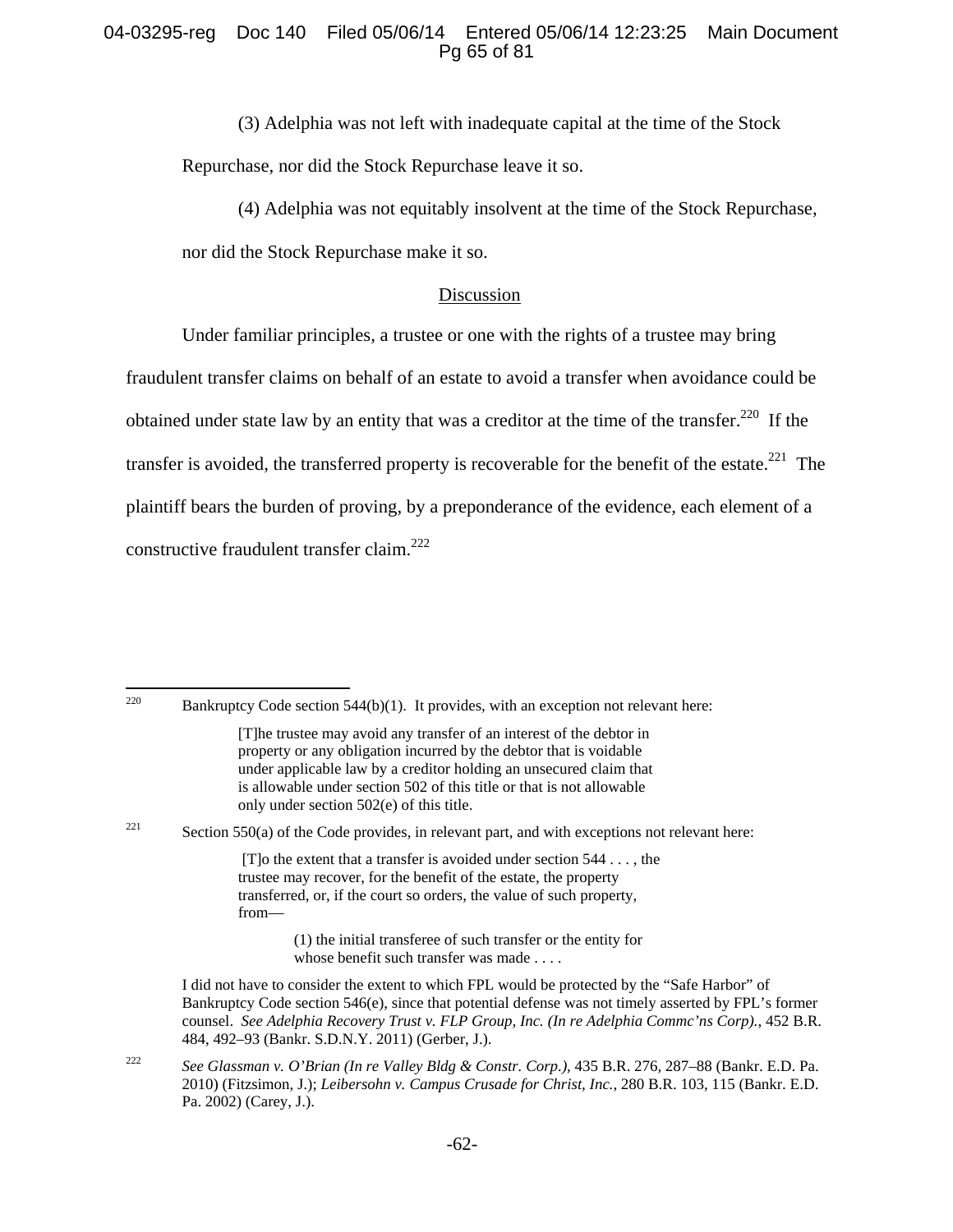(3) Adelphia was not left with inadequate capital at the time of the Stock Repurchase, nor did the Stock Repurchase leave it so.

(4) Adelphia was not equitably insolvent at the time of the Stock Repurchase, nor did the Stock Repurchase make it so.

## Discussion

Under familiar principles, a trustee or one with the rights of a trustee may bring fraudulent transfer claims on behalf of an estate to avoid a transfer when avoidance could be obtained under state law by an entity that was a creditor at the time of the transfer.[220] If the transfer is avoided, the transferred property is recoverable for the benefit of the estate.[221] The plaintiff bears the burden of proving, by a preponderance of the evidence, each element of a constructive fraudulent transfer claim.[222]

---

[220] Bankruptcy Code section 544(b)(1). It provides, with an exception not relevant here:

> [T]he trustee may avoid any transfer of an interest of the debtor in property or any obligation incurred by the debtor that is voidable under applicable law by a creditor holding an unsecured claim that is allowable under section 502 of this title or that is not allowable only under section 502(e) of this title.

[221] Section 550(a) of the Code provides, in relevant part, and with exceptions not relevant here:

> [T]o the extent that a transfer is avoided under section 544 . . . , the trustee may recover, for the benefit of the estate, the property transferred, or, if the court so orders, the value of such property, from—
>
> > (1) the initial transferee of such transfer or the entity for whose benefit such transfer was made . . . .

I did not have to consider the extent to which FPL would be protected by the "Safe Harbor" of Bankruptcy Code section 546(e), since that potential defense was not timely asserted by FPL's former counsel. *See Adelphia Recovery Trust v. FLP Group, Inc. (In re Adelphia Commc'ns Corp).*, 452 B.R. 484, 492–93 (Bankr. S.D.N.Y. 2011) (Gerber, J.).

[222] *See Glassman v. O'Brian (In re Valley Bldg & Constr. Corp.)*, 435 B.R. 276, 287–88 (Bankr. E.D. Pa. 2010) (Fitzsimon, J.); *Leibersohn v. Campus Crusade for Christ, Inc.*, 280 B.R. 103, 115 (Bankr. E.D. Pa. 2002) (Carey, J.).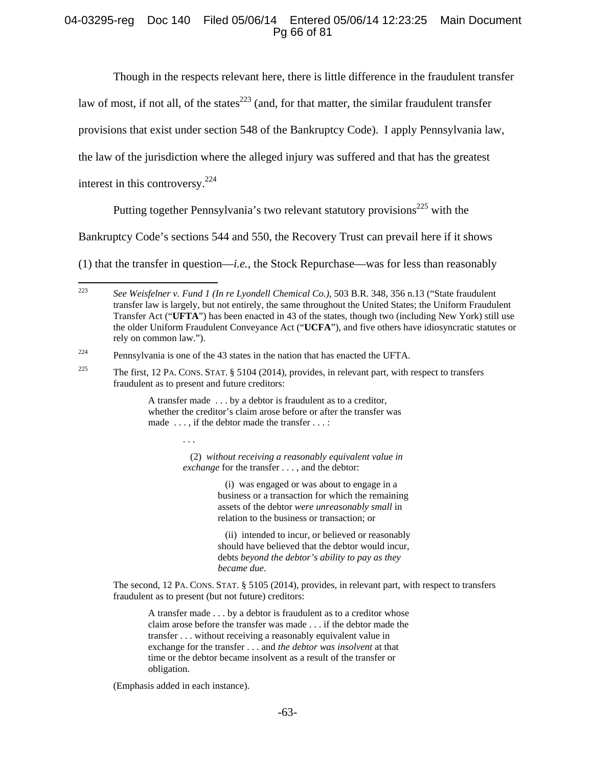Though in the respects relevant here, there is little difference in the fraudulent transfer law of most, if not all, of the states[223] (and, for that matter, the similar fraudulent transfer provisions that exist under section 548 of the Bankruptcy Code). I apply Pennsylvania law, the law of the jurisdiction where the alleged injury was suffered and that has the greatest interest in this controversy.[224]

Putting together Pennsylvania's two relevant statutory provisions[225] with the Bankruptcy Code's sections 544 and 550, the Recovery Trust can prevail here if it shows (1) that the transfer in question—*i.e.*, the Stock Repurchase—was for less than reasonably

---

[223] *See Weisfelner v. Fund 1 (In re Lyondell Chemical Co.)*, 503 B.R. 348, 356 n.13 ("State fraudulent transfer law is largely, but not entirely, the same throughout the United States; the Uniform Fraudulent Transfer Act ("**UFTA**") has been enacted in 43 of the states, though two (including New York) still use the older Uniform Fraudulent Conveyance Act ("**UCFA**"), and five others have idiosyncratic statutes or rely on common law.").

[224] Pennsylvania is one of the 43 states in the nation that has enacted the UFTA.

[225] The first, 12 PA. CONS. STAT. § 5104 (2014), provides, in relevant part, with respect to transfers fraudulent as to present and future creditors:

> A transfer made . . . by a debtor is fraudulent as to a creditor, whether the creditor's claim arose before or after the transfer was made . . . , if the debtor made the transfer . . . :
>
> . . .
>
> (2) *without receiving a reasonably equivalent value in exchange* for the transfer . . . , and the debtor:
>
> (i) was engaged or was about to engage in a business or a transaction for which the remaining assets of the debtor *were unreasonably small* in relation to the business or transaction; or
>
> (ii) intended to incur, or believed or reasonably should have believed that the debtor would incur, debts *beyond the debtor's ability to pay as they became due*.

The second, 12 PA. CONS. STAT. § 5105 (2014), provides, in relevant part, with respect to transfers fraudulent as to present (but not future) creditors:

> A transfer made . . . by a debtor is fraudulent as to a creditor whose claim arose before the transfer was made . . . if the debtor made the transfer . . . without receiving a reasonably equivalent value in exchange for the transfer . . . and *the debtor was insolvent* at that time or the debtor became insolvent as a result of the transfer or obligation.

(Emphasis added in each instance).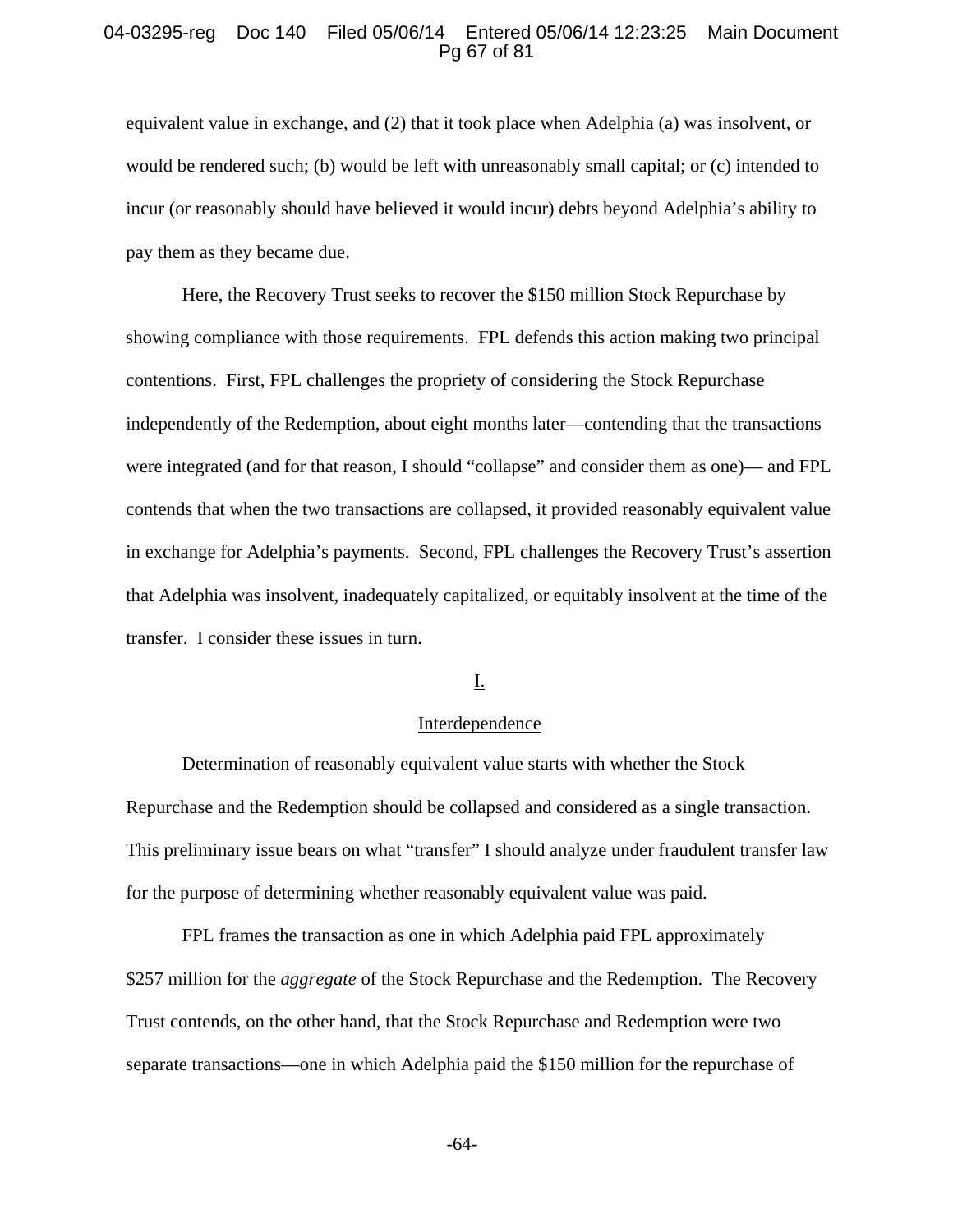equivalent value in exchange, and (2) that it took place when Adelphia (a) was insolvent, or would be rendered such; (b) would be left with unreasonably small capital; or (c) intended to incur (or reasonably should have believed it would incur) debts beyond Adelphia's ability to pay them as they became due.

Here, the Recovery Trust seeks to recover the $150 million Stock Repurchase by showing compliance with those requirements. FPL defends this action making two principal contentions. First, FPL challenges the propriety of considering the Stock Repurchase independently of the Redemption, about eight months later—contending that the transactions were integrated (and for that reason, I should "collapse" and consider them as one)— and FPL contends that when the two transactions are collapsed, it provided reasonably equivalent value in exchange for Adelphia's payments. Second, FPL challenges the Recovery Trust's assertion that Adelphia was insolvent, inadequately capitalized, or equitably insolvent at the time of the transfer. I consider these issues in turn.

## I.

## Interdependence

Determination of reasonably equivalent value starts with whether the Stock Repurchase and the Redemption should be collapsed and considered as a single transaction. This preliminary issue bears on what "transfer" I should analyze under fraudulent transfer law for the purpose of determining whether reasonably equivalent value was paid.

FPL frames the transaction as one in which Adelphia paid FPL approximately $257 million for the *aggregate* of the Stock Repurchase and the Redemption. The Recovery Trust contends, on the other hand, that the Stock Repurchase and Redemption were two separate transactions—one in which Adelphia paid the $150 million for the repurchase of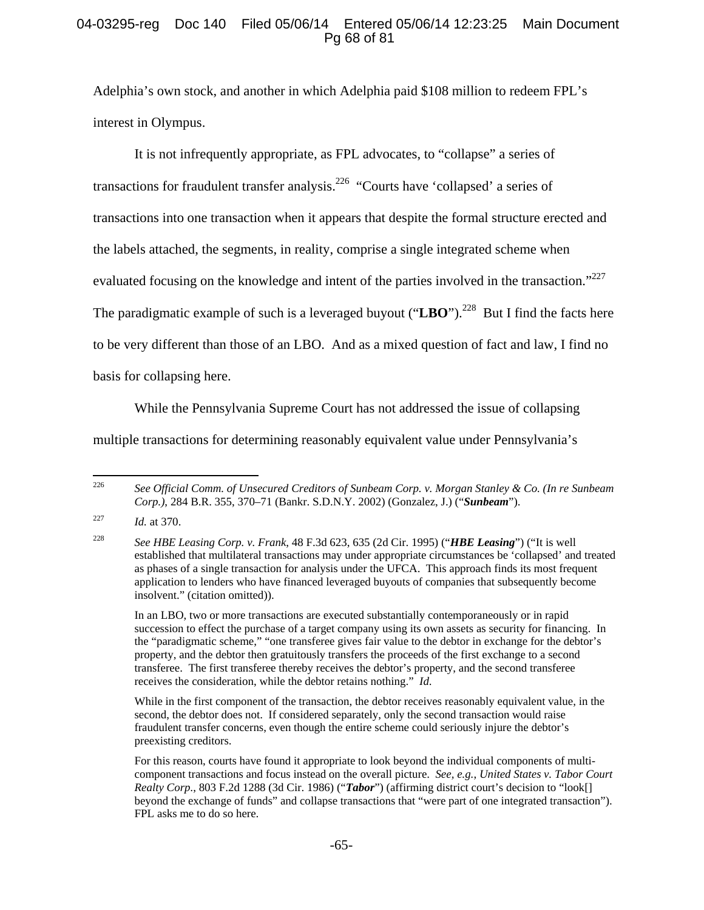Adelphia's own stock, and another in which Adelphia paid $108 million to redeem FPL's interest in Olympus.

It is not infrequently appropriate, as FPL advocates, to "collapse" a series of transactions for fraudulent transfer analysis.[226] "Courts have 'collapsed' a series of transactions into one transaction when it appears that despite the formal structure erected and the labels attached, the segments, in reality, comprise a single integrated scheme when evaluated focusing on the knowledge and intent of the parties involved in the transaction."[227] The paradigmatic example of such is a leveraged buyout ("**LBO**").[228] But I find the facts here to be very different than those of an LBO. And as a mixed question of fact and law, I find no basis for collapsing here.

While the Pennsylvania Supreme Court has not addressed the issue of collapsing multiple transactions for determining reasonably equivalent value under Pennsylvania's

---

[226] *See Official Comm. of Unsecured Creditors of Sunbeam Corp. v. Morgan Stanley & Co. (In re Sunbeam Corp.)*, 284 B.R. 355, 370–71 (Bankr. S.D.N.Y. 2002) (Gonzalez, J.) ("***Sunbeam***").

[227] *Id.* at 370.

[228] *See HBE Leasing Corp. v. Frank*, 48 F.3d 623, 635 (2d Cir. 1995) ("***HBE Leasing***") ("It is well established that multilateral transactions may under appropriate circumstances be 'collapsed' and treated as phases of a single transaction for analysis under the UFCA. This approach finds its most frequent application to lenders who have financed leveraged buyouts of companies that subsequently become insolvent." (citation omitted)).

In an LBO, two or more transactions are executed substantially contemporaneously or in rapid succession to effect the purchase of a target company using its own assets as security for financing. In the "paradigmatic scheme," "one transferee gives fair value to the debtor in exchange for the debtor's property, and the debtor then gratuitously transfers the proceeds of the first exchange to a second transferee. The first transferee thereby receives the debtor's property, and the second transferee receives the consideration, while the debtor retains nothing." *Id.*

While in the first component of the transaction, the debtor receives reasonably equivalent value, in the second, the debtor does not. If considered separately, only the second transaction would raise fraudulent transfer concerns, even though the entire scheme could seriously injure the debtor's preexisting creditors.

For this reason, courts have found it appropriate to look beyond the individual components of multi-component transactions and focus instead on the overall picture. *See, e.g.*, *United States v. Tabor Court Realty Corp.*, 803 F.2d 1288 (3d Cir. 1986) ("***Tabor***") (affirming district court's decision to "look[] beyond the exchange of funds" and collapse transactions that "were part of one integrated transaction"). FPL asks me to do so here.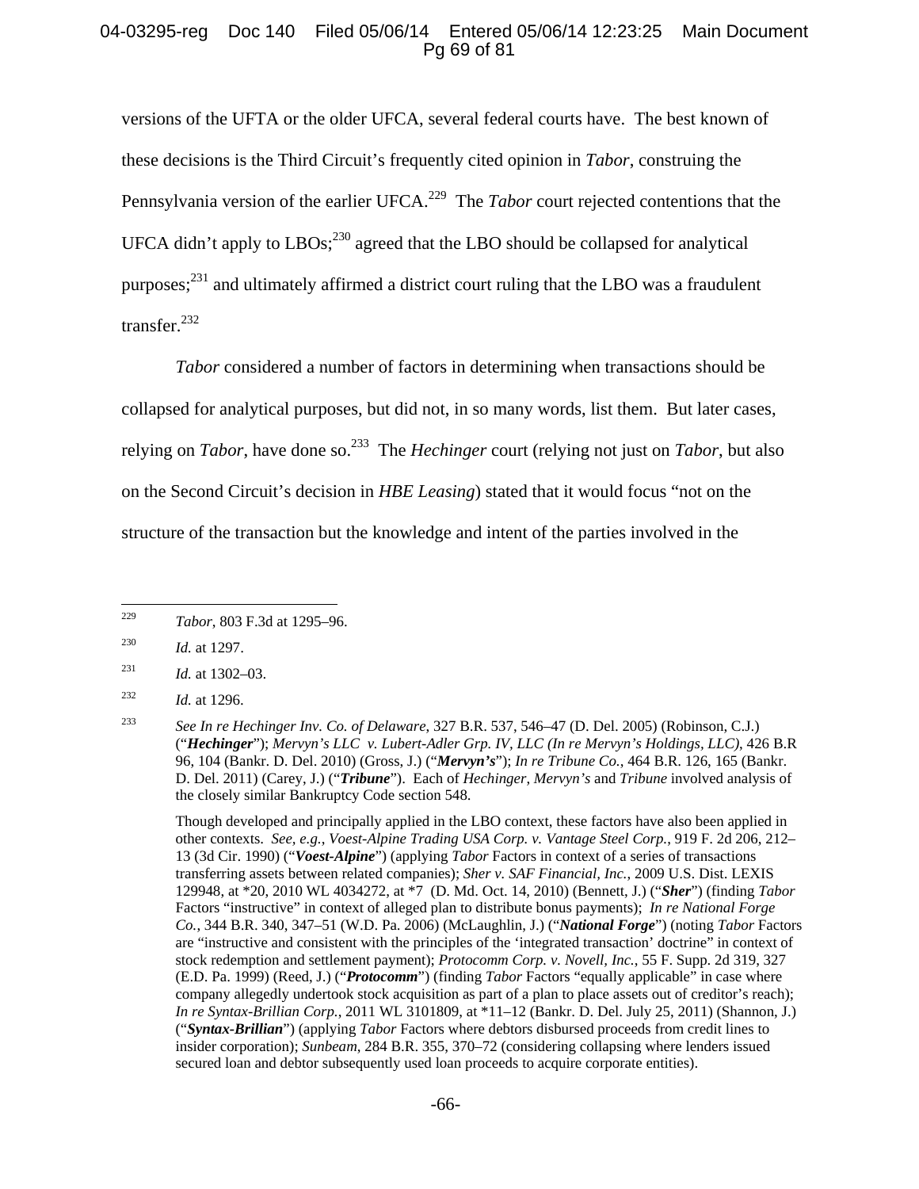versions of the UFTA or the older UFCA, several federal courts have. The best known of these decisions is the Third Circuit's frequently cited opinion in *Tabor*, construing the Pennsylvania version of the earlier UFCA.[229] The *Tabor* court rejected contentions that the UFCA didn't apply to LBOs;[230] agreed that the LBO should be collapsed for analytical purposes;[231] and ultimately affirmed a district court ruling that the LBO was a fraudulent transfer.[232]

*Tabor* considered a number of factors in determining when transactions should be collapsed for analytical purposes, but did not, in so many words, list them. But later cases, relying on *Tabor*, have done so.[233] The *Hechinger* court (relying not just on *Tabor*, but also on the Second Circuit's decision in *HBE Leasing*) stated that it would focus "not on the structure of the transaction but the knowledge and intent of the parties involved in the

---

[229] *Tabor*, 803 F.3d at 1295–96.

[230] *Id.* at 1297.

[231] *Id.* at 1302–03.

[232] *Id.* at 1296.

[233] *See In re Hechinger Inv. Co. of Delaware*, 327 B.R. 537, 546–47 (D. Del. 2005) (Robinson, C.J.) ("***Hechinger***"); *Mervyn's LLC v. Lubert-Adler Grp. IV, LLC (In re Mervyn's Holdings, LLC)*, 426 B.R 96, 104 (Bankr. D. Del. 2010) (Gross, J.) ("***Mervyn's***"); *In re Tribune Co.*, 464 B.R. 126, 165 (Bankr. D. Del. 2011) (Carey, J.) ("***Tribune***"). Each of *Hechinger*, *Mervyn's* and *Tribune* involved analysis of the closely similar Bankruptcy Code section 548.

Though developed and principally applied in the LBO context, these factors have also been applied in other contexts. *See, e.g.*, *Voest-Alpine Trading USA Corp. v. Vantage Steel Corp.*, 919 F. 2d 206, 212–13 (3d Cir. 1990) ("***Voest-Alpine***") (applying *Tabor* Factors in context of a series of transactions transferring assets between related companies); *Sher v. SAF Financial, Inc.*, 2009 U.S. Dist. LEXIS 129948, at *20, 2010 WL 4034272, at *7 (D. Md. Oct. 14, 2010) (Bennett, J.) ("***Sher***") (finding *Tabor* Factors "instructive" in context of alleged plan to distribute bonus payments); *In re National Forge Co.*, 344 B.R. 340, 347–51 (W.D. Pa. 2006) (McLaughlin, J.) ("***National Forge***") (noting *Tabor* Factors are "instructive and consistent with the principles of the 'integrated transaction' doctrine" in context of stock redemption and settlement payment); *Protocomm Corp. v. Novell, Inc.*, 55 F. Supp. 2d 319, 327 (E.D. Pa. 1999) (Reed, J.) ("***Protocomm***") (finding *Tabor* Factors "equally applicable" in case where company allegedly undertook stock acquisition as part of a plan to place assets out of creditor's reach); *In re Syntax-Brillian Corp.*, 2011 WL 3101809, at *11–12 (Bankr. D. Del. July 25, 2011) (Shannon, J.) ("***Syntax-Brillian***") (applying *Tabor* Factors where debtors disbursed proceeds from credit lines to insider corporation); *Sunbeam*, 284 B.R. 355, 370–72 (considering collapsing where lenders issued secured loan and debtor subsequently used loan proceeds to acquire corporate entities).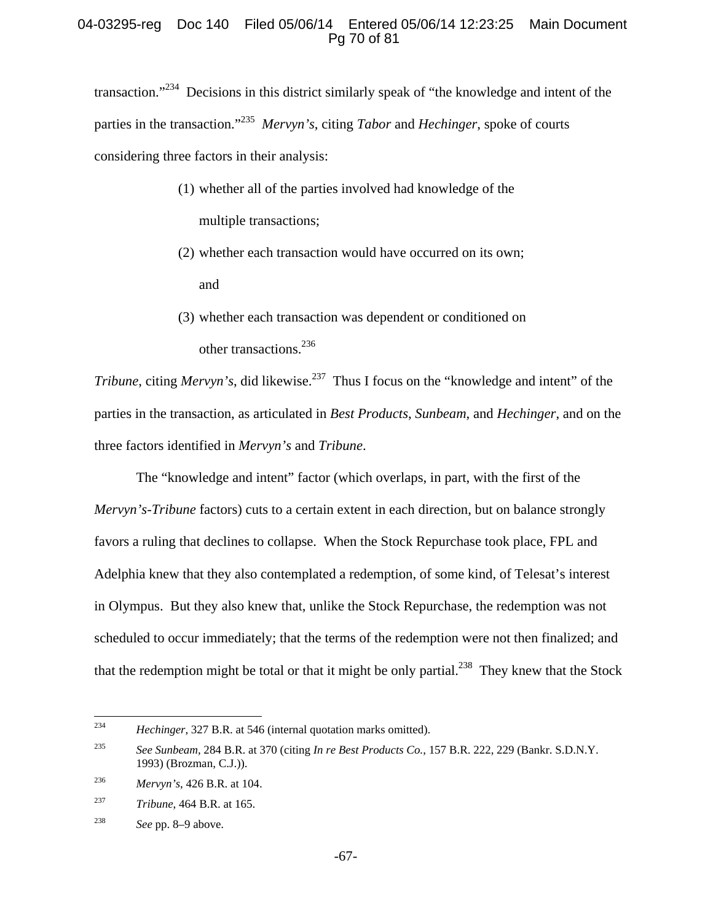transaction."[234] Decisions in this district similarly speak of "the knowledge and intent of the parties in the transaction."[235] *Mervyn's*, citing *Tabor* and *Hechinger*, spoke of courts considering three factors in their analysis:

> (1) whether all of the parties involved had knowledge of the multiple transactions;
>
> (2) whether each transaction would have occurred on its own; and
>
> (3) whether each transaction was dependent or conditioned on other transactions.[236]

*Tribune*, citing *Mervyn's*, did likewise.[237] Thus I focus on the "knowledge and intent" of the parties in the transaction, as articulated in *Best Products*, *Sunbeam*, and *Hechinger*, and on the three factors identified in *Mervyn's* and *Tribune*.

The "knowledge and intent" factor (which overlaps, in part, with the first of the *Mervyn's*-*Tribune* factors) cuts to a certain extent in each direction, but on balance strongly favors a ruling that declines to collapse. When the Stock Repurchase took place, FPL and Adelphia knew that they also contemplated a redemption, of some kind, of Telesat's interest in Olympus. But they also knew that, unlike the Stock Repurchase, the redemption was not scheduled to occur immediately; that the terms of the redemption were not then finalized; and that the redemption might be total or that it might be only partial.[238] They knew that the Stock

---

[234] *Hechinger*, 327 B.R. at 546 (internal quotation marks omitted).

[235] *See Sunbeam*, 284 B.R. at 370 (citing *In re Best Products Co.*, 157 B.R. 222, 229 (Bankr. S.D.N.Y. 1993) (Brozman, C.J.)).

[236] *Mervyn's*, 426 B.R. at 104.

[237] *Tribune*, 464 B.R. at 165.

[238] *See* pp. 8–9 above.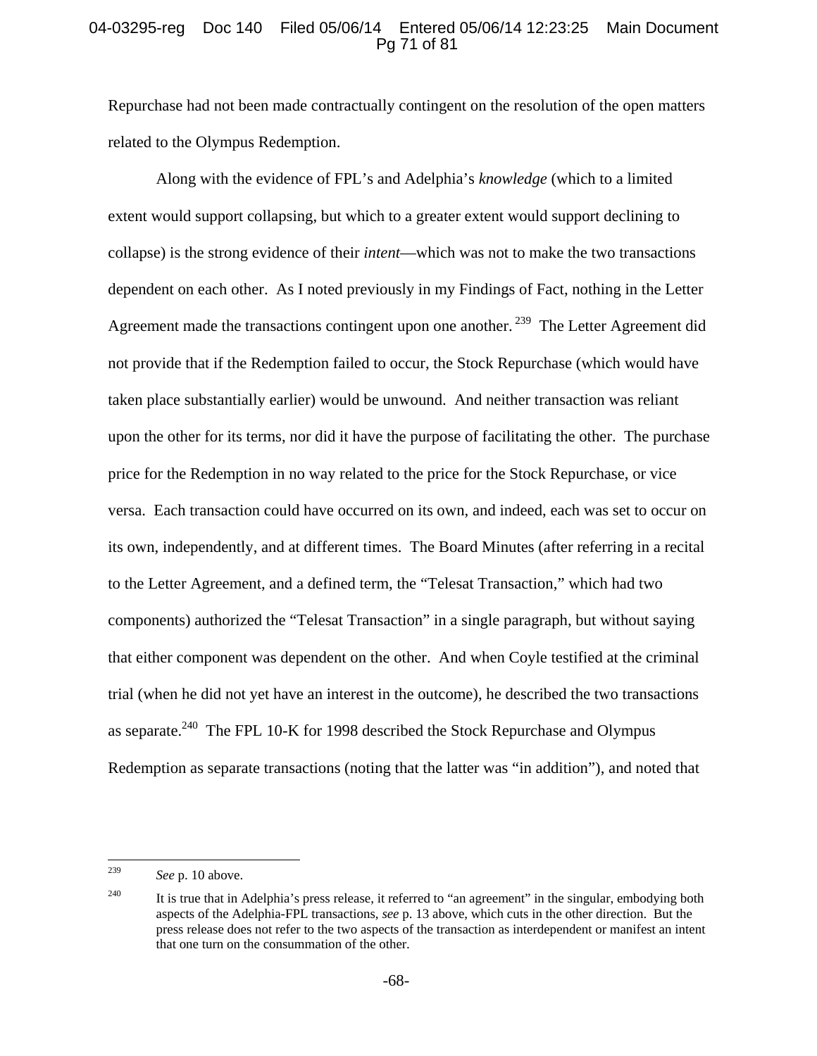Repurchase had not been made contractually contingent on the resolution of the open matters related to the Olympus Redemption.

Along with the evidence of FPL's and Adelphia's *knowledge* (which to a limited extent would support collapsing, but which to a greater extent would support declining to collapse) is the strong evidence of their *intent*—which was not to make the two transactions dependent on each other. As I noted previously in my Findings of Fact, nothing in the Letter Agreement made the transactions contingent upon one another.[239] The Letter Agreement did not provide that if the Redemption failed to occur, the Stock Repurchase (which would have taken place substantially earlier) would be unwound. And neither transaction was reliant upon the other for its terms, nor did it have the purpose of facilitating the other. The purchase price for the Redemption in no way related to the price for the Stock Repurchase, or vice versa. Each transaction could have occurred on its own, and indeed, each was set to occur on its own, independently, and at different times. The Board Minutes (after referring in a recital to the Letter Agreement, and a defined term, the "Telesat Transaction," which had two components) authorized the "Telesat Transaction" in a single paragraph, but without saying that either component was dependent on the other. And when Coyle testified at the criminal trial (when he did not yet have an interest in the outcome), he described the two transactions as separate.[240] The FPL 10-K for 1998 described the Stock Repurchase and Olympus Redemption as separate transactions (noting that the latter was "in addition"), and noted that

---

[239] *See* p. 10 above.

[240] It is true that in Adelphia's press release, it referred to "an agreement" in the singular, embodying both aspects of the Adelphia-FPL transactions, *see* p. 13 above, which cuts in the other direction. But the press release does not refer to the two aspects of the transaction as interdependent or manifest an intent that one turn on the consummation of the other.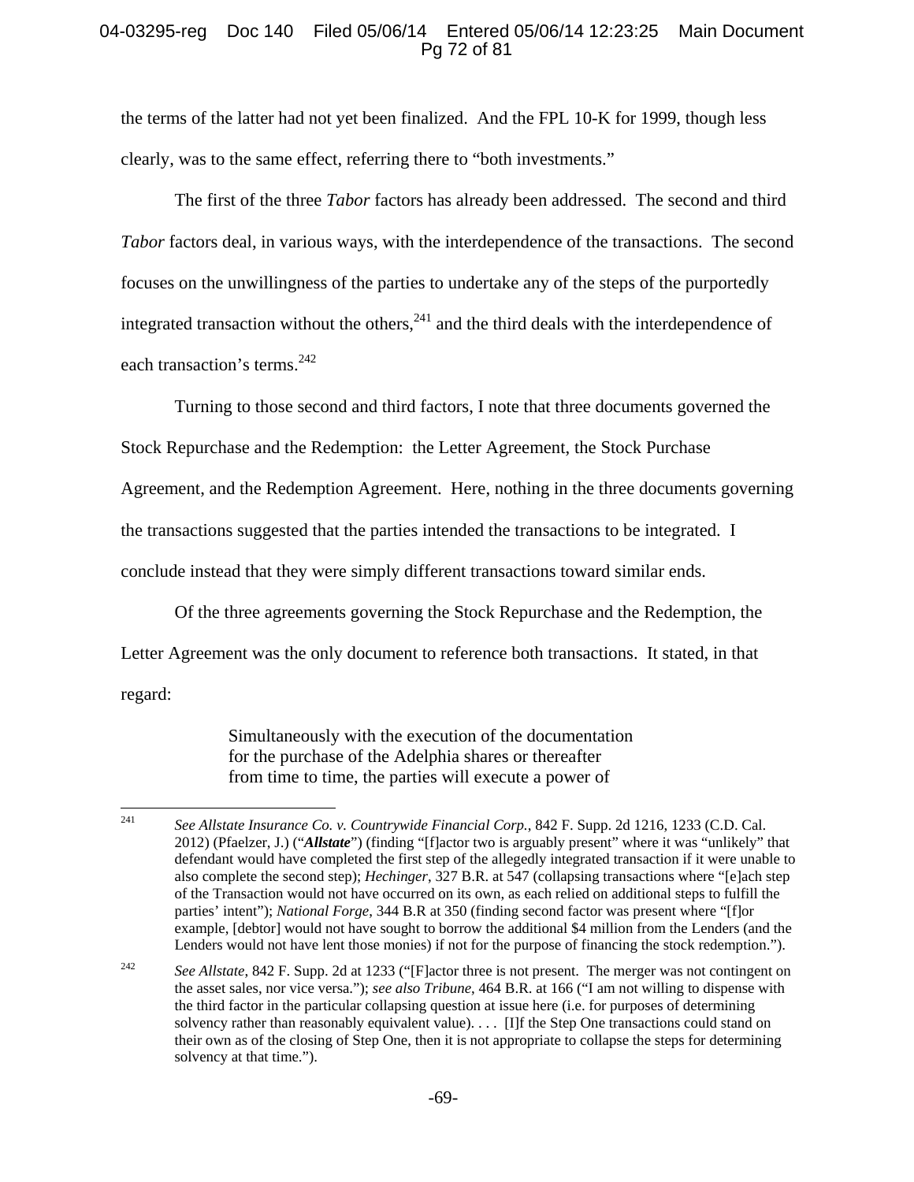the terms of the latter had not yet been finalized. And the FPL 10-K for 1999, though less clearly, was to the same effect, referring there to "both investments."

The first of the three *Tabor* factors has already been addressed. The second and third *Tabor* factors deal, in various ways, with the interdependence of the transactions. The second focuses on the unwillingness of the parties to undertake any of the steps of the purportedly integrated transaction without the others,[241] and the third deals with the interdependence of each transaction's terms.[242]

Turning to those second and third factors, I note that three documents governed the Stock Repurchase and the Redemption: the Letter Agreement, the Stock Purchase Agreement, and the Redemption Agreement. Here, nothing in the three documents governing the transactions suggested that the parties intended the transactions to be integrated. I conclude instead that they were simply different transactions toward similar ends.

Of the three agreements governing the Stock Repurchase and the Redemption, the Letter Agreement was the only document to reference both transactions. It stated, in that regard:

> Simultaneously with the execution of the documentation for the purchase of the Adelphia shares or thereafter from time to time, the parties will execute a power of

---

[241] *See Allstate Insurance Co. v. Countrywide Financial Corp.*, 842 F. Supp. 2d 1216, 1233 (C.D. Cal. 2012) (Pfaelzer, J.) ("***Allstate***") (finding "[f]actor two is arguably present" where it was "unlikely" that defendant would have completed the first step of the allegedly integrated transaction if it were unable to also complete the second step); *Hechinger*, 327 B.R. at 547 (collapsing transactions where "[e]ach step of the Transaction would not have occurred on its own, as each relied on additional steps to fulfill the parties' intent"); *National Forge*, 344 B.R at 350 (finding second factor was present where "[f]or example, [debtor] would not have sought to borrow the additional $4 million from the Lenders (and the Lenders would not have lent those monies) if not for the purpose of financing the stock redemption.").

[242] *See Allstate*, 842 F. Supp. 2d at 1233 ("[F]actor three is not present. The merger was not contingent on the asset sales, nor vice versa."); *see also Tribune*, 464 B.R. at 166 ("I am not willing to dispense with the third factor in the particular collapsing question at issue here (i.e. for purposes of determining solvency rather than reasonably equivalent value). . . . [I]f the Step One transactions could stand on their own as of the closing of Step One, then it is not appropriate to collapse the steps for determining solvency at that time.").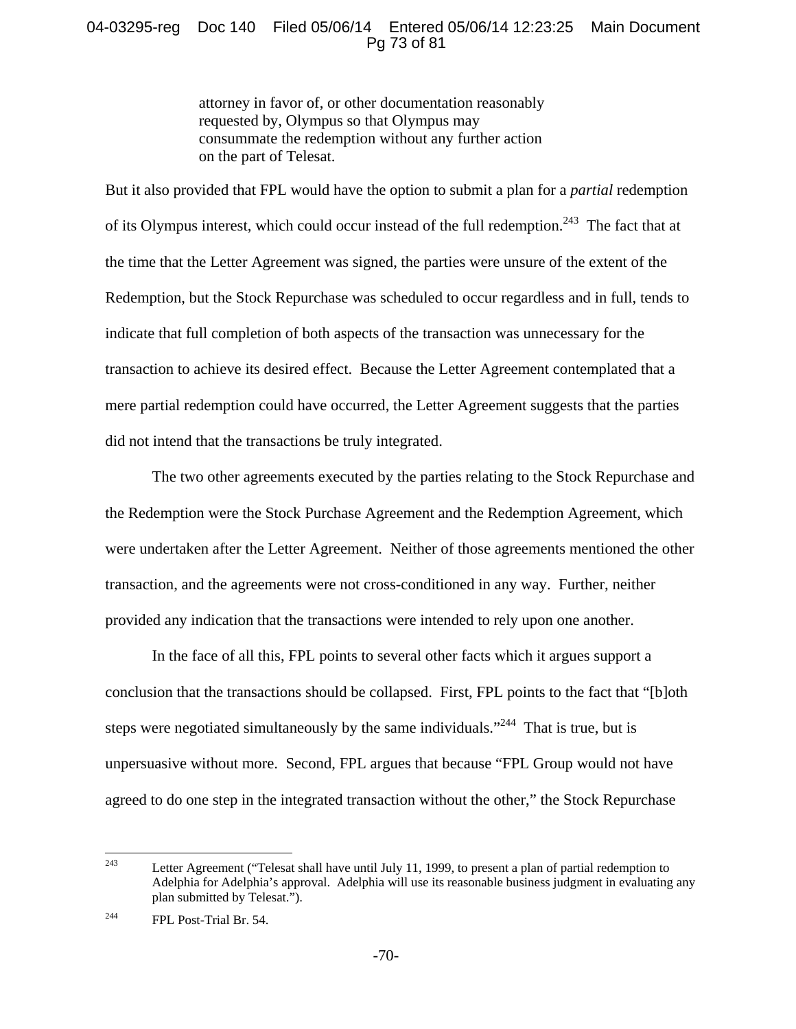> attorney in favor of, or other documentation reasonably requested by, Olympus so that Olympus may consummate the redemption without any further action on the part of Telesat.

But it also provided that FPL would have the option to submit a plan for a *partial* redemption of its Olympus interest, which could occur instead of the full redemption.[243] The fact that at the time that the Letter Agreement was signed, the parties were unsure of the extent of the Redemption, but the Stock Repurchase was scheduled to occur regardless and in full, tends to indicate that full completion of both aspects of the transaction was unnecessary for the transaction to achieve its desired effect. Because the Letter Agreement contemplated that a mere partial redemption could have occurred, the Letter Agreement suggests that the parties did not intend that the transactions be truly integrated.

The two other agreements executed by the parties relating to the Stock Repurchase and the Redemption were the Stock Purchase Agreement and the Redemption Agreement, which were undertaken after the Letter Agreement. Neither of those agreements mentioned the other transaction, and the agreements were not cross-conditioned in any way. Further, neither provided any indication that the transactions were intended to rely upon one another.

In the face of all this, FPL points to several other facts which it argues support a conclusion that the transactions should be collapsed. First, FPL points to the fact that "[b]oth steps were negotiated simultaneously by the same individuals."[244] That is true, but is unpersuasive without more. Second, FPL argues that because "FPL Group would not have agreed to do one step in the integrated transaction without the other," the Stock Repurchase

---

[243] Letter Agreement ("Telesat shall have until July 11, 1999, to present a plan of partial redemption to Adelphia for Adelphia's approval. Adelphia will use its reasonable business judgment in evaluating any plan submitted by Telesat.").

[244] FPL Post-Trial Br. 54.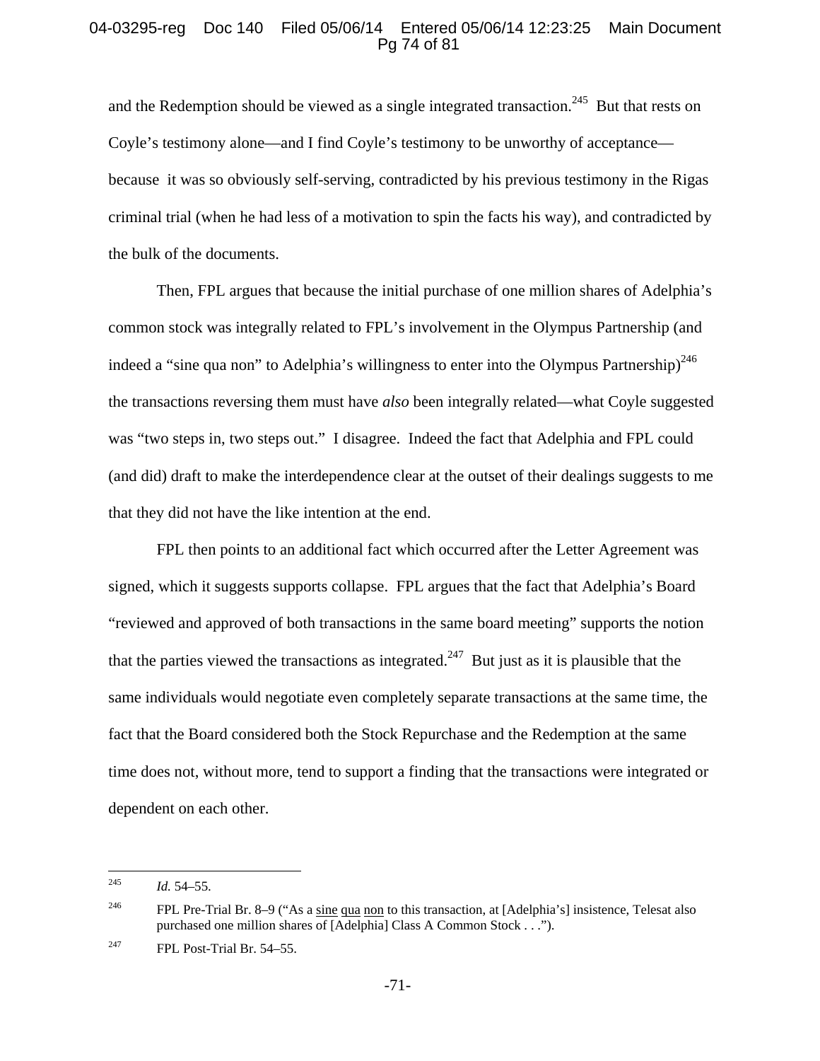and the Redemption should be viewed as a single integrated transaction.[245] But that rests on Coyle's testimony alone—and I find Coyle's testimony to be unworthy of acceptance—because it was so obviously self-serving, contradicted by his previous testimony in the Rigas criminal trial (when he had less of a motivation to spin the facts his way), and contradicted by the bulk of the documents.

Then, FPL argues that because the initial purchase of one million shares of Adelphia's common stock was integrally related to FPL's involvement in the Olympus Partnership (and indeed a "sine qua non" to Adelphia's willingness to enter into the Olympus Partnership)[246] the transactions reversing them must have *also* been integrally related—what Coyle suggested was "two steps in, two steps out." I disagree. Indeed the fact that Adelphia and FPL could (and did) draft to make the interdependence clear at the outset of their dealings suggests to me that they did not have the like intention at the end.

FPL then points to an additional fact which occurred after the Letter Agreement was signed, which it suggests supports collapse. FPL argues that the fact that Adelphia's Board "reviewed and approved of both transactions in the same board meeting" supports the notion that the parties viewed the transactions as integrated.[247] But just as it is plausible that the same individuals would negotiate even completely separate transactions at the same time, the fact that the Board considered both the Stock Repurchase and the Redemption at the same time does not, without more, tend to support a finding that the transactions were integrated or dependent on each other.

---

[245] *Id.* 54–55.

[246] FPL Pre-Trial Br. 8–9 ("As a sine qua non to this transaction, at [Adelphia's] insistence, Telesat also purchased one million shares of [Adelphia] Class A Common Stock . . .").

[247] FPL Post-Trial Br. 54–55.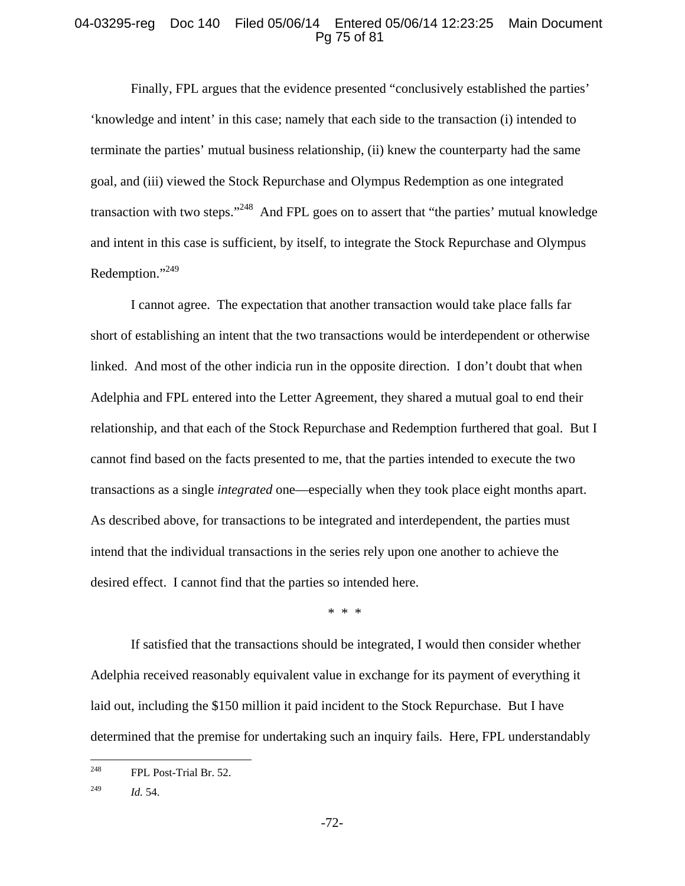Finally, FPL argues that the evidence presented "conclusively established the parties' 'knowledge and intent' in this case; namely that each side to the transaction (i) intended to terminate the parties' mutual business relationship, (ii) knew the counterparty had the same goal, and (iii) viewed the Stock Repurchase and Olympus Redemption as one integrated transaction with two steps."[248] And FPL goes on to assert that "the parties' mutual knowledge and intent in this case is sufficient, by itself, to integrate the Stock Repurchase and Olympus Redemption."[249]

I cannot agree. The expectation that another transaction would take place falls far short of establishing an intent that the two transactions would be interdependent or otherwise linked. And most of the other indicia run in the opposite direction. I don't doubt that when Adelphia and FPL entered into the Letter Agreement, they shared a mutual goal to end their relationship, and that each of the Stock Repurchase and Redemption furthered that goal. But I cannot find based on the facts presented to me, that the parties intended to execute the two transactions as a single *integrated* one—especially when they took place eight months apart. As described above, for transactions to be integrated and interdependent, the parties must intend that the individual transactions in the series rely upon one another to achieve the desired effect. I cannot find that the parties so intended here.

\* \* \*

If satisfied that the transactions should be integrated, I would then consider whether Adelphia received reasonably equivalent value in exchange for its payment of everything it laid out, including the $150 million it paid incident to the Stock Repurchase. But I have determined that the premise for undertaking such an inquiry fails. Here, FPL understandably

---

[248] FPL Post-Trial Br. 52.

[249] *Id.* 54.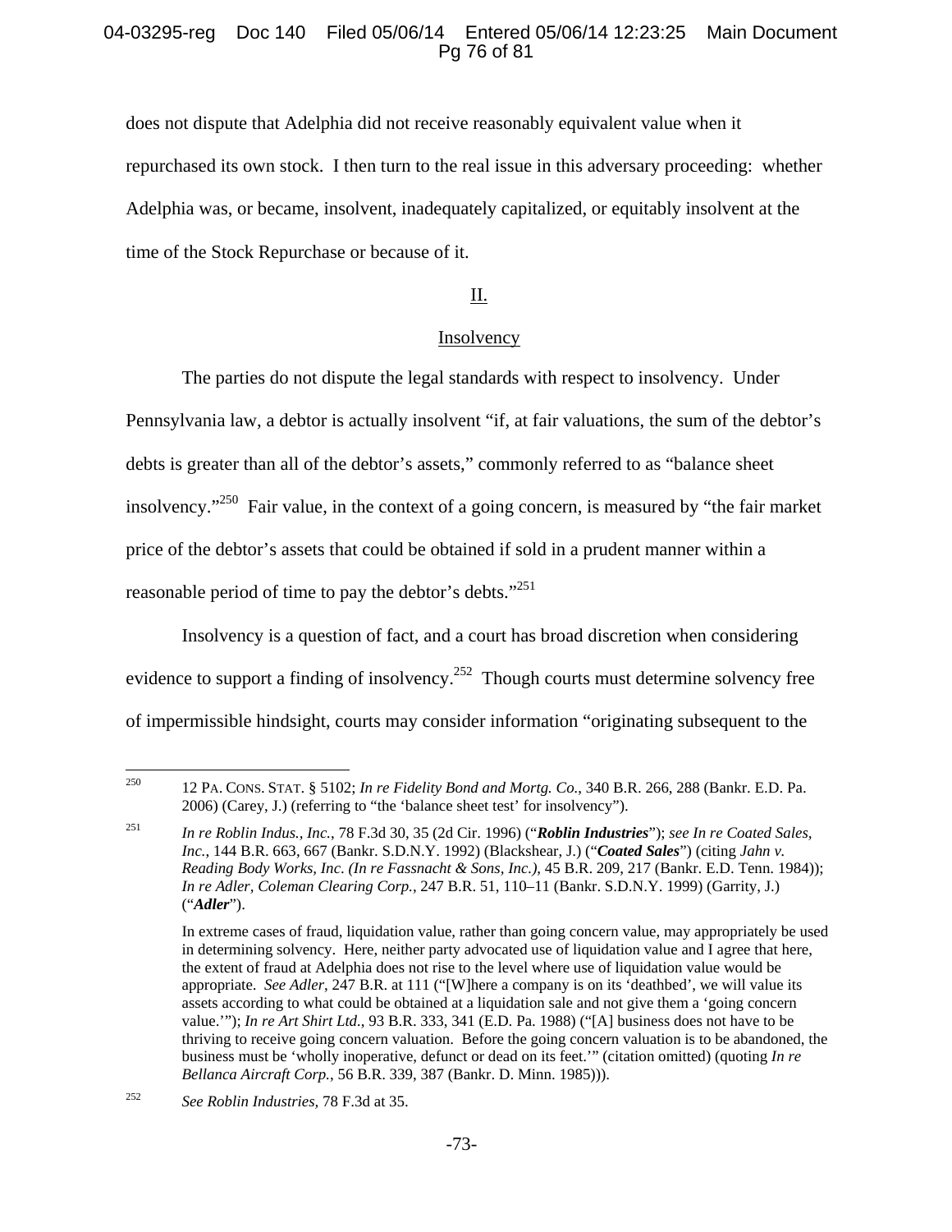does not dispute that Adelphia did not receive reasonably equivalent value when it repurchased its own stock. I then turn to the real issue in this adversary proceeding: whether Adelphia was, or became, insolvent, inadequately capitalized, or equitably insolvent at the time of the Stock Repurchase or because of it.

## II.

## Insolvency

The parties do not dispute the legal standards with respect to insolvency. Under Pennsylvania law, a debtor is actually insolvent "if, at fair valuations, the sum of the debtor's debts is greater than all of the debtor's assets," commonly referred to as "balance sheet insolvency."[250] Fair value, in the context of a going concern, is measured by "the fair market price of the debtor's assets that could be obtained if sold in a prudent manner within a reasonable period of time to pay the debtor's debts."[251]

Insolvency is a question of fact, and a court has broad discretion when considering evidence to support a finding of insolvency.[252] Though courts must determine solvency free of impermissible hindsight, courts may consider information "originating subsequent to the

---

[250] 12 PA. CONS. STAT. § 5102; *In re Fidelity Bond and Mortg. Co.*, 340 B.R. 266, 288 (Bankr. E.D. Pa. 2006) (Carey, J.) (referring to "the 'balance sheet test' for insolvency").

[251] *In re Roblin Indus., Inc.*, 78 F.3d 30, 35 (2d Cir. 1996) ("***Roblin Industries***"); *see In re Coated Sales, Inc.*, 144 B.R. 663, 667 (Bankr. S.D.N.Y. 1992) (Blackshear, J.) ("***Coated Sales***") (citing *Jahn v. Reading Body Works, Inc. (In re Fassnacht & Sons, Inc.)*, 45 B.R. 209, 217 (Bankr. E.D. Tenn. 1984)); *In re Adler, Coleman Clearing Corp.*, 247 B.R. 51, 110–11 (Bankr. S.D.N.Y. 1999) (Garrity, J.) ("***Adler***").

In extreme cases of fraud, liquidation value, rather than going concern value, may appropriately be used in determining solvency. Here, neither party advocated use of liquidation value and I agree that here, the extent of fraud at Adelphia does not rise to the level where use of liquidation value would be appropriate. *See Adler*, 247 B.R. at 111 ("[W]here a company is on its 'deathbed', we will value its assets according to what could be obtained at a liquidation sale and not give them a 'going concern value.'"); *In re Art Shirt Ltd.*, 93 B.R. 333, 341 (E.D. Pa. 1988) ("[A] business does not have to be thriving to receive going concern valuation. Before the going concern valuation is to be abandoned, the business must be 'wholly inoperative, defunct or dead on its feet.'" (citation omitted) (quoting *In re Bellanca Aircraft Corp.*, 56 B.R. 339, 387 (Bankr. D. Minn. 1985))).

[252] *See Roblin Industries*, 78 F.3d at 35.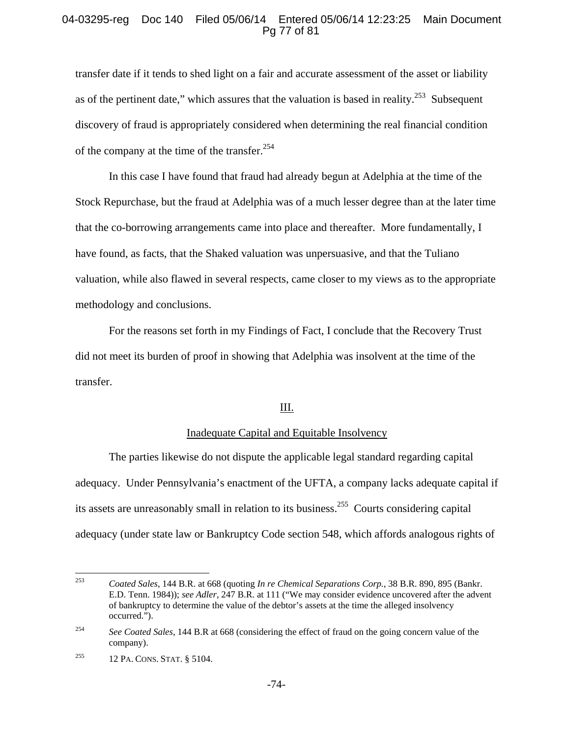transfer date if it tends to shed light on a fair and accurate assessment of the asset or liability as of the pertinent date," which assures that the valuation is based in reality.[253] Subsequent discovery of fraud is appropriately considered when determining the real financial condition of the company at the time of the transfer.[254]

In this case I have found that fraud had already begun at Adelphia at the time of the Stock Repurchase, but the fraud at Adelphia was of a much lesser degree than at the later time that the co-borrowing arrangements came into place and thereafter. More fundamentally, I have found, as facts, that the Shaked valuation was unpersuasive, and that the Tuliano valuation, while also flawed in several respects, came closer to my views as to the appropriate methodology and conclusions.

For the reasons set forth in my Findings of Fact, I conclude that the Recovery Trust did not meet its burden of proof in showing that Adelphia was insolvent at the time of the transfer.

## III.

## Inadequate Capital and Equitable Insolvency

The parties likewise do not dispute the applicable legal standard regarding capital adequacy. Under Pennsylvania's enactment of the UFTA, a company lacks adequate capital if its assets are unreasonably small in relation to its business.[255] Courts considering capital adequacy (under state law or Bankruptcy Code section 548, which affords analogous rights of

---

[253] *Coated Sales*, 144 B.R. at 668 (quoting *In re Chemical Separations Corp.*, 38 B.R. 890, 895 (Bankr. E.D. Tenn. 1984)); *see Adler*, 247 B.R. at 111 ("We may consider evidence uncovered after the advent of bankruptcy to determine the value of the debtor's assets at the time the alleged insolvency occurred.").

[254] *See Coated Sales*, 144 B.R at 668 (considering the effect of fraud on the going concern value of the company).

[255] 12 PA. CONS. STAT. § 5104.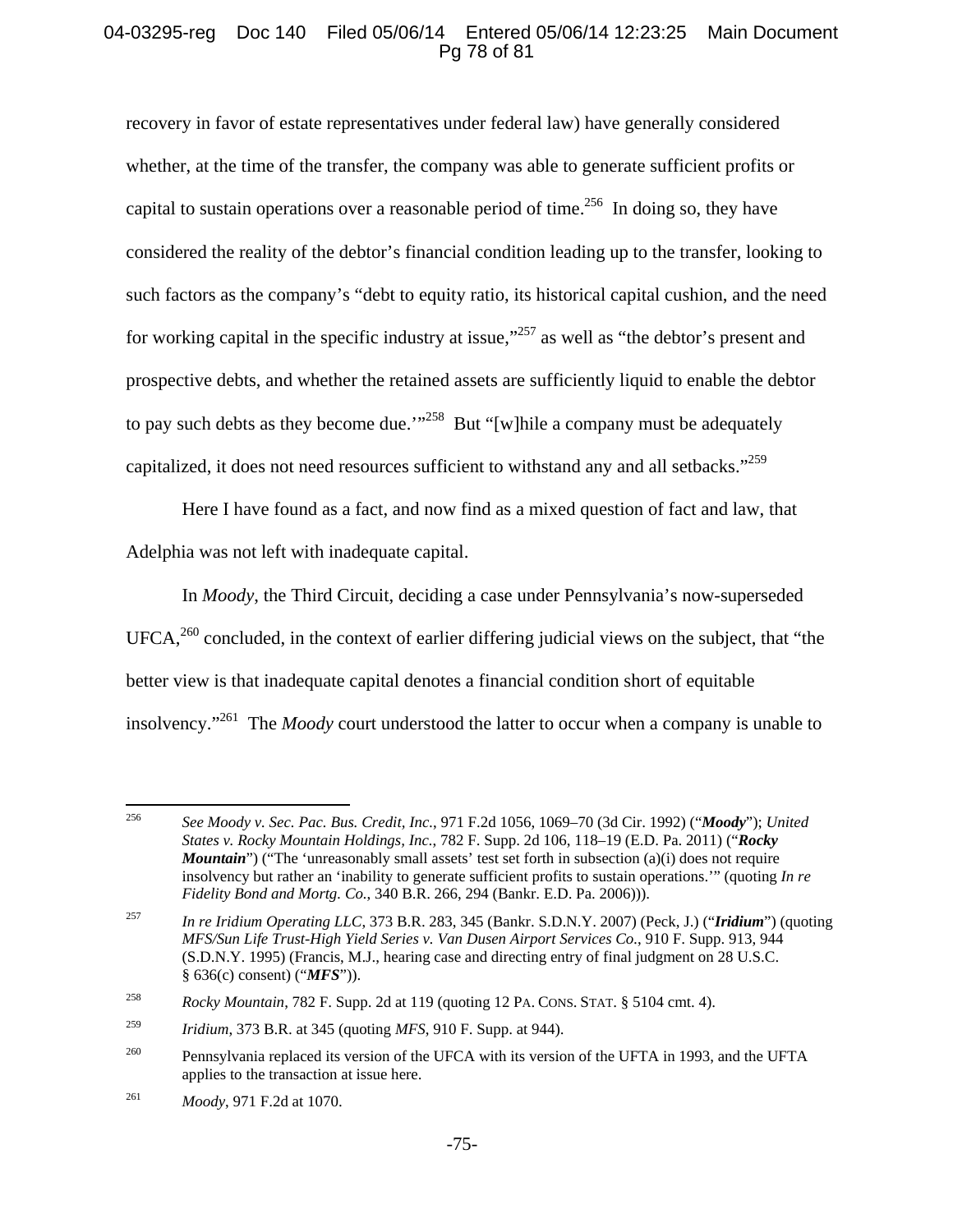recovery in favor of estate representatives under federal law) have generally considered whether, at the time of the transfer, the company was able to generate sufficient profits or capital to sustain operations over a reasonable period of time.[256] In doing so, they have considered the reality of the debtor's financial condition leading up to the transfer, looking to such factors as the company's "debt to equity ratio, its historical capital cushion, and the need for working capital in the specific industry at issue,"[257] as well as "the debtor's present and prospective debts, and whether the retained assets are sufficiently liquid to enable the debtor to pay such debts as they become due.'"[258] But "[w]hile a company must be adequately capitalized, it does not need resources sufficient to withstand any and all setbacks."[259]

Here I have found as a fact, and now find as a mixed question of fact and law, that Adelphia was not left with inadequate capital.

In *Moody*, the Third Circuit, deciding a case under Pennsylvania's now-superseded UFCA,[260] concluded, in the context of earlier differing judicial views on the subject, that "the better view is that inadequate capital denotes a financial condition short of equitable insolvency."[261] The *Moody* court understood the latter to occur when a company is unable to

---

[256] *See Moody v. Sec. Pac. Bus. Credit, Inc.*, 971 F.2d 1056, 1069–70 (3d Cir. 1992) ("***Moody***"); *United States v. Rocky Mountain Holdings, Inc.*, 782 F. Supp. 2d 106, 118–19 (E.D. Pa. 2011) ("***Rocky Mountain***") ("The 'unreasonably small assets' test set forth in subsection (a)(i) does not require insolvency but rather an 'inability to generate sufficient profits to sustain operations.'" (quoting *In re Fidelity Bond and Mortg. Co.*, 340 B.R. 266, 294 (Bankr. E.D. Pa. 2006))).

[257] *In re Iridium Operating LLC*, 373 B.R. 283, 345 (Bankr. S.D.N.Y. 2007) (Peck, J.) ("***Iridium***") (quoting *MFS/Sun Life Trust-High Yield Series v. Van Dusen Airport Services Co.*, 910 F. Supp. 913, 944 (S.D.N.Y. 1995) (Francis, M.J., hearing case and directing entry of final judgment on 28 U.S.C. § 636(c) consent) ("***MFS***")).

[258] *Rocky Mountain*, 782 F. Supp. 2d at 119 (quoting 12 PA. CONS. STAT. § 5104 cmt. 4).

[259] *Iridium*, 373 B.R. at 345 (quoting *MFS*, 910 F. Supp. at 944).

[260] Pennsylvania replaced its version of the UFCA with its version of the UFTA in 1993, and the UFTA applies to the transaction at issue here.

[261] *Moody*, 971 F.2d at 1070.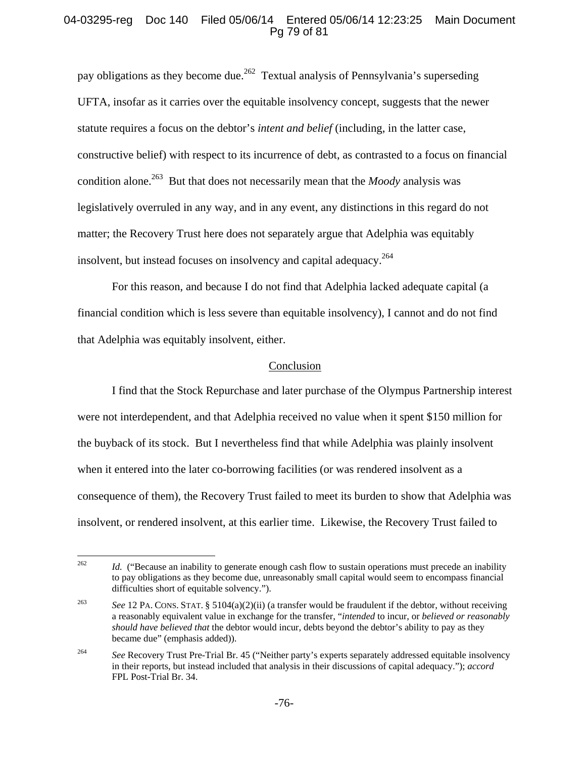pay obligations as they become due.[262] Textual analysis of Pennsylvania's superseding UFTA, insofar as it carries over the equitable insolvency concept, suggests that the newer statute requires a focus on the debtor's *intent and belief* (including, in the latter case, constructive belief) with respect to its incurrence of debt, as contrasted to a focus on financial condition alone.[263] But that does not necessarily mean that the *Moody* analysis was legislatively overruled in any way, and in any event, any distinctions in this regard do not matter; the Recovery Trust here does not separately argue that Adelphia was equitably insolvent, but instead focuses on insolvency and capital adequacy.[264]

For this reason, and because I do not find that Adelphia lacked adequate capital (a financial condition which is less severe than equitable insolvency), I cannot and do not find that Adelphia was equitably insolvent, either.

## Conclusion

I find that the Stock Repurchase and later purchase of the Olympus Partnership interest were not interdependent, and that Adelphia received no value when it spent $150 million for the buyback of its stock. But I nevertheless find that while Adelphia was plainly insolvent when it entered into the later co-borrowing facilities (or was rendered insolvent as a consequence of them), the Recovery Trust failed to meet its burden to show that Adelphia was insolvent, or rendered insolvent, at this earlier time. Likewise, the Recovery Trust failed to

---

[262] *Id.* ("Because an inability to generate enough cash flow to sustain operations must precede an inability to pay obligations as they become due, unreasonably small capital would seem to encompass financial difficulties short of equitable solvency.").

[263] *See* 12 PA. CONS. STAT. § 5104(a)(2)(ii) (a transfer would be fraudulent if the debtor, without receiving a reasonably equivalent value in exchange for the transfer, "*intended* to incur, or *believed or reasonably should have believed that* the debtor would incur, debts beyond the debtor's ability to pay as they became due" (emphasis added)).

[264] *See* Recovery Trust Pre-Trial Br. 45 ("Neither party's experts separately addressed equitable insolvency in their reports, but instead included that analysis in their discussions of capital adequacy."); *accord* FPL Post-Trial Br. 34.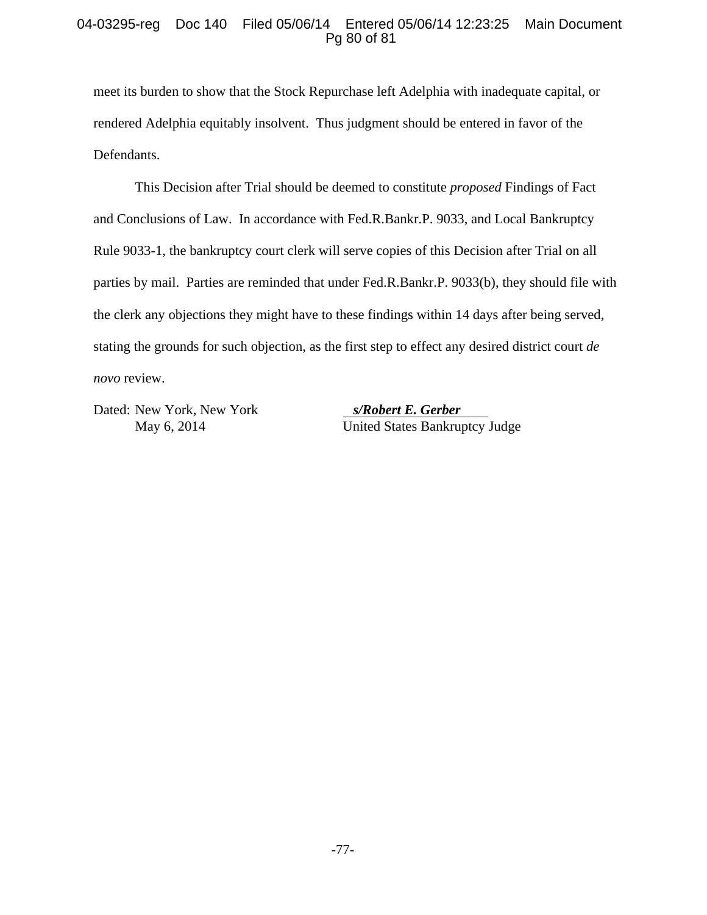meet its burden to show that the Stock Repurchase left Adelphia with inadequate capital, or rendered Adelphia equitably insolvent. Thus judgment should be entered in favor of the Defendants.

This Decision after Trial should be deemed to constitute *proposed* Findings of Fact and Conclusions of Law. In accordance with Fed.R.Bankr.P. 9033, and Local Bankruptcy Rule 9033-1, the bankruptcy court clerk will serve copies of this Decision after Trial on all parties by mail. Parties are reminded that under Fed.R.Bankr.P. 9033(b), they should file with the clerk any objections they might have to these findings within 14 days after being served, stating the grounds for such objection, as the first step to effect any desired district court *de novo* review.

Dated: New York, New York
May 6, 2014

***s/Robert E. Gerber***
United States Bankruptcy Judge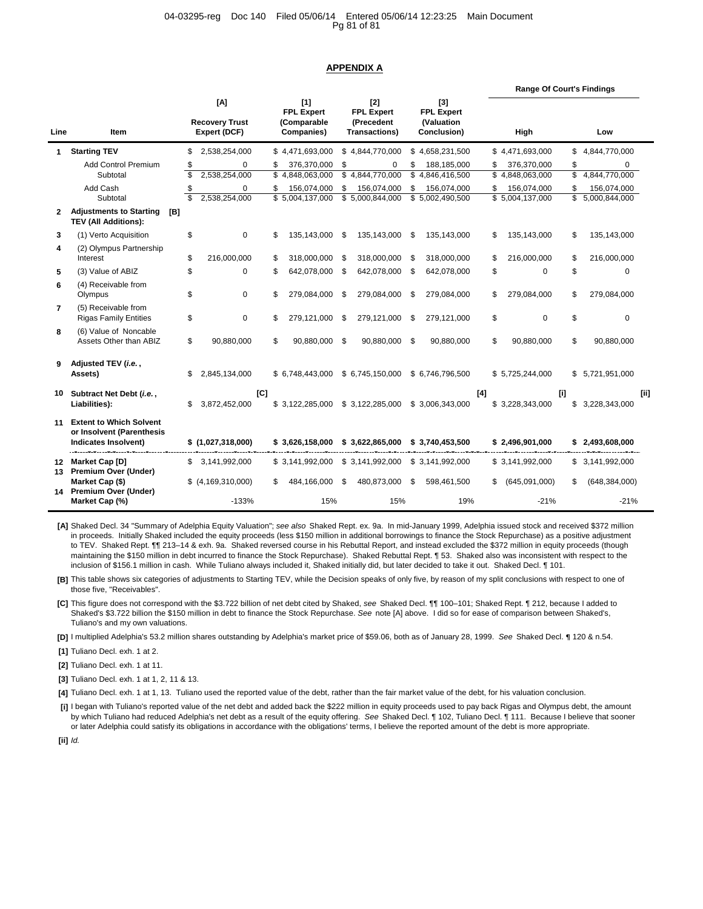## APPENDIX A

| Line | Item | [A] Recovery Trust Expert (DCF) | [1] FPL Expert (Comparable Companies) | [2] FPL Expert (Precedent Transactions) | [3] FPL Expert (Valuation Conclusion) | Range Of Court's Findings High | Range Of Court's Findings Low |
|---|---|---|---|---|---|---|---|
| 1 | **Starting TEV** | $ 2,538,254,000 | $ 4,471,693,000 | $ 4,844,770,000 | $ 4,658,231,500 | $ 4,471,693,000 | $ 4,844,770,000 |
| | Add Control Premium | $ 0 | $ 376,370,000 | $ 0 | $ 188,185,000 | $ 376,370,000 | $ 0 |
| | Subtotal | $ 2,538,254,000 | $ 4,848,063,000 | $ 4,844,770,000 | $ 4,846,416,500 | $ 4,848,063,000 | $ 4,844,770,000 |
| | Add Cash | $ 0 | $ 156,074,000 | $ 156,074,000 | $ 156,074,000 | $ 156,074,000 | $ 156,074,000 |
| | Subtotal | $ 2,538,254,000 | $ 5,004,137,000 | $ 5,000,844,000 | $ 5,002,490,500 | $ 5,004,137,000 | $ 5,000,844,000 |
| 2 | **Adjustments to Starting TEV (All Additions):** [B] | | | | | | |
| 3 | (1) Verto Acquisition | $ 0 | $ 135,143,000 | $ 135,143,000 | $ 135,143,000 | $ 135,143,000 | $ 135,143,000 |
| 4 | (2) Olympus Partnership Interest | $ 216,000,000 | $ 318,000,000 | $ 318,000,000 | $ 318,000,000 | $ 216,000,000 | $ 216,000,000 |
| 5 | (3) Value of ABIZ | $ 0 | $ 642,078,000 | $ 642,078,000 | $ 642,078,000 | $ 0 | $ 0 |
| 6 | (4) Receivable from Olympus | $ 0 | $ 279,084,000 | $ 279,084,000 | $ 279,084,000 | $ 279,084,000 | $ 279,084,000 |
| 7 | (5) Receivable from Rigas Family Entities | $ 0 | $ 279,121,000 | $ 279,121,000 | $ 279,121,000 | $ 0 | $ 0 |
| 8 | (6) Value of Noncable Assets Other than ABIZ | $ 90,880,000 | $ 90,880,000 | $ 90,880,000 | $ 90,880,000 | $ 90,880,000 | $ 90,880,000 |
| 9 | **Adjusted TEV (*i.e.*, Assets)** | $ 2,845,134,000 | $ 6,748,443,000 | $ 6,745,150,000 | $ 6,746,796,500 | $ 5,725,244,000 | $ 5,721,951,000 |
| 10 | **Subtract Net Debt (*i.e.*, Liabilities):** | $ 3,872,452,000 [C] | $ 3,122,285,000 | $ 3,122,285,000 | $ 3,006,343,000 [4] | $ 3,228,343,000 [i] | $ 3,228,343,000 [ii] |
| 11 | **Extent to Which Solvent or Insolvent (Parenthesis Indicates Insolvent)** | **$ (1,027,318,000)** | **$ 3,626,158,000** | **$ 3,622,865,000** | **$ 3,740,453,500** | **$ 2,496,901,000** | **$ 2,493,608,000** |
| 12 | **Market Cap [D]** | $ 3,141,992,000 | $ 3,141,992,000 | $ 3,141,992,000 | $ 3,141,992,000 | $ 3,141,992,000 | $ 3,141,992,000 |
| 13 | **Premium Over (Under) Market Cap ($)** | $ (4,169,310,000) | $ 484,166,000 | $ 480,873,000 | $ 598,461,500 | $ (645,091,000) | $ (648,384,000) |
| 14 | **Premium Over (Under) Market Cap (%)** | -133% | 15% | 15% | 19% | -21% | -21% |

**[A]** Shaked Decl. 34 "Summary of Adelphia Equity Valuation"; *see also* Shaked Rept. ex. 9a. In mid-January 1999, Adelphia issued stock and received $372 million in proceeds. Initially Shaked included the equity proceeds (less $150 million in additional borrowings to finance the Stock Repurchase) as a positive adjustment to TEV. Shaked Rept. ¶¶ 213–14 & exh. 9a. Shaked reversed course in his Rebuttal Report, and instead excluded the $372 million in equity proceeds (though maintaining the $150 million in debt incurred to finance the Stock Repurchase). Shaked Rebuttal Rept. ¶ 53. Shaked also was inconsistent with respect to the inclusion of $156.1 million in cash. While Tuliano always included it, Shaked initially did, but later decided to take it out. Shaked Decl. ¶ 101.

**[B]** This table shows six categories of adjustments to Starting TEV, while the Decision speaks of only five, by reason of my split conclusions with respect to one of those five, "Receivables".

**[C]** This figure does not correspond with the $3.722 billion of net debt cited by Shaked, *see* Shaked Decl. ¶¶ 100–101; Shaked Rept. ¶ 212, because I added to Shaked's $3.722 billion the $150 million in debt to finance the Stock Repurchase. *See* note [A] above. I did so for ease of comparison between Shaked's, Tuliano's and my own valuations.

**[D]** I multiplied Adelphia's 53.2 million shares outstanding by Adelphia's market price of $59.06, both as of January 28, 1999. *See* Shaked Decl. ¶ 120 & n.54.

**[1]** Tuliano Decl. exh. 1 at 2.

**[2]** Tuliano Decl. exh. 1 at 11.

**[3]** Tuliano Decl. exh. 1 at 1, 2, 11 & 13.

**[4]** Tuliano Decl. exh. 1 at 1, 13. Tuliano used the reported value of the debt, rather than the fair market value of the debt, for his valuation conclusion.

**[i]** I began with Tuliano's reported value of the net debt and added back the $222 million in equity proceeds used to pay back Rigas and Olympus debt, the amount by which Tuliano had reduced Adelphia's net debt as a result of the equity offering. *See* Shaked Decl. ¶ 102, Tuliano Decl. ¶ 111. Because I believe that sooner or later Adelphia could satisfy its obligations in accordance with the obligations' terms, I believe the reported amount of the debt is more appropriate.

**[ii]** *Id.*